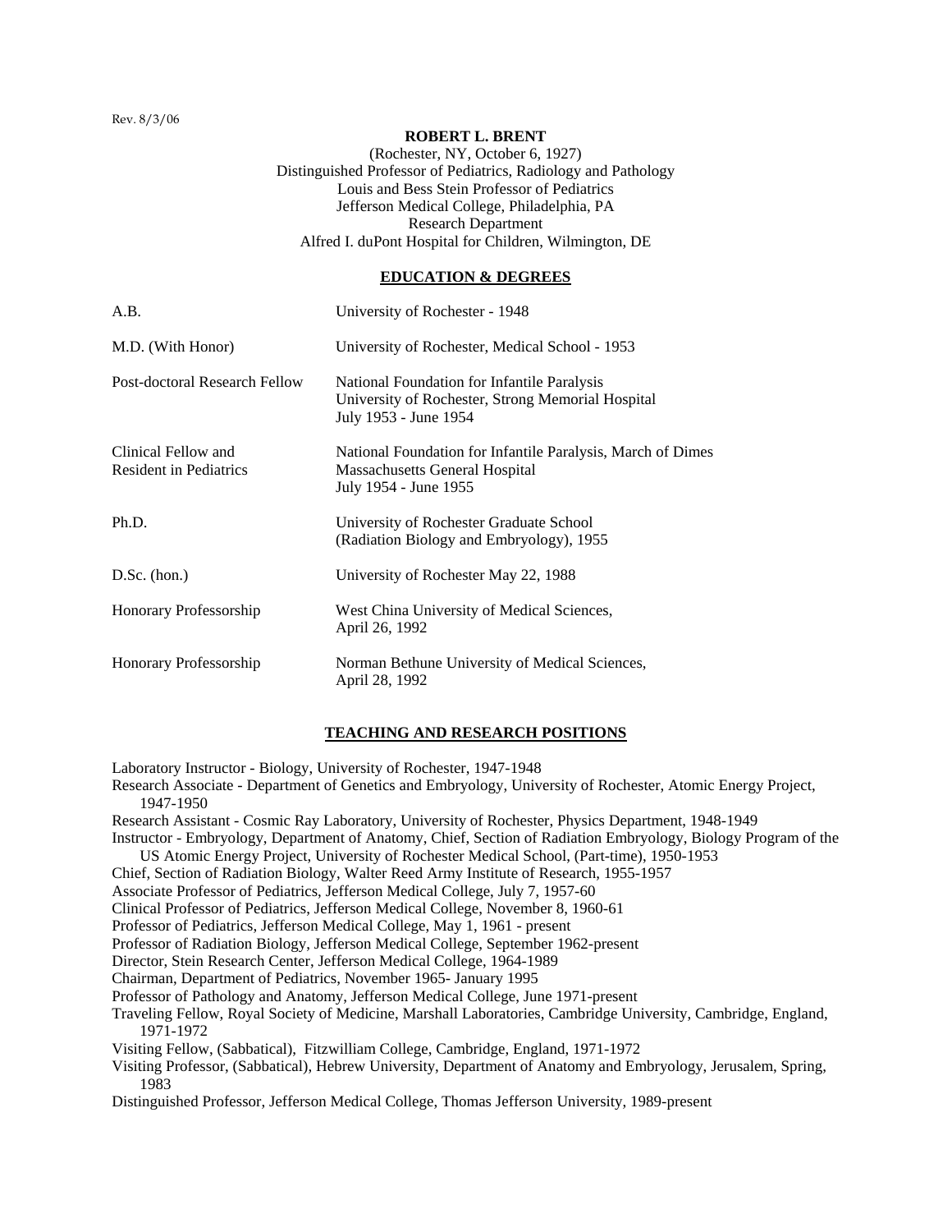Rev. 8/3/06

**ROBERT L. BRENT**

(Rochester, NY, October 6, 1927)
Distinguished Professor of Pediatrics, Radiology and Pathology
Louis and Bess Stein Professor of Pediatrics
Jefferson Medical College, Philadelphia, PA
Research Department
Alfred I. duPont Hospital for Children, Wilmington, DE

## EDUCATION & DEGREES

| | |
|---|---|
| A.B. | University of Rochester - 1948 |
| M.D. (With Honor) | University of Rochester, Medical School - 1953 |
| Post-doctoral Research Fellow | National Foundation for Infantile Paralysis<br>University of Rochester, Strong Memorial Hospital<br>July 1953 - June 1954 |
| Clinical Fellow and Resident in Pediatrics | National Foundation for Infantile Paralysis, March of Dimes<br>Massachusetts General Hospital<br>July 1954 - June 1955 |
| Ph.D. | University of Rochester Graduate School<br>(Radiation Biology and Embryology), 1955 |
| D.Sc. (hon.) | University of Rochester May 22, 1988 |
| Honorary Professorship | West China University of Medical Sciences,<br>April 26, 1992 |
| Honorary Professorship | Norman Bethune University of Medical Sciences,<br>April 28, 1992 |

## TEACHING AND RESEARCH POSITIONS

Laboratory Instructor - Biology, University of Rochester, 1947-1948

Research Associate - Department of Genetics and Embryology, University of Rochester, Atomic Energy Project, 1947-1950

Research Assistant - Cosmic Ray Laboratory, University of Rochester, Physics Department, 1948-1949

Instructor - Embryology, Department of Anatomy, Chief, Section of Radiation Embryology, Biology Program of the US Atomic Energy Project, University of Rochester Medical School, (Part-time), 1950-1953

Chief, Section of Radiation Biology, Walter Reed Army Institute of Research, 1955-1957

Associate Professor of Pediatrics, Jefferson Medical College, July 7, 1957-60

Clinical Professor of Pediatrics, Jefferson Medical College, November 8, 1960-61

Professor of Pediatrics, Jefferson Medical College, May 1, 1961 - present

Professor of Radiation Biology, Jefferson Medical College, September 1962-present

Director, Stein Research Center, Jefferson Medical College, 1964-1989

Chairman, Department of Pediatrics, November 1965- January 1995

Professor of Pathology and Anatomy, Jefferson Medical College, June 1971-present

Traveling Fellow, Royal Society of Medicine, Marshall Laboratories, Cambridge University, Cambridge, England, 1971-1972

Visiting Fellow, (Sabbatical), Fitzwilliam College, Cambridge, England, 1971-1972

Visiting Professor, (Sabbatical), Hebrew University, Department of Anatomy and Embryology, Jerusalem, Spring, 1983

Distinguished Professor, Jefferson Medical College, Thomas Jefferson University, 1989-present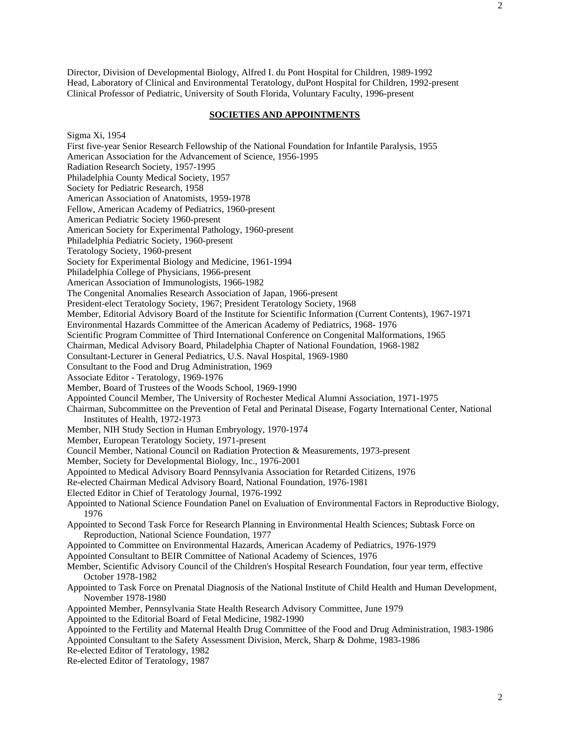Director, Division of Developmental Biology, Alfred I. du Pont Hospital for Children, 1989-1992
Head, Laboratory of Clinical and Environmental Teratology, duPont Hospital for Children, 1992-present
Clinical Professor of Pediatric, University of South Florida, Voluntary Faculty, 1996-present

## SOCIETIES AND APPOINTMENTS

Sigma Xi, 1954
First five-year Senior Research Fellowship of the National Foundation for Infantile Paralysis, 1955
American Association for the Advancement of Science, 1956-1995
Radiation Research Society, 1957-1995
Philadelphia County Medical Society, 1957
Society for Pediatric Research, 1958
American Association of Anatomists, 1959-1978
Fellow, American Academy of Pediatrics, 1960-present
American Pediatric Society 1960-present
American Society for Experimental Pathology, 1960-present
Philadelphia Pediatric Society, 1960-present
Teratology Society, 1960-present
Society for Experimental Biology and Medicine, 1961-1994
Philadelphia College of Physicians, 1966-present
American Association of Immunologists, 1966-1982
The Congenital Anomalies Research Association of Japan, 1966-present
President-elect Teratology Society, 1967; President Teratology Society, 1968
Member, Editorial Advisory Board of the Institute for Scientific Information (Current Contents), 1967-1971
Environmental Hazards Committee of the American Academy of Pediatrics, 1968- 1976
Scientific Program Committee of Third International Conference on Congenital Malformations, 1965
Chairman, Medical Advisory Board, Philadelphia Chapter of National Foundation, 1968-1982
Consultant-Lecturer in General Pediatrics, U.S. Naval Hospital, 1969-1980
Consultant to the Food and Drug Administration, 1969
Associate Editor - Teratology, 1969-1976
Member, Board of Trustees of the Woods School, 1969-1990
Appointed Council Member, The University of Rochester Medical Alumni Association, 1971-1975
Chairman, Subcommittee on the Prevention of Fetal and Perinatal Disease, Fogarty International Center, National Institutes of Health, 1972-1973
Member, NIH Study Section in Human Embryology, 1970-1974
Member, European Teratology Society, 1971-present
Council Member, National Council on Radiation Protection & Measurements, 1973-present
Member, Society for Developmental Biology, Inc., 1976-2001
Appointed to Medical Advisory Board Pennsylvania Association for Retarded Citizens, 1976
Re-elected Chairman Medical Advisory Board, National Foundation, 1976-1981
Elected Editor in Chief of Teratology Journal, 1976-1992
Appointed to National Science Foundation Panel on Evaluation of Environmental Factors in Reproductive Biology, 1976
Appointed to Second Task Force for Research Planning in Environmental Health Sciences; Subtask Force on Reproduction, National Science Foundation, 1977
Appointed to Committee on Environmental Hazards, American Academy of Pediatrics, 1976-1979
Appointed Consultant to BEIR Committee of National Academy of Sciences, 1976
Member, Scientific Advisory Council of the Children's Hospital Research Foundation, four year term, effective October 1978-1982
Appointed to Task Force on Prenatal Diagnosis of the National Institute of Child Health and Human Development, November 1978-1980
Appointed Member, Pennsylvania State Health Research Advisory Committee, June 1979
Appointed to the Editorial Board of Fetal Medicine, 1982-1990
Appointed to the Fertility and Maternal Health Drug Committee of the Food and Drug Administration, 1983-1986
Appointed Consultant to the Safety Assessment Division, Merck, Sharp & Dohme, 1983-1986
Re-elected Editor of Teratology, 1982
Re-elected Editor of Teratology, 1987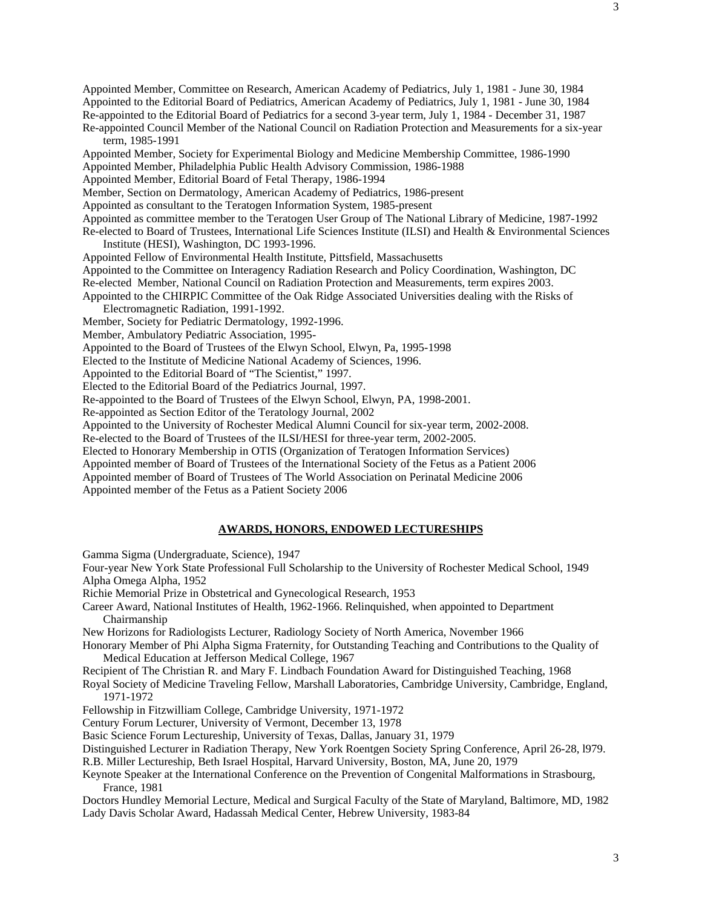Appointed Member, Committee on Research, American Academy of Pediatrics, July 1, 1981 - June 30, 1984

Appointed to the Editorial Board of Pediatrics, American Academy of Pediatrics, July 1, 1981 - June 30, 1984

Re-appointed to the Editorial Board of Pediatrics for a second 3-year term, July 1, 1984 - December 31, 1987

Re-appointed Council Member of the National Council on Radiation Protection and Measurements for a six-year term, 1985-1991

Appointed Member, Society for Experimental Biology and Medicine Membership Committee, 1986-1990

Appointed Member, Philadelphia Public Health Advisory Commission, 1986-1988

Appointed Member, Editorial Board of Fetal Therapy, 1986-1994

Member, Section on Dermatology, American Academy of Pediatrics, 1986-present

Appointed as consultant to the Teratogen Information System, 1985-present

Appointed as committee member to the Teratogen User Group of The National Library of Medicine, 1987-1992

Re-elected to Board of Trustees, International Life Sciences Institute (ILSI) and Health & Environmental Sciences Institute (HESI), Washington, DC 1993-1996.

Appointed Fellow of Environmental Health Institute, Pittsfield, Massachusetts

Appointed to the Committee on Interagency Radiation Research and Policy Coordination, Washington, DC

Re-elected Member, National Council on Radiation Protection and Measurements, term expires 2003.

Appointed to the CHIRPIC Committee of the Oak Ridge Associated Universities dealing with the Risks of Electromagnetic Radiation, 1991-1992.

Member, Society for Pediatric Dermatology, 1992-1996.

Member, Ambulatory Pediatric Association, 1995-

Appointed to the Board of Trustees of the Elwyn School, Elwyn, Pa, 1995-1998

Elected to the Institute of Medicine National Academy of Sciences, 1996.

Appointed to the Editorial Board of "The Scientist," 1997.

Elected to the Editorial Board of the Pediatrics Journal, 1997.

Re-appointed to the Board of Trustees of the Elwyn School, Elwyn, PA, 1998-2001.

Re-appointed as Section Editor of the Teratology Journal, 2002

Appointed to the University of Rochester Medical Alumni Council for six-year term, 2002-2008.

Re-elected to the Board of Trustees of the ILSI/HESI for three-year term, 2002-2005.

Elected to Honorary Membership in OTIS (Organization of Teratogen Information Services)

Appointed member of Board of Trustees of the International Society of the Fetus as a Patient 2006

Appointed member of Board of Trustees of The World Association on Perinatal Medicine 2006

Appointed member of the Fetus as a Patient Society 2006

## AWARDS, HONORS, ENDOWED LECTURESHIPS

Gamma Sigma (Undergraduate, Science), 1947

Four-year New York State Professional Full Scholarship to the University of Rochester Medical School, 1949

Alpha Omega Alpha, 1952

Richie Memorial Prize in Obstetrical and Gynecological Research, 1953

Career Award, National Institutes of Health, 1962-1966. Relinquished, when appointed to Department Chairmanship

New Horizons for Radiologists Lecturer, Radiology Society of North America, November 1966

Honorary Member of Phi Alpha Sigma Fraternity, for Outstanding Teaching and Contributions to the Quality of Medical Education at Jefferson Medical College, 1967

Recipient of The Christian R. and Mary F. Lindbach Foundation Award for Distinguished Teaching, 1968

Royal Society of Medicine Traveling Fellow, Marshall Laboratories, Cambridge University, Cambridge, England, 1971-1972

Fellowship in Fitzwilliam College, Cambridge University, 1971-1972

Century Forum Lecturer, University of Vermont, December 13, 1978

Basic Science Forum Lectureship, University of Texas, Dallas, January 31, 1979

Distinguished Lecturer in Radiation Therapy, New York Roentgen Society Spring Conference, April 26-28, l979.

R.B. Miller Lectureship, Beth Israel Hospital, Harvard University, Boston, MA, June 20, 1979

Keynote Speaker at the International Conference on the Prevention of Congenital Malformations in Strasbourg, France, 1981

Doctors Hundley Memorial Lecture, Medical and Surgical Faculty of the State of Maryland, Baltimore, MD, 1982

Lady Davis Scholar Award, Hadassah Medical Center, Hebrew University, 1983-84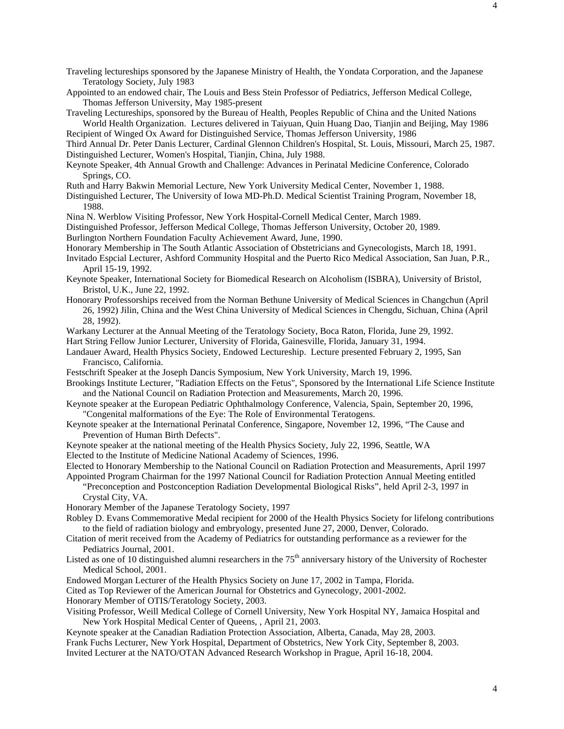Traveling lectureships sponsored by the Japanese Ministry of Health, the Yondata Corporation, and the Japanese Teratology Society, July 1983

Appointed to an endowed chair, The Louis and Bess Stein Professor of Pediatrics, Jefferson Medical College, Thomas Jefferson University, May 1985-present

Traveling Lectureships, sponsored by the Bureau of Health, Peoples Republic of China and the United Nations World Health Organization. Lectures delivered in Taiyuan, Quin Huang Dao, Tianjin and Beijing, May 1986

Recipient of Winged Ox Award for Distinguished Service, Thomas Jefferson University, 1986

Third Annual Dr. Peter Danis Lecturer, Cardinal Glennon Children's Hospital, St. Louis, Missouri, March 25, 1987.

Distinguished Lecturer, Women's Hospital, Tianjin, China, July 1988.

Keynote Speaker, 4th Annual Growth and Challenge: Advances in Perinatal Medicine Conference, Colorado Springs, CO.

Ruth and Harry Bakwin Memorial Lecture, New York University Medical Center, November 1, 1988.

Distinguished Lecturer, The University of Iowa MD-Ph.D. Medical Scientist Training Program, November 18, 1988.

Nina N. Werblow Visiting Professor, New York Hospital-Cornell Medical Center, March 1989.

Distinguished Professor, Jefferson Medical College, Thomas Jefferson University, October 20, 1989.

Burlington Northern Foundation Faculty Achievement Award, June, 1990.

Honorary Membership in The South Atlantic Association of Obstetricians and Gynecologists, March 18, 1991.

Invitado Espcial Lecturer, Ashford Community Hospital and the Puerto Rico Medical Association, San Juan, P.R., April 15-19, 1992.

Keynote Speaker, International Society for Biomedical Research on Alcoholism (ISBRA), University of Bristol, Bristol, U.K., June 22, 1992.

Honorary Professorships received from the Norman Bethune University of Medical Sciences in Changchun (April 26, 1992) Jilin, China and the West China University of Medical Sciences in Chengdu, Sichuan, China (April 28, 1992).

Warkany Lecturer at the Annual Meeting of the Teratology Society, Boca Raton, Florida, June 29, 1992.

Hart String Fellow Junior Lecturer, University of Florida, Gainesville, Florida, January 31, 1994.

Landauer Award, Health Physics Society, Endowed Lectureship. Lecture presented February 2, 1995, San Francisco, California.

Festschrift Speaker at the Joseph Dancis Symposium, New York University, March 19, 1996.

Brookings Institute Lecturer, "Radiation Effects on the Fetus", Sponsored by the International Life Science Institute and the National Council on Radiation Protection and Measurements, March 20, 1996.

Keynote speaker at the European Pediatric Ophthalmology Conference, Valencia, Spain, September 20, 1996, "Congenital malformations of the Eye: The Role of Environmental Teratogens.

Keynote speaker at the International Perinatal Conference, Singapore, November 12, 1996, "The Cause and Prevention of Human Birth Defects".

Keynote speaker at the national meeting of the Health Physics Society, July 22, 1996, Seattle, WA

Elected to the Institute of Medicine National Academy of Sciences, 1996.

Elected to Honorary Membership to the National Council on Radiation Protection and Measurements, April 1997

Appointed Program Chairman for the 1997 National Council for Radiation Protection Annual Meeting entitled "Preconception and Postconception Radiation Developmental Biological Risks", held April 2-3, 1997 in Crystal City, VA.

Honorary Member of the Japanese Teratology Society, 1997

Robley D. Evans Commemorative Medal recipient for 2000 of the Health Physics Society for lifelong contributions to the field of radiation biology and embryology, presented June 27, 2000, Denver, Colorado.

Citation of merit received from the Academy of Pediatrics for outstanding performance as a reviewer for the Pediatrics Journal, 2001.

Listed as one of 10 distinguished alumni researchers in the 75th anniversary history of the University of Rochester Medical School, 2001.

Endowed Morgan Lecturer of the Health Physics Society on June 17, 2002 in Tampa, Florida.

Cited as Top Reviewer of the American Journal for Obstetrics and Gynecology, 2001-2002.

Honorary Member of OTIS/Teratology Society, 2003.

Visiting Professor, Weill Medical College of Cornell University, New York Hospital NY, Jamaica Hospital and New York Hospital Medical Center of Queens, , April 21, 2003.

Keynote speaker at the Canadian Radiation Protection Association, Alberta, Canada, May 28, 2003.

Frank Fuchs Lecturer, New York Hospital, Department of Obstetrics, New York City, September 8, 2003.

Invited Lecturer at the NATO/OTAN Advanced Research Workshop in Prague, April 16-18, 2004.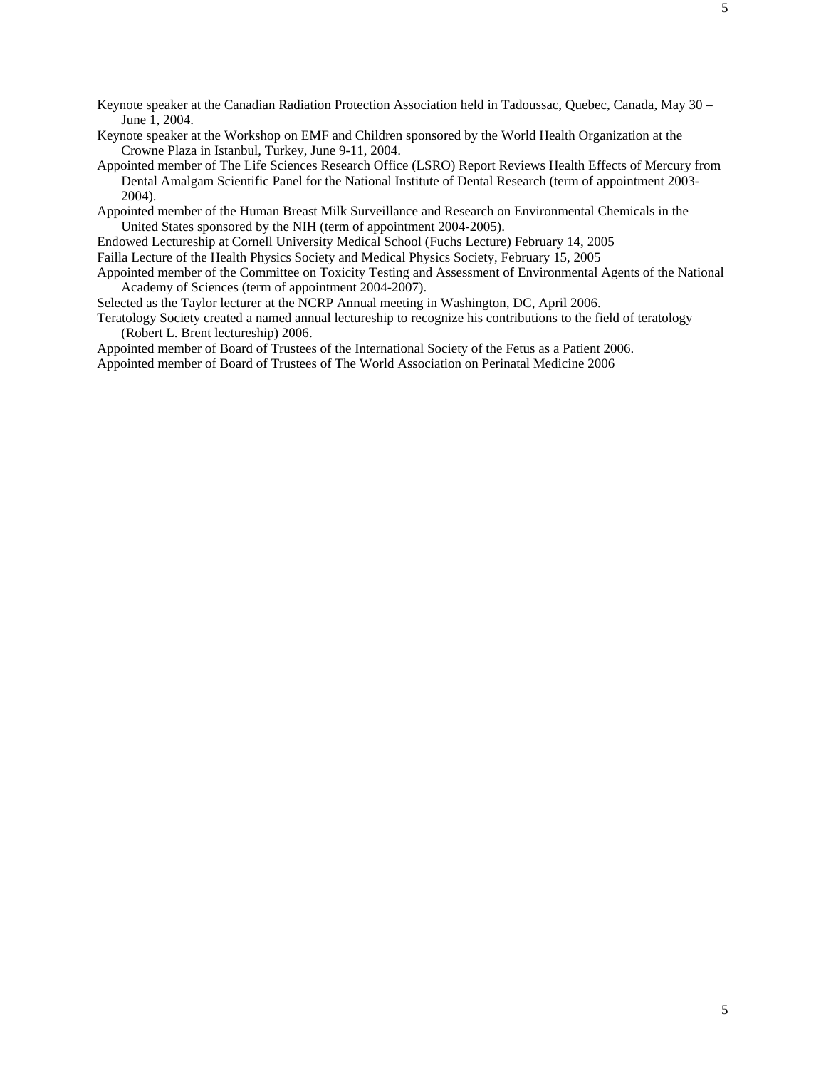Keynote speaker at the Canadian Radiation Protection Association held in Tadoussac, Quebec, Canada, May 30 – June 1, 2004.

Keynote speaker at the Workshop on EMF and Children sponsored by the World Health Organization at the Crowne Plaza in Istanbul, Turkey, June 9-11, 2004.

Appointed member of The Life Sciences Research Office (LSRO) Report Reviews Health Effects of Mercury from Dental Amalgam Scientific Panel for the National Institute of Dental Research (term of appointment 2003-2004).

Appointed member of the Human Breast Milk Surveillance and Research on Environmental Chemicals in the United States sponsored by the NIH (term of appointment 2004-2005).

Endowed Lectureship at Cornell University Medical School (Fuchs Lecture) February 14, 2005

Failla Lecture of the Health Physics Society and Medical Physics Society, February 15, 2005

Appointed member of the Committee on Toxicity Testing and Assessment of Environmental Agents of the National Academy of Sciences (term of appointment 2004-2007).

Selected as the Taylor lecturer at the NCRP Annual meeting in Washington, DC, April 2006.

Teratology Society created a named annual lectureship to recognize his contributions to the field of teratology (Robert L. Brent lectureship) 2006.

Appointed member of Board of Trustees of the International Society of the Fetus as a Patient 2006.

Appointed member of Board of Trustees of The World Association on Perinatal Medicine 2006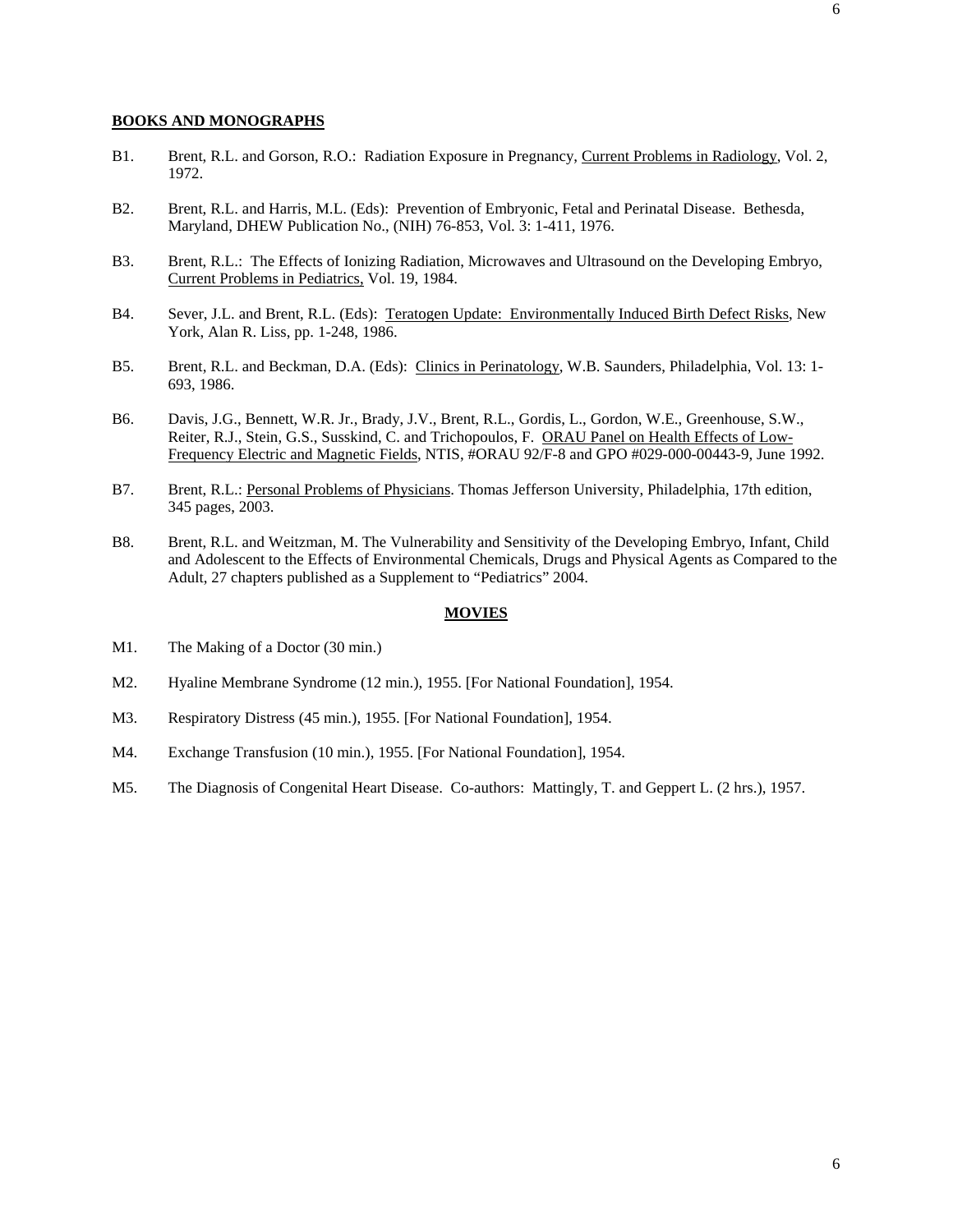## BOOKS AND MONOGRAPHS

B1. Brent, R.L. and Gorson, R.O.: Radiation Exposure in Pregnancy, Current Problems in Radiology, Vol. 2, 1972.

B2. Brent, R.L. and Harris, M.L. (Eds): Prevention of Embryonic, Fetal and Perinatal Disease. Bethesda, Maryland, DHEW Publication No., (NIH) 76-853, Vol. 3: 1-411, 1976.

B3. Brent, R.L.: The Effects of Ionizing Radiation, Microwaves and Ultrasound on the Developing Embryo, Current Problems in Pediatrics, Vol. 19, 1984.

B4. Sever, J.L. and Brent, R.L. (Eds): Teratogen Update: Environmentally Induced Birth Defect Risks, New York, Alan R. Liss, pp. 1-248, 1986.

B5. Brent, R.L. and Beckman, D.A. (Eds): Clinics in Perinatology, W.B. Saunders, Philadelphia, Vol. 13: 1-693, 1986.

B6. Davis, J.G., Bennett, W.R. Jr., Brady, J.V., Brent, R.L., Gordis, L., Gordon, W.E., Greenhouse, S.W., Reiter, R.J., Stein, G.S., Susskind, C. and Trichopoulos, F. ORAU Panel on Health Effects of Low-Frequency Electric and Magnetic Fields, NTIS, #ORAU 92/F-8 and GPO #029-000-00443-9, June 1992.

B7. Brent, R.L.: Personal Problems of Physicians. Thomas Jefferson University, Philadelphia, 17th edition, 345 pages, 2003.

B8. Brent, R.L. and Weitzman, M. The Vulnerability and Sensitivity of the Developing Embryo, Infant, Child and Adolescent to the Effects of Environmental Chemicals, Drugs and Physical Agents as Compared to the Adult, 27 chapters published as a Supplement to "Pediatrics" 2004.

## MOVIES

M1. The Making of a Doctor (30 min.)

M2. Hyaline Membrane Syndrome (12 min.), 1955. [For National Foundation], 1954.

M3. Respiratory Distress (45 min.), 1955. [For National Foundation], 1954.

M4. Exchange Transfusion (10 min.), 1955. [For National Foundation], 1954.

M5. The Diagnosis of Congenital Heart Disease. Co-authors: Mattingly, T. and Geppert L. (2 hrs.), 1957.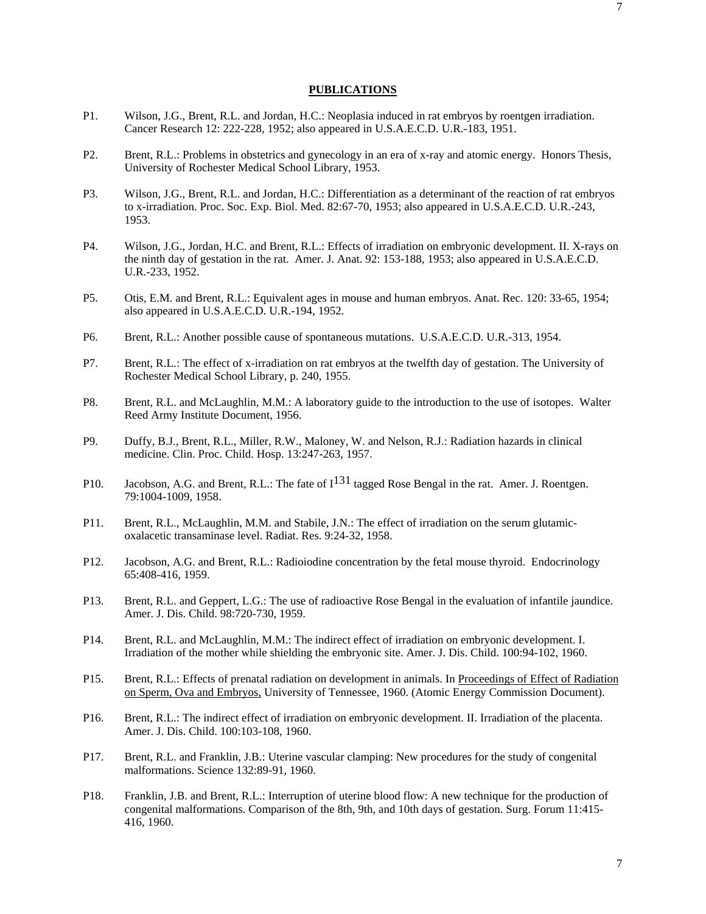## PUBLICATIONS

P1. Wilson, J.G., Brent, R.L. and Jordan, H.C.: Neoplasia induced in rat embryos by roentgen irradiation. Cancer Research 12: 222-228, 1952; also appeared in U.S.A.E.C.D. U.R.-183, 1951.

P2. Brent, R.L.: Problems in obstetrics and gynecology in an era of x-ray and atomic energy. Honors Thesis, University of Rochester Medical School Library, 1953.

P3. Wilson, J.G., Brent, R.L. and Jordan, H.C.: Differentiation as a determinant of the reaction of rat embryos to x-irradiation. Proc. Soc. Exp. Biol. Med. 82:67-70, 1953; also appeared in U.S.A.E.C.D. U.R.-243, 1953.

P4. Wilson, J.G., Jordan, H.C. and Brent, R.L.: Effects of irradiation on embryonic development. II. X-rays on the ninth day of gestation in the rat. Amer. J. Anat. 92: 153-188, 1953; also appeared in U.S.A.E.C.D. U.R.-233, 1952.

P5. Otis, E.M. and Brent, R.L.: Equivalent ages in mouse and human embryos. Anat. Rec. 120: 33-65, 1954; also appeared in U.S.A.E.C.D. U.R.-194, 1952.

P6. Brent, R.L.: Another possible cause of spontaneous mutations. U.S.A.E.C.D. U.R.-313, 1954.

P7. Brent, R.L.: The effect of x-irradiation on rat embryos at the twelfth day of gestation. The University of Rochester Medical School Library, p. 240, 1955.

P8. Brent, R.L. and McLaughlin, M.M.: A laboratory guide to the introduction to the use of isotopes. Walter Reed Army Institute Document, 1956.

P9. Duffy, B.J., Brent, R.L., Miller, R.W., Maloney, W. and Nelson, R.J.: Radiation hazards in clinical medicine. Clin. Proc. Child. Hosp. 13:247-263, 1957.

P10. Jacobson, A.G. and Brent, R.L.: The fate of $I^{131}$ tagged Rose Bengal in the rat. Amer. J. Roentgen. 79:1004-1009, 1958.

P11. Brent, R.L., McLaughlin, M.M. and Stabile, J.N.: The effect of irradiation on the serum glutamic-oxalacetic transaminase level. Radiat. Res. 9:24-32, 1958.

P12. Jacobson, A.G. and Brent, R.L.: Radioiodine concentration by the fetal mouse thyroid. Endocrinology 65:408-416, 1959.

P13. Brent, R.L. and Geppert, L.G.: The use of radioactive Rose Bengal in the evaluation of infantile jaundice. Amer. J. Dis. Child. 98:720-730, 1959.

P14. Brent, R.L. and McLaughlin, M.M.: The indirect effect of irradiation on embryonic development. I. Irradiation of the mother while shielding the embryonic site. Amer. J. Dis. Child. 100:94-102, 1960.

P15. Brent, R.L.: Effects of prenatal radiation on development in animals. In Proceedings of Effect of Radiation on Sperm, Ova and Embryos, University of Tennessee, 1960. (Atomic Energy Commission Document).

P16. Brent, R.L.: The indirect effect of irradiation on embryonic development. II. Irradiation of the placenta. Amer. J. Dis. Child. 100:103-108, 1960.

P17. Brent, R.L. and Franklin, J.B.: Uterine vascular clamping: New procedures for the study of congenital malformations. Science 132:89-91, 1960.

P18. Franklin, J.B. and Brent, R.L.: Interruption of uterine blood flow: A new technique for the production of congenital malformations. Comparison of the 8th, 9th, and 10th days of gestation. Surg. Forum 11:415-416, 1960.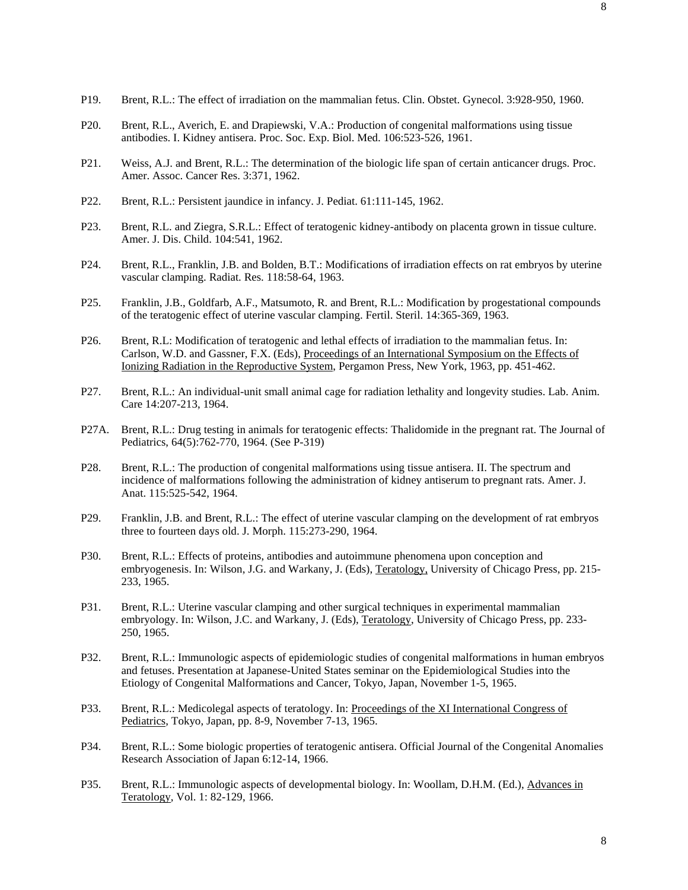P19. Brent, R.L.: The effect of irradiation on the mammalian fetus. Clin. Obstet. Gynecol. 3:928-950, 1960.

P20. Brent, R.L., Averich, E. and Drapiewski, V.A.: Production of congenital malformations using tissue antibodies. I. Kidney antisera. Proc. Soc. Exp. Biol. Med. 106:523-526, 1961.

P21. Weiss, A.J. and Brent, R.L.: The determination of the biologic life span of certain anticancer drugs. Proc. Amer. Assoc. Cancer Res. 3:371, 1962.

P22. Brent, R.L.: Persistent jaundice in infancy. J. Pediat. 61:111-145, 1962.

P23. Brent, R.L. and Ziegra, S.R.L.: Effect of teratogenic kidney-antibody on placenta grown in tissue culture. Amer. J. Dis. Child. 104:541, 1962.

P24. Brent, R.L., Franklin, J.B. and Bolden, B.T.: Modifications of irradiation effects on rat embryos by uterine vascular clamping. Radiat. Res. 118:58-64, 1963.

P25. Franklin, J.B., Goldfarb, A.F., Matsumoto, R. and Brent, R.L.: Modification by progestational compounds of the teratogenic effect of uterine vascular clamping. Fertil. Steril. 14:365-369, 1963.

P26. Brent, R.L: Modification of teratogenic and lethal effects of irradiation to the mammalian fetus. In: Carlson, W.D. and Gassner, F.X. (Eds), <u>Proceedings of an International Symposium on the Effects of Ionizing Radiation in the Reproductive System</u>, Pergamon Press, New York, 1963, pp. 451-462.

P27. Brent, R.L.: An individual-unit small animal cage for radiation lethality and longevity studies. Lab. Anim. Care 14:207-213, 1964.

P27A. Brent, R.L.: Drug testing in animals for teratogenic effects: Thalidomide in the pregnant rat. The Journal of Pediatrics, 64(5):762-770, 1964. (See P-319)

P28. Brent, R.L.: The production of congenital malformations using tissue antisera. II. The spectrum and incidence of malformations following the administration of kidney antiserum to pregnant rats. Amer. J. Anat. 115:525-542, 1964.

P29. Franklin, J.B. and Brent, R.L.: The effect of uterine vascular clamping on the development of rat embryos three to fourteen days old. J. Morph. 115:273-290, 1964.

P30. Brent, R.L.: Effects of proteins, antibodies and autoimmune phenomena upon conception and embryogenesis. In: Wilson, J.G. and Warkany, J. (Eds), <u>Teratology,</u> University of Chicago Press, pp. 215-233, 1965.

P31. Brent, R.L.: Uterine vascular clamping and other surgical techniques in experimental mammalian embryology. In: Wilson, J.C. and Warkany, J. (Eds), <u>Teratology</u>, University of Chicago Press, pp. 233-250, 1965.

P32. Brent, R.L.: Immunologic aspects of epidemiologic studies of congenital malformations in human embryos and fetuses. Presentation at Japanese-United States seminar on the Epidemiological Studies into the Etiology of Congenital Malformations and Cancer, Tokyo, Japan, November 1-5, 1965.

P33. Brent, R.L.: Medicolegal aspects of teratology. In: <u>Proceedings of the XI International Congress of Pediatrics</u>, Tokyo, Japan, pp. 8-9, November 7-13, 1965.

P34. Brent, R.L.: Some biologic properties of teratogenic antisera. Official Journal of the Congenital Anomalies Research Association of Japan 6:12-14, 1966.

P35. Brent, R.L.: Immunologic aspects of developmental biology. In: Woollam, D.H.M. (Ed.), <u>Advances in Teratology</u>, Vol. 1: 82-129, 1966.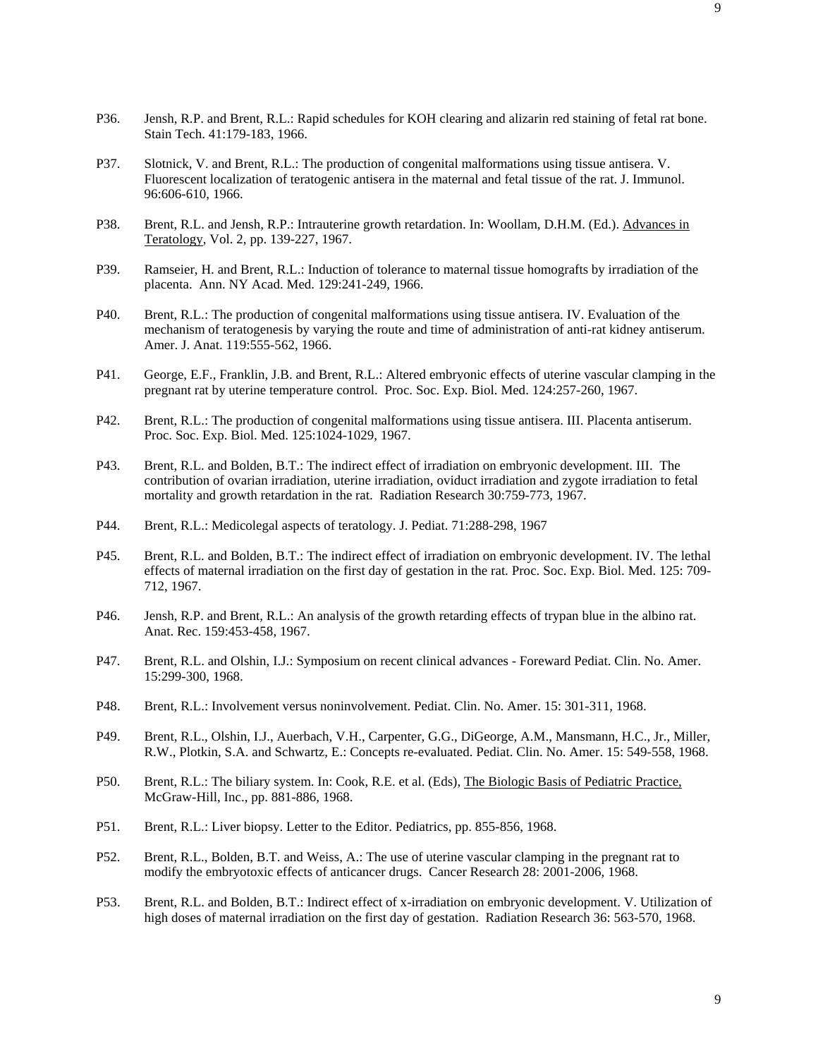P36. Jensh, R.P. and Brent, R.L.: Rapid schedules for KOH clearing and alizarin red staining of fetal rat bone. Stain Tech. 41:179-183, 1966.

P37. Slotnick, V. and Brent, R.L.: The production of congenital malformations using tissue antisera. V. Fluorescent localization of teratogenic antisera in the maternal and fetal tissue of the rat. J. Immunol. 96:606-610, 1966.

P38. Brent, R.L. and Jensh, R.P.: Intrauterine growth retardation. In: Woollam, D.H.M. (Ed.). Advances in Teratology, Vol. 2, pp. 139-227, 1967.

P39. Ramseier, H. and Brent, R.L.: Induction of tolerance to maternal tissue homografts by irradiation of the placenta. Ann. NY Acad. Med. 129:241-249, 1966.

P40. Brent, R.L.: The production of congenital malformations using tissue antisera. IV. Evaluation of the mechanism of teratogenesis by varying the route and time of administration of anti-rat kidney antiserum. Amer. J. Anat. 119:555-562, 1966.

P41. George, E.F., Franklin, J.B. and Brent, R.L.: Altered embryonic effects of uterine vascular clamping in the pregnant rat by uterine temperature control. Proc. Soc. Exp. Biol. Med. 124:257-260, 1967.

P42. Brent, R.L.: The production of congenital malformations using tissue antisera. III. Placenta antiserum. Proc. Soc. Exp. Biol. Med. 125:1024-1029, 1967.

P43. Brent, R.L. and Bolden, B.T.: The indirect effect of irradiation on embryonic development. III. The contribution of ovarian irradiation, uterine irradiation, oviduct irradiation and zygote irradiation to fetal mortality and growth retardation in the rat. Radiation Research 30:759-773, 1967.

P44. Brent, R.L.: Medicolegal aspects of teratology. J. Pediat. 71:288-298, 1967

P45. Brent, R.L. and Bolden, B.T.: The indirect effect of irradiation on embryonic development. IV. The lethal effects of maternal irradiation on the first day of gestation in the rat. Proc. Soc. Exp. Biol. Med. 125: 709-712, 1967.

P46. Jensh, R.P. and Brent, R.L.: An analysis of the growth retarding effects of trypan blue in the albino rat. Anat. Rec. 159:453-458, 1967.

P47. Brent, R.L. and Olshin, I.J.: Symposium on recent clinical advances - Foreward Pediat. Clin. No. Amer. 15:299-300, 1968.

P48. Brent, R.L.: Involvement versus noninvolvement. Pediat. Clin. No. Amer. 15: 301-311, 1968.

P49. Brent, R.L., Olshin, I.J., Auerbach, V.H., Carpenter, G.G., DiGeorge, A.M., Mansmann, H.C., Jr., Miller, R.W., Plotkin, S.A. and Schwartz, E.: Concepts re-evaluated. Pediat. Clin. No. Amer. 15: 549-558, 1968.

P50. Brent, R.L.: The biliary system. In: Cook, R.E. et al. (Eds), The Biologic Basis of Pediatric Practice, McGraw-Hill, Inc., pp. 881-886, 1968.

P51. Brent, R.L.: Liver biopsy. Letter to the Editor. Pediatrics, pp. 855-856, 1968.

P52. Brent, R.L., Bolden, B.T. and Weiss, A.: The use of uterine vascular clamping in the pregnant rat to modify the embryotoxic effects of anticancer drugs. Cancer Research 28: 2001-2006, 1968.

P53. Brent, R.L. and Bolden, B.T.: Indirect effect of x-irradiation on embryonic development. V. Utilization of high doses of maternal irradiation on the first day of gestation. Radiation Research 36: 563-570, 1968.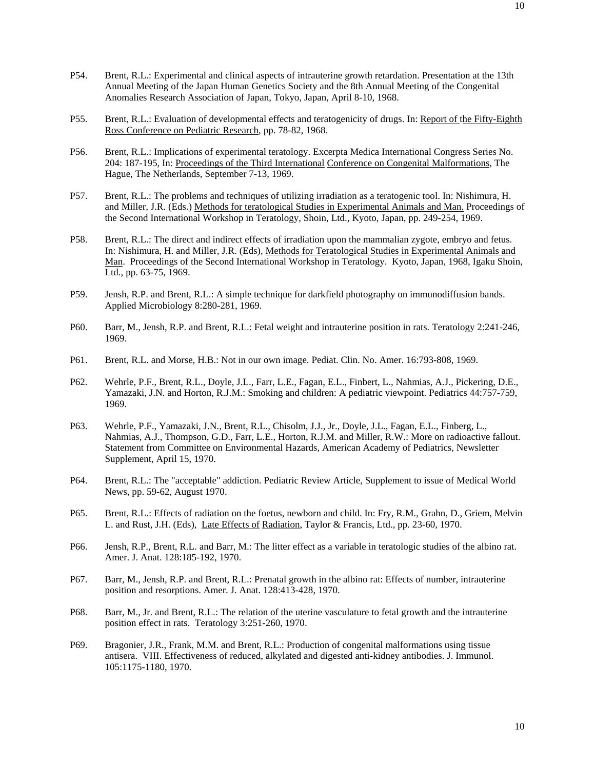P54. Brent, R.L.: Experimental and clinical aspects of intrauterine growth retardation. Presentation at the 13th Annual Meeting of the Japan Human Genetics Society and the 8th Annual Meeting of the Congenital Anomalies Research Association of Japan, Tokyo, Japan, April 8-10, 1968.

P55. Brent, R.L.: Evaluation of developmental effects and teratogenicity of drugs. In: Report of the Fifty-Eighth Ross Conference on Pediatric Research, pp. 78-82, 1968.

P56. Brent, R.L.: Implications of experimental teratology. Excerpta Medica International Congress Series No. 204: 187-195, In: Proceedings of the Third International Conference on Congenital Malformations, The Hague, The Netherlands, September 7-13, 1969.

P57. Brent, R.L.: The problems and techniques of utilizing irradiation as a teratogenic tool. In: Nishimura, H. and Miller, J.R. (Eds.) Methods for teratological Studies in Experimental Animals and Man. Proceedings of the Second International Workshop in Teratology, Shoin, Ltd., Kyoto, Japan, pp. 249-254, 1969.

P58. Brent, R.L.: The direct and indirect effects of irradiation upon the mammalian zygote, embryo and fetus. In: Nishimura, H. and Miller, J.R. (Eds), Methods for Teratological Studies in Experimental Animals and Man. Proceedings of the Second International Workshop in Teratology. Kyoto, Japan, 1968, Igaku Shoin, Ltd., pp. 63-75, 1969.

P59. Jensh, R.P. and Brent, R.L.: A simple technique for darkfield photography on immunodiffusion bands. Applied Microbiology 8:280-281, 1969.

P60. Barr, M., Jensh, R.P. and Brent, R.L.: Fetal weight and intrauterine position in rats. Teratology 2:241-246, 1969.

P61. Brent, R.L. and Morse, H.B.: Not in our own image. Pediat. Clin. No. Amer. 16:793-808, 1969.

P62. Wehrle, P.F., Brent, R.L., Doyle, J.L., Farr, L.E., Fagan, E.L., Finbert, L., Nahmias, A.J., Pickering, D.E., Yamazaki, J.N. and Horton, R.J.M.: Smoking and children: A pediatric viewpoint. Pediatrics 44:757-759, 1969.

P63. Wehrle, P.F., Yamazaki, J.N., Brent, R.L., Chisolm, J.J., Jr., Doyle, J.L., Fagan, E.L., Finberg, L., Nahmias, A.J., Thompson, G.D., Farr, L.E., Horton, R.J.M. and Miller, R.W.: More on radioactive fallout. Statement from Committee on Environmental Hazards, American Academy of Pediatrics, Newsletter Supplement, April 15, 1970.

P64. Brent, R.L.: The "acceptable" addiction. Pediatric Review Article, Supplement to issue of Medical World News, pp. 59-62, August 1970.

P65. Brent, R.L.: Effects of radiation on the foetus, newborn and child. In: Fry, R.M., Grahn, D., Griem, Melvin L. and Rust, J.H. (Eds), Late Effects of Radiation, Taylor & Francis, Ltd., pp. 23-60, 1970.

P66. Jensh, R.P., Brent, R.L. and Barr, M.: The litter effect as a variable in teratologic studies of the albino rat. Amer. J. Anat. 128:185-192, 1970.

P67. Barr, M., Jensh, R.P. and Brent, R.L.: Prenatal growth in the albino rat: Effects of number, intrauterine position and resorptions. Amer. J. Anat. 128:413-428, 1970.

P68. Barr, M., Jr. and Brent, R.L.: The relation of the uterine vasculature to fetal growth and the intrauterine position effect in rats. Teratology 3:251-260, 1970.

P69. Bragonier, J.R., Frank, M.M. and Brent, R.L.: Production of congenital malformations using tissue antisera. VIII. Effectiveness of reduced, alkylated and digested anti-kidney antibodies. J. Immunol. 105:1175-1180, 1970.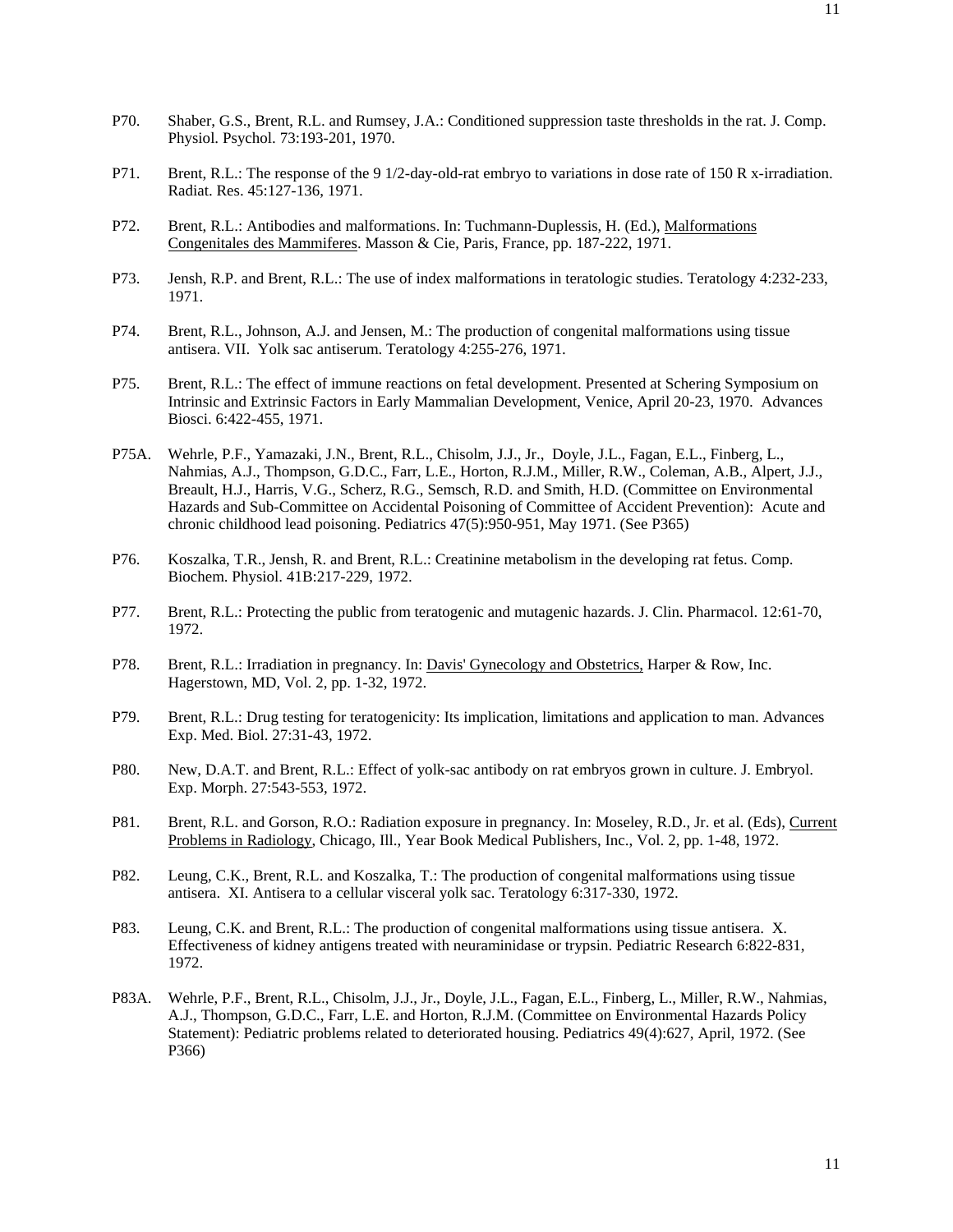P70. Shaber, G.S., Brent, R.L. and Rumsey, J.A.: Conditioned suppression taste thresholds in the rat. J. Comp. Physiol. Psychol. 73:193-201, 1970.

P71. Brent, R.L.: The response of the 9 1/2-day-old-rat embryo to variations in dose rate of 150 R x-irradiation. Radiat. Res. 45:127-136, 1971.

P72. Brent, R.L.: Antibodies and malformations. In: Tuchmann-Duplessis, H. (Ed.), Malformations Congenitales des Mammiferes. Masson & Cie, Paris, France, pp. 187-222, 1971.

P73. Jensh, R.P. and Brent, R.L.: The use of index malformations in teratologic studies. Teratology 4:232-233, 1971.

P74. Brent, R.L., Johnson, A.J. and Jensen, M.: The production of congenital malformations using tissue antisera. VII. Yolk sac antiserum. Teratology 4:255-276, 1971.

P75. Brent, R.L.: The effect of immune reactions on fetal development. Presented at Schering Symposium on Intrinsic and Extrinsic Factors in Early Mammalian Development, Venice, April 20-23, 1970. Advances Biosci. 6:422-455, 1971.

P75A. Wehrle, P.F., Yamazaki, J.N., Brent, R.L., Chisolm, J.J., Jr., Doyle, J.L., Fagan, E.L., Finberg, L., Nahmias, A.J., Thompson, G.D.C., Farr, L.E., Horton, R.J.M., Miller, R.W., Coleman, A.B., Alpert, J.J., Breault, H.J., Harris, V.G., Scherz, R.G., Semsch, R.D. and Smith, H.D. (Committee on Environmental Hazards and Sub-Committee on Accidental Poisoning of Committee of Accident Prevention): Acute and chronic childhood lead poisoning. Pediatrics 47(5):950-951, May 1971. (See P365)

P76. Koszalka, T.R., Jensh, R. and Brent, R.L.: Creatinine metabolism in the developing rat fetus. Comp. Biochem. Physiol. 41B:217-229, 1972.

P77. Brent, R.L.: Protecting the public from teratogenic and mutagenic hazards. J. Clin. Pharmacol. 12:61-70, 1972.

P78. Brent, R.L.: Irradiation in pregnancy. In: Davis' Gynecology and Obstetrics, Harper & Row, Inc. Hagerstown, MD, Vol. 2, pp. 1-32, 1972.

P79. Brent, R.L.: Drug testing for teratogenicity: Its implication, limitations and application to man. Advances Exp. Med. Biol. 27:31-43, 1972.

P80. New, D.A.T. and Brent, R.L.: Effect of yolk-sac antibody on rat embryos grown in culture. J. Embryol. Exp. Morph. 27:543-553, 1972.

P81. Brent, R.L. and Gorson, R.O.: Radiation exposure in pregnancy. In: Moseley, R.D., Jr. et al. (Eds), Current Problems in Radiology, Chicago, Ill., Year Book Medical Publishers, Inc., Vol. 2, pp. 1-48, 1972.

P82. Leung, C.K., Brent, R.L. and Koszalka, T.: The production of congenital malformations using tissue antisera. XI. Antisera to a cellular visceral yolk sac. Teratology 6:317-330, 1972.

P83. Leung, C.K. and Brent, R.L.: The production of congenital malformations using tissue antisera. X. Effectiveness of kidney antigens treated with neuraminidase or trypsin. Pediatric Research 6:822-831, 1972.

P83A. Wehrle, P.F., Brent, R.L., Chisolm, J.J., Jr., Doyle, J.L., Fagan, E.L., Finberg, L., Miller, R.W., Nahmias, A.J., Thompson, G.D.C., Farr, L.E. and Horton, R.J.M. (Committee on Environmental Hazards Policy Statement): Pediatric problems related to deteriorated housing. Pediatrics 49(4):627, April, 1972. (See P366)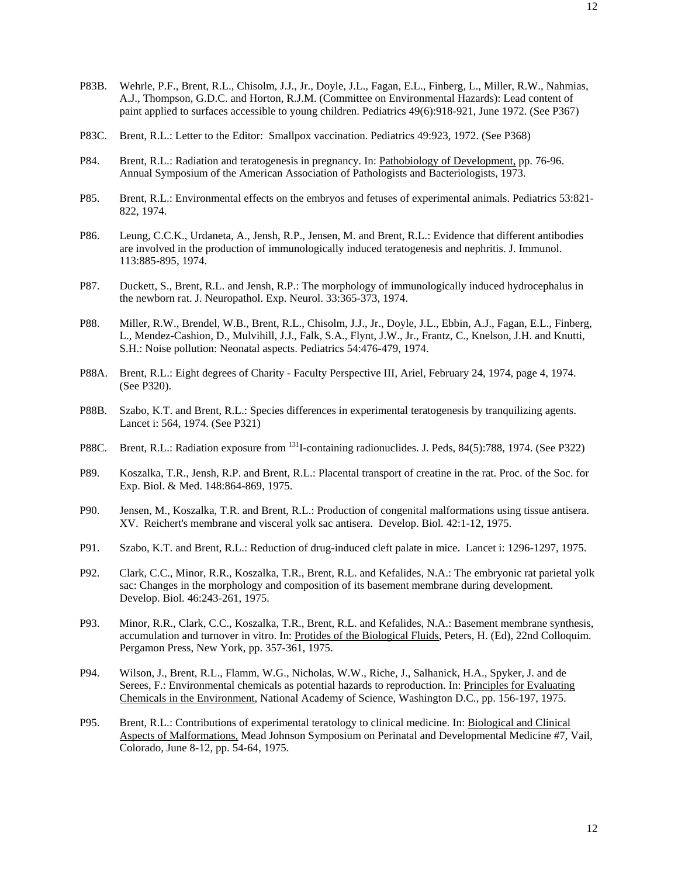P83B. Wehrle, P.F., Brent, R.L., Chisolm, J.J., Jr., Doyle, J.L., Fagan, E.L., Finberg, L., Miller, R.W., Nahmias, A.J., Thompson, G.D.C. and Horton, R.J.M. (Committee on Environmental Hazards): Lead content of paint applied to surfaces accessible to young children. Pediatrics 49(6):918-921, June 1972. (See P367)

P83C. Brent, R.L.: Letter to the Editor: Smallpox vaccination. Pediatrics 49:923, 1972. (See P368)

P84. Brent, R.L.: Radiation and teratogenesis in pregnancy. In: Pathobiology of Development, pp. 76-96. Annual Symposium of the American Association of Pathologists and Bacteriologists, 1973.

P85. Brent, R.L.: Environmental effects on the embryos and fetuses of experimental animals. Pediatrics 53:821-822, 1974.

P86. Leung, C.C.K., Urdaneta, A., Jensh, R.P., Jensen, M. and Brent, R.L.: Evidence that different antibodies are involved in the production of immunologically induced teratogenesis and nephritis. J. Immunol. 113:885-895, 1974.

P87. Duckett, S., Brent, R.L. and Jensh, R.P.: The morphology of immunologically induced hydrocephalus in the newborn rat. J. Neuropathol. Exp. Neurol. 33:365-373, 1974.

P88. Miller, R.W., Brendel, W.B., Brent, R.L., Chisolm, J.J., Jr., Doyle, J.L., Ebbin, A.J., Fagan, E.L., Finberg, L., Mendez-Cashion, D., Mulvihill, J.J., Falk, S.A., Flynt, J.W., Jr., Frantz, C., Knelson, J.H. and Knutti, S.H.: Noise pollution: Neonatal aspects. Pediatrics 54:476-479, 1974.

P88A. Brent, R.L.: Eight degrees of Charity - Faculty Perspective III, Ariel, February 24, 1974, page 4, 1974. (See P320).

P88B. Szabo, K.T. and Brent, R.L.: Species differences in experimental teratogenesis by tranquilizing agents. Lancet i: 564, 1974. (See P321)

P88C. Brent, R.L.: Radiation exposure from $^{131}$I-containing radionuclides. J. Peds, 84(5):788, 1974. (See P322)

P89. Koszalka, T.R., Jensh, R.P. and Brent, R.L.: Placental transport of creatine in the rat. Proc. of the Soc. for Exp. Biol. & Med. 148:864-869, 1975.

P90. Jensen, M., Koszalka, T.R. and Brent, R.L.: Production of congenital malformations using tissue antisera. XV. Reichert's membrane and visceral yolk sac antisera. Develop. Biol. 42:1-12, 1975.

P91. Szabo, K.T. and Brent, R.L.: Reduction of drug-induced cleft palate in mice. Lancet i: 1296-1297, 1975.

P92. Clark, C.C., Minor, R.R., Koszalka, T.R., Brent, R.L. and Kefalides, N.A.: The embryonic rat parietal yolk sac: Changes in the morphology and composition of its basement membrane during development. Develop. Biol. 46:243-261, 1975.

P93. Minor, R.R., Clark, C.C., Koszalka, T.R., Brent, R.L. and Kefalides, N.A.: Basement membrane synthesis, accumulation and turnover in vitro. In: Protides of the Biological Fluids, Peters, H. (Ed), 22nd Colloquim. Pergamon Press, New York, pp. 357-361, 1975.

P94. Wilson, J., Brent, R.L., Flamm, W.G., Nicholas, W.W., Riche, J., Salhanick, H.A., Spyker, J. and de Serees, F.: Environmental chemicals as potential hazards to reproduction. In: Principles for Evaluating Chemicals in the Environment, National Academy of Science, Washington D.C., pp. 156-197, 1975.

P95. Brent, R.L.: Contributions of experimental teratology to clinical medicine. In: Biological and Clinical Aspects of Malformations, Mead Johnson Symposium on Perinatal and Developmental Medicine #7, Vail, Colorado, June 8-12, pp. 54-64, 1975.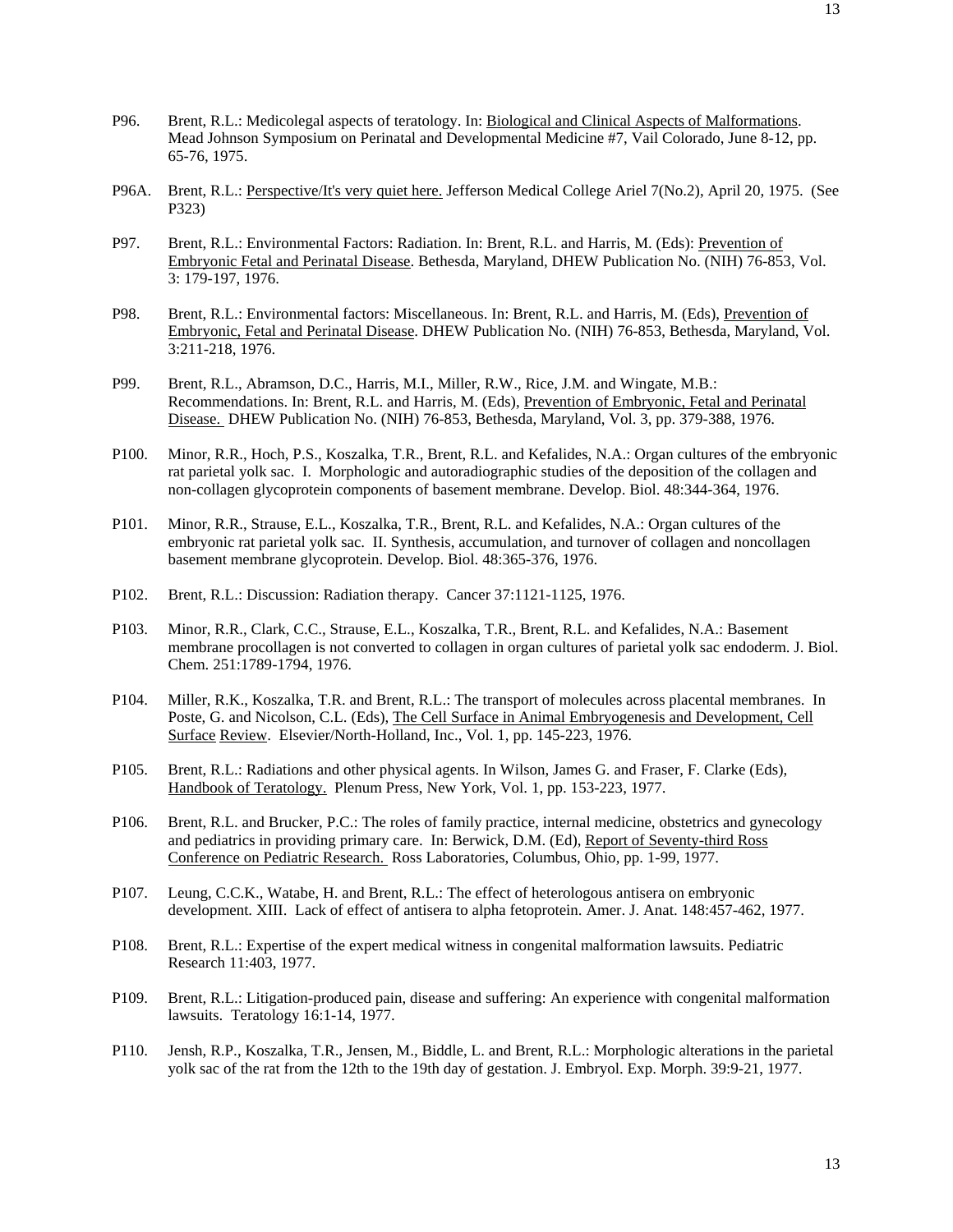P96. Brent, R.L.: Medicolegal aspects of teratology. In: Biological and Clinical Aspects of Malformations. Mead Johnson Symposium on Perinatal and Developmental Medicine #7, Vail Colorado, June 8-12, pp. 65-76, 1975.

P96A. Brent, R.L.: Perspective/It's very quiet here. Jefferson Medical College Ariel 7(No.2), April 20, 1975. (See P323)

P97. Brent, R.L.: Environmental Factors: Radiation. In: Brent, R.L. and Harris, M. (Eds): Prevention of Embryonic Fetal and Perinatal Disease. Bethesda, Maryland, DHEW Publication No. (NIH) 76-853, Vol. 3: 179-197, 1976.

P98. Brent, R.L.: Environmental factors: Miscellaneous. In: Brent, R.L. and Harris, M. (Eds), Prevention of Embryonic, Fetal and Perinatal Disease. DHEW Publication No. (NIH) 76-853, Bethesda, Maryland, Vol. 3:211-218, 1976.

P99. Brent, R.L., Abramson, D.C., Harris, M.I., Miller, R.W., Rice, J.M. and Wingate, M.B.: Recommendations. In: Brent, R.L. and Harris, M. (Eds), Prevention of Embryonic, Fetal and Perinatal Disease. DHEW Publication No. (NIH) 76-853, Bethesda, Maryland, Vol. 3, pp. 379-388, 1976.

P100. Minor, R.R., Hoch, P.S., Koszalka, T.R., Brent, R.L. and Kefalides, N.A.: Organ cultures of the embryonic rat parietal yolk sac. I. Morphologic and autoradiographic studies of the deposition of the collagen and non-collagen glycoprotein components of basement membrane. Develop. Biol. 48:344-364, 1976.

P101. Minor, R.R., Strause, E.L., Koszalka, T.R., Brent, R.L. and Kefalides, N.A.: Organ cultures of the embryonic rat parietal yolk sac. II. Synthesis, accumulation, and turnover of collagen and noncollagen basement membrane glycoprotein. Develop. Biol. 48:365-376, 1976.

P102. Brent, R.L.: Discussion: Radiation therapy. Cancer 37:1121-1125, 1976.

P103. Minor, R.R., Clark, C.C., Strause, E.L., Koszalka, T.R., Brent, R.L. and Kefalides, N.A.: Basement membrane procollagen is not converted to collagen in organ cultures of parietal yolk sac endoderm. J. Biol. Chem. 251:1789-1794, 1976.

P104. Miller, R.K., Koszalka, T.R. and Brent, R.L.: The transport of molecules across placental membranes. In Poste, G. and Nicolson, C.L. (Eds), The Cell Surface in Animal Embryogenesis and Development, Cell Surface Review. Elsevier/North-Holland, Inc., Vol. 1, pp. 145-223, 1976.

P105. Brent, R.L.: Radiations and other physical agents. In Wilson, James G. and Fraser, F. Clarke (Eds), Handbook of Teratology. Plenum Press, New York, Vol. 1, pp. 153-223, 1977.

P106. Brent, R.L. and Brucker, P.C.: The roles of family practice, internal medicine, obstetrics and gynecology and pediatrics in providing primary care. In: Berwick, D.M. (Ed), Report of Seventy-third Ross Conference on Pediatric Research. Ross Laboratories, Columbus, Ohio, pp. 1-99, 1977.

P107. Leung, C.C.K., Watabe, H. and Brent, R.L.: The effect of heterologous antisera on embryonic development. XIII. Lack of effect of antisera to alpha fetoprotein. Amer. J. Anat. 148:457-462, 1977.

P108. Brent, R.L.: Expertise of the expert medical witness in congenital malformation lawsuits. Pediatric Research 11:403, 1977.

P109. Brent, R.L.: Litigation-produced pain, disease and suffering: An experience with congenital malformation lawsuits. Teratology 16:1-14, 1977.

P110. Jensh, R.P., Koszalka, T.R., Jensen, M., Biddle, L. and Brent, R.L.: Morphologic alterations in the parietal yolk sac of the rat from the 12th to the 19th day of gestation. J. Embryol. Exp. Morph. 39:9-21, 1977.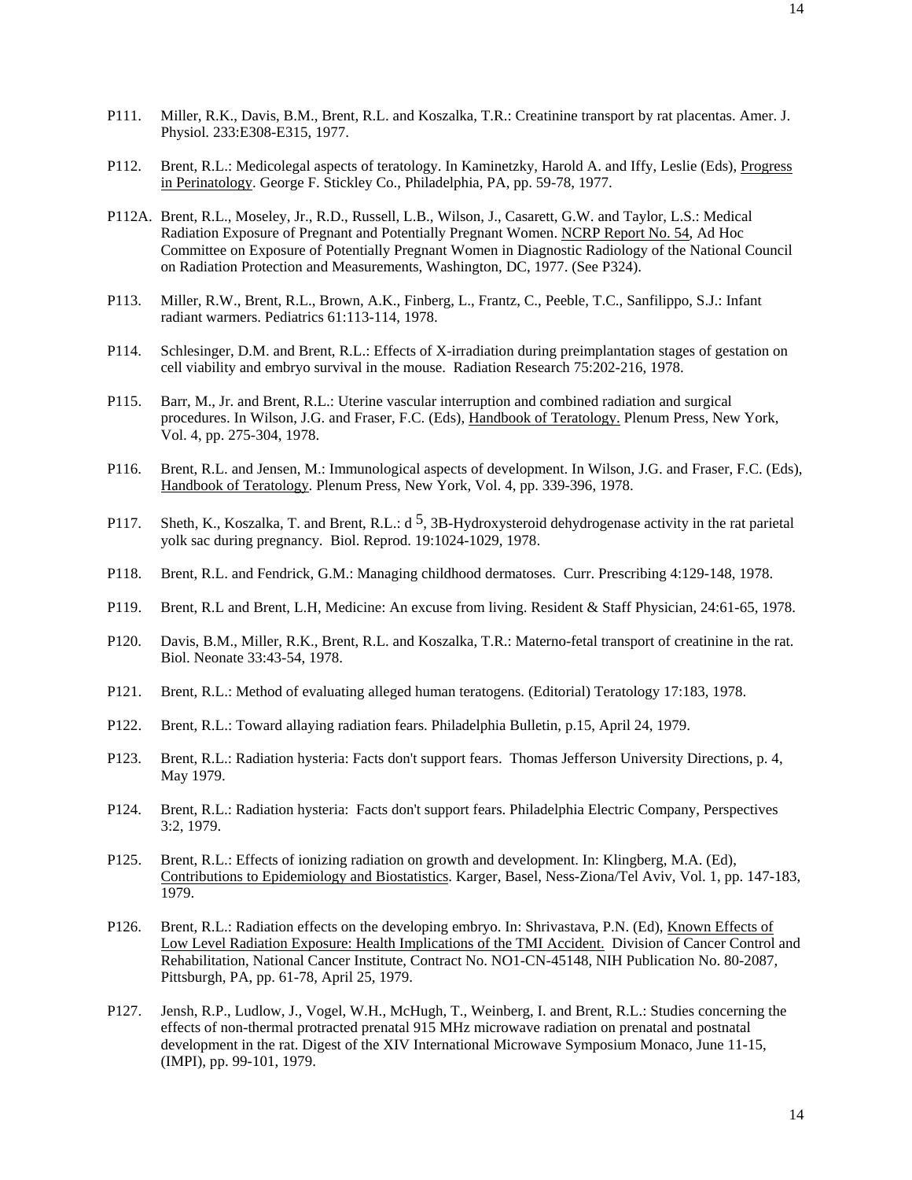P111. Miller, R.K., Davis, B.M., Brent, R.L. and Koszalka, T.R.: Creatinine transport by rat placentas. Amer. J. Physiol. 233:E308-E315, 1977.

P112. Brent, R.L.: Medicolegal aspects of teratology. In Kaminetzky, Harold A. and Iffy, Leslie (Eds), Progress in Perinatology. George F. Stickley Co., Philadelphia, PA, pp. 59-78, 1977.

P112A. Brent, R.L., Moseley, Jr., R.D., Russell, L.B., Wilson, J., Casarett, G.W. and Taylor, L.S.: Medical Radiation Exposure of Pregnant and Potentially Pregnant Women. NCRP Report No. 54, Ad Hoc Committee on Exposure of Potentially Pregnant Women in Diagnostic Radiology of the National Council on Radiation Protection and Measurements, Washington, DC, 1977. (See P324).

P113. Miller, R.W., Brent, R.L., Brown, A.K., Finberg, L., Frantz, C., Peeble, T.C., Sanfilippo, S.J.: Infant radiant warmers. Pediatrics 61:113-114, 1978.

P114. Schlesinger, D.M. and Brent, R.L.: Effects of X-irradiation during preimplantation stages of gestation on cell viability and embryo survival in the mouse. Radiation Research 75:202-216, 1978.

P115. Barr, M., Jr. and Brent, R.L.: Uterine vascular interruption and combined radiation and surgical procedures. In Wilson, J.G. and Fraser, F.C. (Eds), Handbook of Teratology. Plenum Press, New York, Vol. 4, pp. 275-304, 1978.

P116. Brent, R.L. and Jensen, M.: Immunological aspects of development. In Wilson, J.G. and Fraser, F.C. (Eds), Handbook of Teratology. Plenum Press, New York, Vol. 4, pp. 339-396, 1978.

P117. Sheth, K., Koszalka, T. and Brent, R.L.: d $^5$, 3B-Hydroxysteroid dehydrogenase activity in the rat parietal yolk sac during pregnancy. Biol. Reprod. 19:1024-1029, 1978.

P118. Brent, R.L. and Fendrick, G.M.: Managing childhood dermatoses. Curr. Prescribing 4:129-148, 1978.

P119. Brent, R.L and Brent, L.H, Medicine: An excuse from living. Resident & Staff Physician, 24:61-65, 1978.

P120. Davis, B.M., Miller, R.K., Brent, R.L. and Koszalka, T.R.: Materno-fetal transport of creatinine in the rat. Biol. Neonate 33:43-54, 1978.

P121. Brent, R.L.: Method of evaluating alleged human teratogens. (Editorial) Teratology 17:183, 1978.

P122. Brent, R.L.: Toward allaying radiation fears. Philadelphia Bulletin, p.15, April 24, 1979.

P123. Brent, R.L.: Radiation hysteria: Facts don't support fears. Thomas Jefferson University Directions, p. 4, May 1979.

P124. Brent, R.L.: Radiation hysteria: Facts don't support fears. Philadelphia Electric Company, Perspectives 3:2, 1979.

P125. Brent, R.L.: Effects of ionizing radiation on growth and development. In: Klingberg, M.A. (Ed), Contributions to Epidemiology and Biostatistics. Karger, Basel, Ness-Ziona/Tel Aviv, Vol. 1, pp. 147-183, 1979.

P126. Brent, R.L.: Radiation effects on the developing embryo. In: Shrivastava, P.N. (Ed), Known Effects of Low Level Radiation Exposure: Health Implications of the TMI Accident. Division of Cancer Control and Rehabilitation, National Cancer Institute, Contract No. NO1-CN-45148, NIH Publication No. 80-2087, Pittsburgh, PA, pp. 61-78, April 25, 1979.

P127. Jensh, R.P., Ludlow, J., Vogel, W.H., McHugh, T., Weinberg, I. and Brent, R.L.: Studies concerning the effects of non-thermal protracted prenatal 915 MHz microwave radiation on prenatal and postnatal development in the rat. Digest of the XIV International Microwave Symposium Monaco, June 11-15, (IMPI), pp. 99-101, 1979.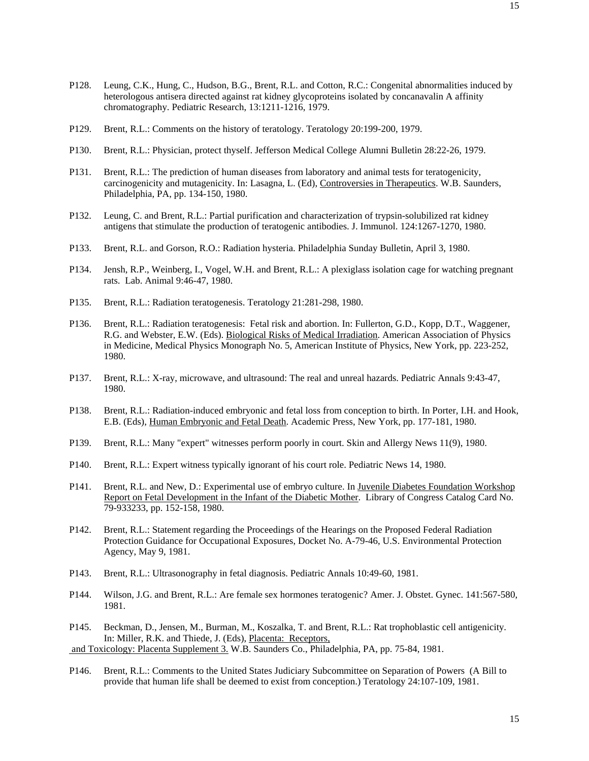P128. Leung, C.K., Hung, C., Hudson, B.G., Brent, R.L. and Cotton, R.C.: Congenital abnormalities induced by heterologous antisera directed against rat kidney glycoproteins isolated by concanavalin A affinity chromatography. Pediatric Research, 13:1211-1216, 1979.

P129. Brent, R.L.: Comments on the history of teratology. Teratology 20:199-200, 1979.

P130. Brent, R.L.: Physician, protect thyself. Jefferson Medical College Alumni Bulletin 28:22-26, 1979.

P131. Brent, R.L.: The prediction of human diseases from laboratory and animal tests for teratogenicity, carcinogenicity and mutagenicity. In: Lasagna, L. (Ed), Controversies in Therapeutics. W.B. Saunders, Philadelphia, PA, pp. 134-150, 1980.

P132. Leung, C. and Brent, R.L.: Partial purification and characterization of trypsin-solubilized rat kidney antigens that stimulate the production of teratogenic antibodies. J. Immunol. 124:1267-1270, 1980.

P133. Brent, R.L. and Gorson, R.O.: Radiation hysteria. Philadelphia Sunday Bulletin, April 3, 1980.

P134. Jensh, R.P., Weinberg, I., Vogel, W.H. and Brent, R.L.: A plexiglass isolation cage for watching pregnant rats. Lab. Animal 9:46-47, 1980.

P135. Brent, R.L.: Radiation teratogenesis. Teratology 21:281-298, 1980.

P136. Brent, R.L.: Radiation teratogenesis: Fetal risk and abortion. In: Fullerton, G.D., Kopp, D.T., Waggener, R.G. and Webster, E.W. (Eds). Biological Risks of Medical Irradiation. American Association of Physics in Medicine, Medical Physics Monograph No. 5, American Institute of Physics, New York, pp. 223-252, 1980.

P137. Brent, R.L.: X-ray, microwave, and ultrasound: The real and unreal hazards. Pediatric Annals 9:43-47, 1980.

P138. Brent, R.L.: Radiation-induced embryonic and fetal loss from conception to birth. In Porter, I.H. and Hook, E.B. (Eds), Human Embryonic and Fetal Death. Academic Press, New York, pp. 177-181, 1980.

P139. Brent, R.L.: Many "expert" witnesses perform poorly in court. Skin and Allergy News 11(9), 1980.

P140. Brent, R.L.: Expert witness typically ignorant of his court role. Pediatric News 14, 1980.

P141. Brent, R.L. and New, D.: Experimental use of embryo culture. In Juvenile Diabetes Foundation Workshop Report on Fetal Development in the Infant of the Diabetic Mother. Library of Congress Catalog Card No. 79-933233, pp. 152-158, 1980.

P142. Brent, R.L.: Statement regarding the Proceedings of the Hearings on the Proposed Federal Radiation Protection Guidance for Occupational Exposures, Docket No. A-79-46, U.S. Environmental Protection Agency, May 9, 1981.

P143. Brent, R.L.: Ultrasonography in fetal diagnosis. Pediatric Annals 10:49-60, 1981.

P144. Wilson, J.G. and Brent, R.L.: Are female sex hormones teratogenic? Amer. J. Obstet. Gynec. 141:567-580, 1981.

P145. Beckman, D., Jensen, M., Burman, M., Koszalka, T. and Brent, R.L.: Rat trophoblastic cell antigenicity. In: Miller, R.K. and Thiede, J. (Eds), Placenta: Receptors, and Toxicology: Placenta Supplement 3. W.B. Saunders Co., Philadelphia, PA, pp. 75-84, 1981.

P146. Brent, R.L.: Comments to the United States Judiciary Subcommittee on Separation of Powers (A Bill to provide that human life shall be deemed to exist from conception.) Teratology 24:107-109, 1981.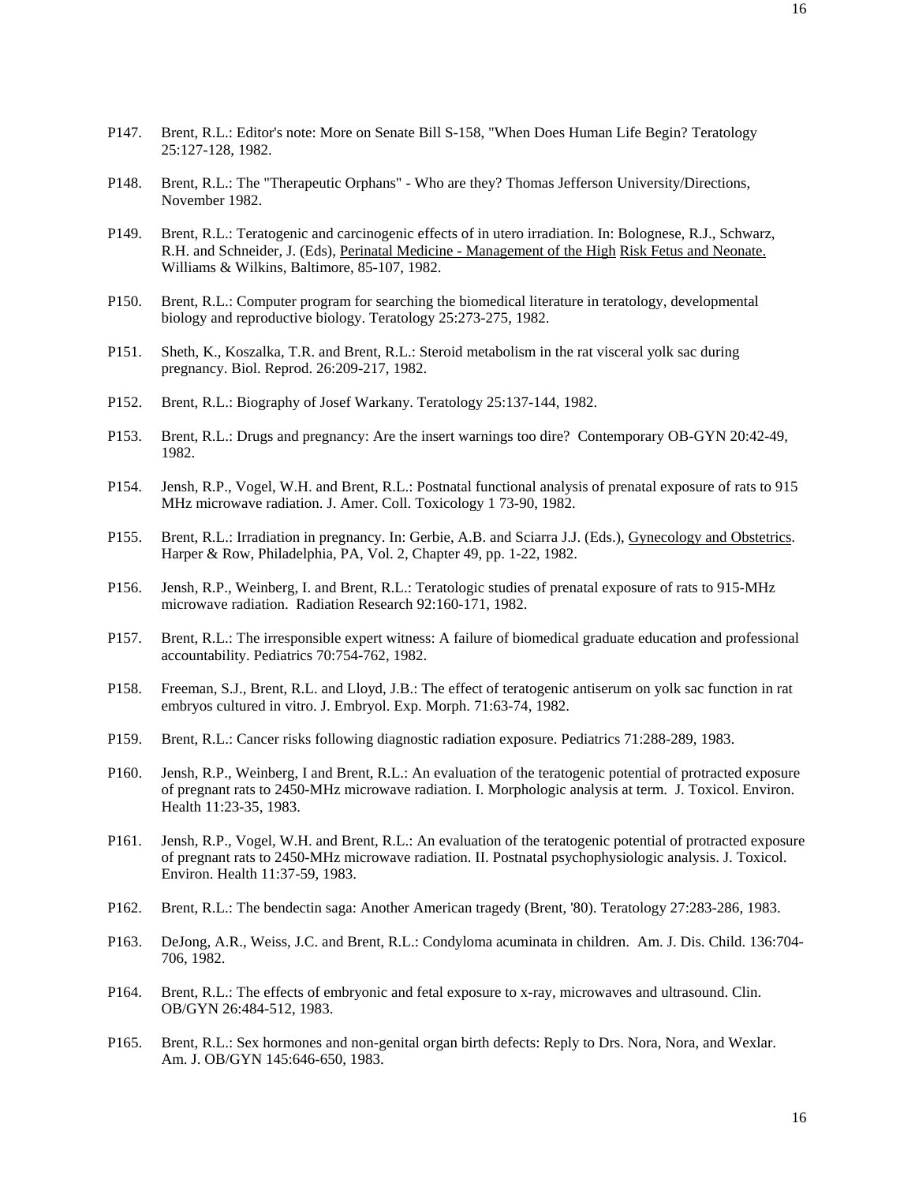P147. Brent, R.L.: Editor's note: More on Senate Bill S-158, "When Does Human Life Begin? Teratology 25:127-128, 1982.

P148. Brent, R.L.: The "Therapeutic Orphans" - Who are they? Thomas Jefferson University/Directions, November 1982.

P149. Brent, R.L.: Teratogenic and carcinogenic effects of in utero irradiation. In: Bolognese, R.J., Schwarz, R.H. and Schneider, J. (Eds), Perinatal Medicine - Management of the High Risk Fetus and Neonate. Williams & Wilkins, Baltimore, 85-107, 1982.

P150. Brent, R.L.: Computer program for searching the biomedical literature in teratology, developmental biology and reproductive biology. Teratology 25:273-275, 1982.

P151. Sheth, K., Koszalka, T.R. and Brent, R.L.: Steroid metabolism in the rat visceral yolk sac during pregnancy. Biol. Reprod. 26:209-217, 1982.

P152. Brent, R.L.: Biography of Josef Warkany. Teratology 25:137-144, 1982.

P153. Brent, R.L.: Drugs and pregnancy: Are the insert warnings too dire? Contemporary OB-GYN 20:42-49, 1982.

P154. Jensh, R.P., Vogel, W.H. and Brent, R.L.: Postnatal functional analysis of prenatal exposure of rats to 915 MHz microwave radiation. J. Amer. Coll. Toxicology 1 73-90, 1982.

P155. Brent, R.L.: Irradiation in pregnancy. In: Gerbie, A.B. and Sciarra J.J. (Eds.), Gynecology and Obstetrics. Harper & Row, Philadelphia, PA, Vol. 2, Chapter 49, pp. 1-22, 1982.

P156. Jensh, R.P., Weinberg, I. and Brent, R.L.: Teratologic studies of prenatal exposure of rats to 915-MHz microwave radiation. Radiation Research 92:160-171, 1982.

P157. Brent, R.L.: The irresponsible expert witness: A failure of biomedical graduate education and professional accountability. Pediatrics 70:754-762, 1982.

P158. Freeman, S.J., Brent, R.L. and Lloyd, J.B.: The effect of teratogenic antiserum on yolk sac function in rat embryos cultured in vitro. J. Embryol. Exp. Morph. 71:63-74, 1982.

P159. Brent, R.L.: Cancer risks following diagnostic radiation exposure. Pediatrics 71:288-289, 1983.

P160. Jensh, R.P., Weinberg, I and Brent, R.L.: An evaluation of the teratogenic potential of protracted exposure of pregnant rats to 2450-MHz microwave radiation. I. Morphologic analysis at term. J. Toxicol. Environ. Health 11:23-35, 1983.

P161. Jensh, R.P., Vogel, W.H. and Brent, R.L.: An evaluation of the teratogenic potential of protracted exposure of pregnant rats to 2450-MHz microwave radiation. II. Postnatal psychophysiologic analysis. J. Toxicol. Environ. Health 11:37-59, 1983.

P162. Brent, R.L.: The bendectin saga: Another American tragedy (Brent, '80). Teratology 27:283-286, 1983.

P163. DeJong, A.R., Weiss, J.C. and Brent, R.L.: Condyloma acuminata in children. Am. J. Dis. Child. 136:704-706, 1982.

P164. Brent, R.L.: The effects of embryonic and fetal exposure to x-ray, microwaves and ultrasound. Clin. OB/GYN 26:484-512, 1983.

P165. Brent, R.L.: Sex hormones and non-genital organ birth defects: Reply to Drs. Nora, Nora, and Wexlar. Am. J. OB/GYN 145:646-650, 1983.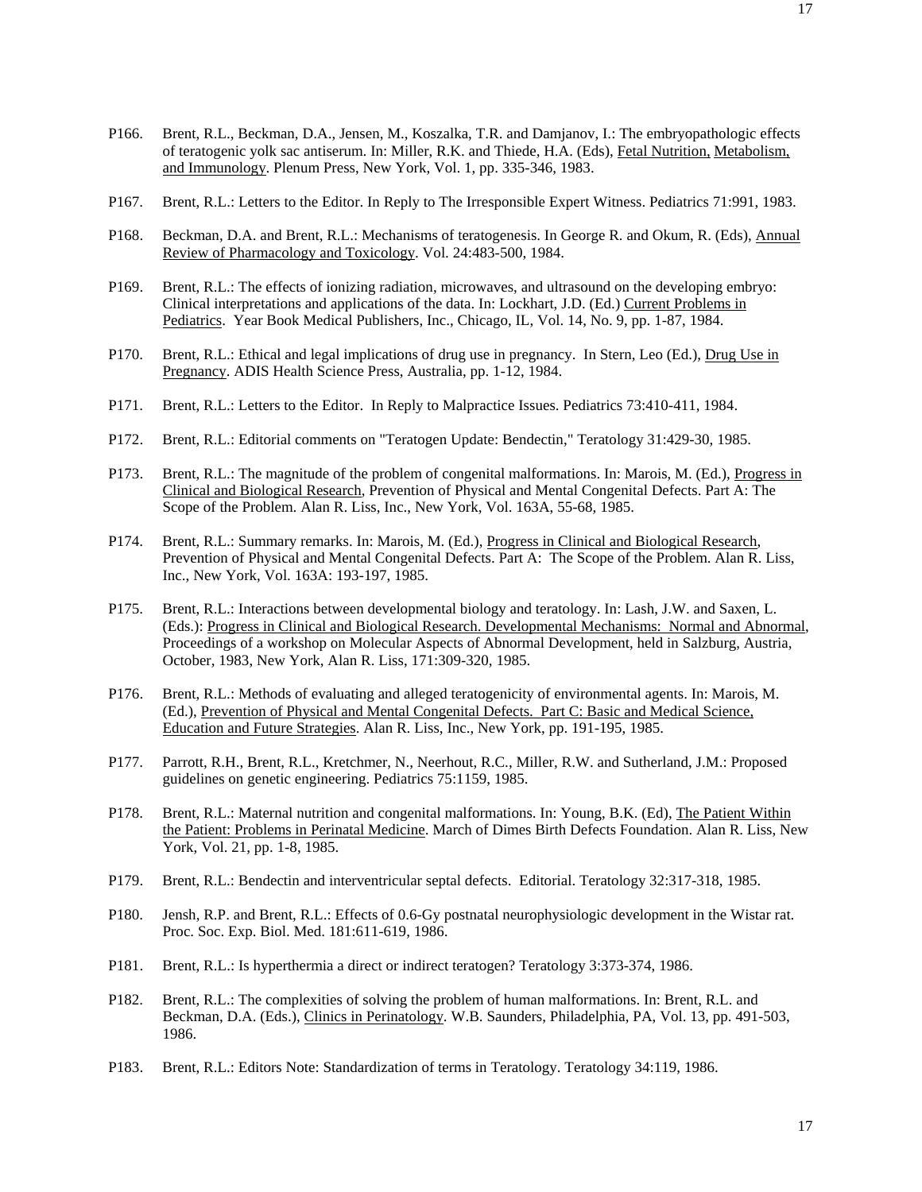P166. Brent, R.L., Beckman, D.A., Jensen, M., Koszalka, T.R. and Damjanov, I.: The embryopathologic effects of teratogenic yolk sac antiserum. In: Miller, R.K. and Thiede, H.A. (Eds), Fetal Nutrition, Metabolism, and Immunology. Plenum Press, New York, Vol. 1, pp. 335-346, 1983.

P167. Brent, R.L.: Letters to the Editor. In Reply to The Irresponsible Expert Witness. Pediatrics 71:991, 1983.

P168. Beckman, D.A. and Brent, R.L.: Mechanisms of teratogenesis. In George R. and Okum, R. (Eds), Annual Review of Pharmacology and Toxicology. Vol. 24:483-500, 1984.

P169. Brent, R.L.: The effects of ionizing radiation, microwaves, and ultrasound on the developing embryo: Clinical interpretations and applications of the data. In: Lockhart, J.D. (Ed.) Current Problems in Pediatrics. Year Book Medical Publishers, Inc., Chicago, IL, Vol. 14, No. 9, pp. 1-87, 1984.

P170. Brent, R.L.: Ethical and legal implications of drug use in pregnancy. In Stern, Leo (Ed.), Drug Use in Pregnancy. ADIS Health Science Press, Australia, pp. 1-12, 1984.

P171. Brent, R.L.: Letters to the Editor. In Reply to Malpractice Issues. Pediatrics 73:410-411, 1984.

P172. Brent, R.L.: Editorial comments on "Teratogen Update: Bendectin," Teratology 31:429-30, 1985.

P173. Brent, R.L.: The magnitude of the problem of congenital malformations. In: Marois, M. (Ed.), Progress in Clinical and Biological Research, Prevention of Physical and Mental Congenital Defects. Part A: The Scope of the Problem. Alan R. Liss, Inc., New York, Vol. 163A, 55-68, 1985.

P174. Brent, R.L.: Summary remarks. In: Marois, M. (Ed.), Progress in Clinical and Biological Research, Prevention of Physical and Mental Congenital Defects. Part A: The Scope of the Problem. Alan R. Liss, Inc., New York, Vol. 163A: 193-197, 1985.

P175. Brent, R.L.: Interactions between developmental biology and teratology. In: Lash, J.W. and Saxen, L. (Eds.): Progress in Clinical and Biological Research. Developmental Mechanisms: Normal and Abnormal, Proceedings of a workshop on Molecular Aspects of Abnormal Development, held in Salzburg, Austria, October, 1983, New York, Alan R. Liss, 171:309-320, 1985.

P176. Brent, R.L.: Methods of evaluating and alleged teratogenicity of environmental agents. In: Marois, M. (Ed.), Prevention of Physical and Mental Congenital Defects. Part C: Basic and Medical Science, Education and Future Strategies. Alan R. Liss, Inc., New York, pp. 191-195, 1985.

P177. Parrott, R.H., Brent, R.L., Kretchmer, N., Neerhout, R.C., Miller, R.W. and Sutherland, J.M.: Proposed guidelines on genetic engineering. Pediatrics 75:1159, 1985.

P178. Brent, R.L.: Maternal nutrition and congenital malformations. In: Young, B.K. (Ed), The Patient Within the Patient: Problems in Perinatal Medicine. March of Dimes Birth Defects Foundation. Alan R. Liss, New York, Vol. 21, pp. 1-8, 1985.

P179. Brent, R.L.: Bendectin and interventricular septal defects. Editorial. Teratology 32:317-318, 1985.

P180. Jensh, R.P. and Brent, R.L.: Effects of 0.6-Gy postnatal neurophysiologic development in the Wistar rat. Proc. Soc. Exp. Biol. Med. 181:611-619, 1986.

P181. Brent, R.L.: Is hyperthermia a direct or indirect teratogen? Teratology 3:373-374, 1986.

P182. Brent, R.L.: The complexities of solving the problem of human malformations. In: Brent, R.L. and Beckman, D.A. (Eds.), Clinics in Perinatology. W.B. Saunders, Philadelphia, PA, Vol. 13, pp. 491-503, 1986.

P183. Brent, R.L.: Editors Note: Standardization of terms in Teratology. Teratology 34:119, 1986.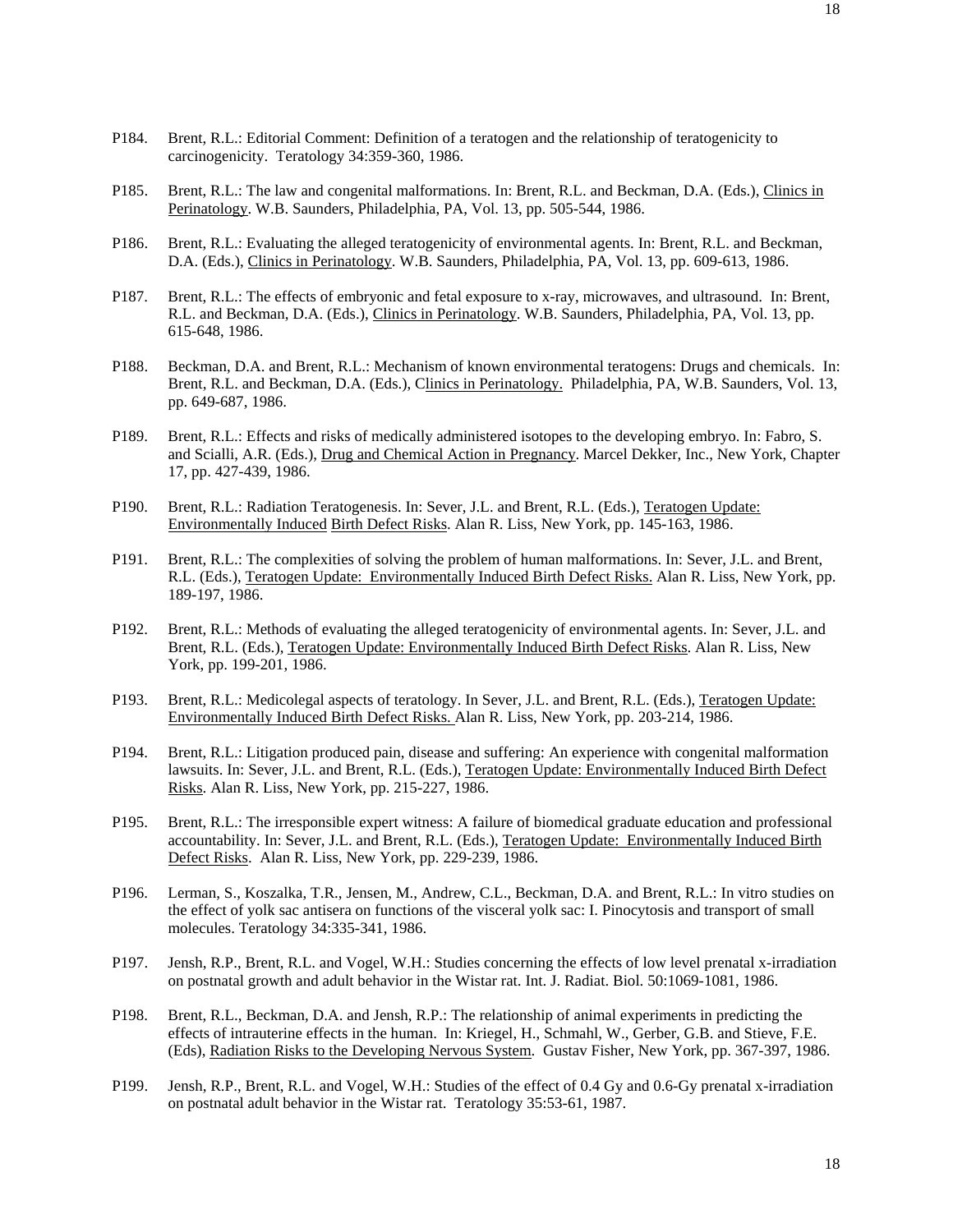P184. Brent, R.L.: Editorial Comment: Definition of a teratogen and the relationship of teratogenicity to carcinogenicity. Teratology 34:359-360, 1986.

P185. Brent, R.L.: The law and congenital malformations. In: Brent, R.L. and Beckman, D.A. (Eds.), Clinics in Perinatology. W.B. Saunders, Philadelphia, PA, Vol. 13, pp. 505-544, 1986.

P186. Brent, R.L.: Evaluating the alleged teratogenicity of environmental agents. In: Brent, R.L. and Beckman, D.A. (Eds.), Clinics in Perinatology. W.B. Saunders, Philadelphia, PA, Vol. 13, pp. 609-613, 1986.

P187. Brent, R.L.: The effects of embryonic and fetal exposure to x-ray, microwaves, and ultrasound. In: Brent, R.L. and Beckman, D.A. (Eds.), Clinics in Perinatology. W.B. Saunders, Philadelphia, PA, Vol. 13, pp. 615-648, 1986.

P188. Beckman, D.A. and Brent, R.L.: Mechanism of known environmental teratogens: Drugs and chemicals. In: Brent, R.L. and Beckman, D.A. (Eds.), Clinics in Perinatology. Philadelphia, PA, W.B. Saunders, Vol. 13, pp. 649-687, 1986.

P189. Brent, R.L.: Effects and risks of medically administered isotopes to the developing embryo. In: Fabro, S. and Scialli, A.R. (Eds.), Drug and Chemical Action in Pregnancy. Marcel Dekker, Inc., New York, Chapter 17, pp. 427-439, 1986.

P190. Brent, R.L.: Radiation Teratogenesis. In: Sever, J.L. and Brent, R.L. (Eds.), Teratogen Update: Environmentally Induced Birth Defect Risks. Alan R. Liss, New York, pp. 145-163, 1986.

P191. Brent, R.L.: The complexities of solving the problem of human malformations. In: Sever, J.L. and Brent, R.L. (Eds.), Teratogen Update: Environmentally Induced Birth Defect Risks. Alan R. Liss, New York, pp. 189-197, 1986.

P192. Brent, R.L.: Methods of evaluating the alleged teratogenicity of environmental agents. In: Sever, J.L. and Brent, R.L. (Eds.), Teratogen Update: Environmentally Induced Birth Defect Risks. Alan R. Liss, New York, pp. 199-201, 1986.

P193. Brent, R.L.: Medicolegal aspects of teratology. In Sever, J.L. and Brent, R.L. (Eds.), Teratogen Update: Environmentally Induced Birth Defect Risks. Alan R. Liss, New York, pp. 203-214, 1986.

P194. Brent, R.L.: Litigation produced pain, disease and suffering: An experience with congenital malformation lawsuits. In: Sever, J.L. and Brent, R.L. (Eds.), Teratogen Update: Environmentally Induced Birth Defect Risks. Alan R. Liss, New York, pp. 215-227, 1986.

P195. Brent, R.L.: The irresponsible expert witness: A failure of biomedical graduate education and professional accountability. In: Sever, J.L. and Brent, R.L. (Eds.), Teratogen Update: Environmentally Induced Birth Defect Risks. Alan R. Liss, New York, pp. 229-239, 1986.

P196. Lerman, S., Koszalka, T.R., Jensen, M., Andrew, C.L., Beckman, D.A. and Brent, R.L.: In vitro studies on the effect of yolk sac antisera on functions of the visceral yolk sac: I. Pinocytosis and transport of small molecules. Teratology 34:335-341, 1986.

P197. Jensh, R.P., Brent, R.L. and Vogel, W.H.: Studies concerning the effects of low level prenatal x-irradiation on postnatal growth and adult behavior in the Wistar rat. Int. J. Radiat. Biol. 50:1069-1081, 1986.

P198. Brent, R.L., Beckman, D.A. and Jensh, R.P.: The relationship of animal experiments in predicting the effects of intrauterine effects in the human. In: Kriegel, H., Schmahl, W., Gerber, G.B. and Stieve, F.E. (Eds), Radiation Risks to the Developing Nervous System. Gustav Fisher, New York, pp. 367-397, 1986.

P199. Jensh, R.P., Brent, R.L. and Vogel, W.H.: Studies of the effect of 0.4 Gy and 0.6-Gy prenatal x-irradiation on postnatal adult behavior in the Wistar rat. Teratology 35:53-61, 1987.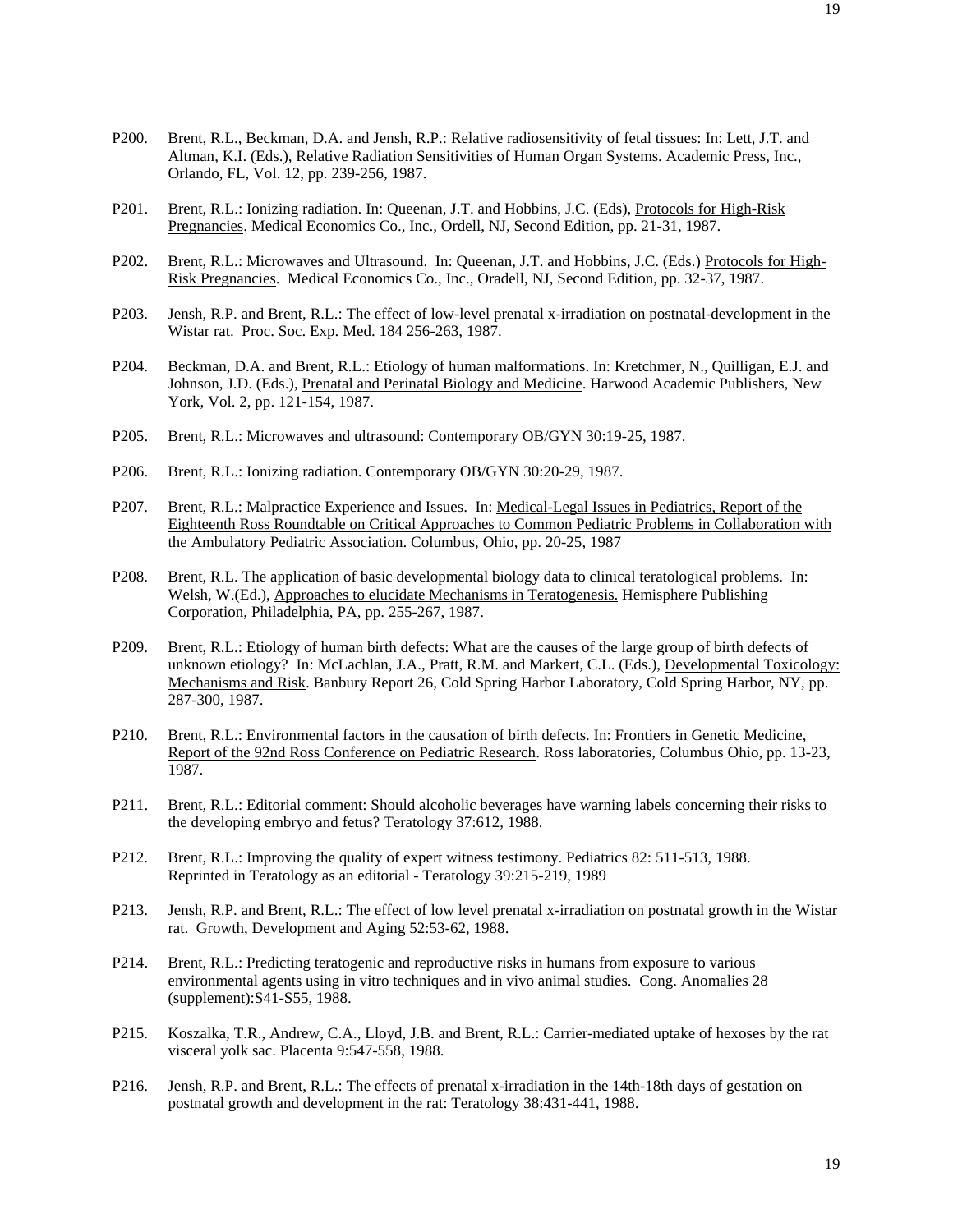P200. Brent, R.L., Beckman, D.A. and Jensh, R.P.: Relative radiosensitivity of fetal tissues: In: Lett, J.T. and Altman, K.I. (Eds.), Relative Radiation Sensitivities of Human Organ Systems. Academic Press, Inc., Orlando, FL, Vol. 12, pp. 239-256, 1987.

P201. Brent, R.L.: Ionizing radiation. In: Queenan, J.T. and Hobbins, J.C. (Eds), Protocols for High-Risk Pregnancies. Medical Economics Co., Inc., Ordell, NJ, Second Edition, pp. 21-31, 1987.

P202. Brent, R.L.: Microwaves and Ultrasound. In: Queenan, J.T. and Hobbins, J.C. (Eds.) Protocols for High-Risk Pregnancies. Medical Economics Co., Inc., Oradell, NJ, Second Edition, pp. 32-37, 1987.

P203. Jensh, R.P. and Brent, R.L.: The effect of low-level prenatal x-irradiation on postnatal-development in the Wistar rat. Proc. Soc. Exp. Med. 184 256-263, 1987.

P204. Beckman, D.A. and Brent, R.L.: Etiology of human malformations. In: Kretchmer, N., Quilligan, E.J. and Johnson, J.D. (Eds.), Prenatal and Perinatal Biology and Medicine. Harwood Academic Publishers, New York, Vol. 2, pp. 121-154, 1987.

P205. Brent, R.L.: Microwaves and ultrasound: Contemporary OB/GYN 30:19-25, 1987.

P206. Brent, R.L.: Ionizing radiation. Contemporary OB/GYN 30:20-29, 1987.

P207. Brent, R.L.: Malpractice Experience and Issues. In: Medical-Legal Issues in Pediatrics, Report of the Eighteenth Ross Roundtable on Critical Approaches to Common Pediatric Problems in Collaboration with the Ambulatory Pediatric Association. Columbus, Ohio, pp. 20-25, 1987

P208. Brent, R.L. The application of basic developmental biology data to clinical teratological problems. In: Welsh, W.(Ed.), Approaches to elucidate Mechanisms in Teratogenesis. Hemisphere Publishing Corporation, Philadelphia, PA, pp. 255-267, 1987.

P209. Brent, R.L.: Etiology of human birth defects: What are the causes of the large group of birth defects of unknown etiology? In: McLachlan, J.A., Pratt, R.M. and Markert, C.L. (Eds.), Developmental Toxicology: Mechanisms and Risk. Banbury Report 26, Cold Spring Harbor Laboratory, Cold Spring Harbor, NY, pp. 287-300, 1987.

P210. Brent, R.L.: Environmental factors in the causation of birth defects. In: Frontiers in Genetic Medicine, Report of the 92nd Ross Conference on Pediatric Research. Ross laboratories, Columbus Ohio, pp. 13-23, 1987.

P211. Brent, R.L.: Editorial comment: Should alcoholic beverages have warning labels concerning their risks to the developing embryo and fetus? Teratology 37:612, 1988.

P212. Brent, R.L.: Improving the quality of expert witness testimony. Pediatrics 82: 511-513, 1988. Reprinted in Teratology as an editorial - Teratology 39:215-219, 1989

P213. Jensh, R.P. and Brent, R.L.: The effect of low level prenatal x-irradiation on postnatal growth in the Wistar rat. Growth, Development and Aging 52:53-62, 1988.

P214. Brent, R.L.: Predicting teratogenic and reproductive risks in humans from exposure to various environmental agents using in vitro techniques and in vivo animal studies. Cong. Anomalies 28 (supplement):S41-S55, 1988.

P215. Koszalka, T.R., Andrew, C.A., Lloyd, J.B. and Brent, R.L.: Carrier-mediated uptake of hexoses by the rat visceral yolk sac. Placenta 9:547-558, 1988.

P216. Jensh, R.P. and Brent, R.L.: The effects of prenatal x-irradiation in the 14th-18th days of gestation on postnatal growth and development in the rat: Teratology 38:431-441, 1988.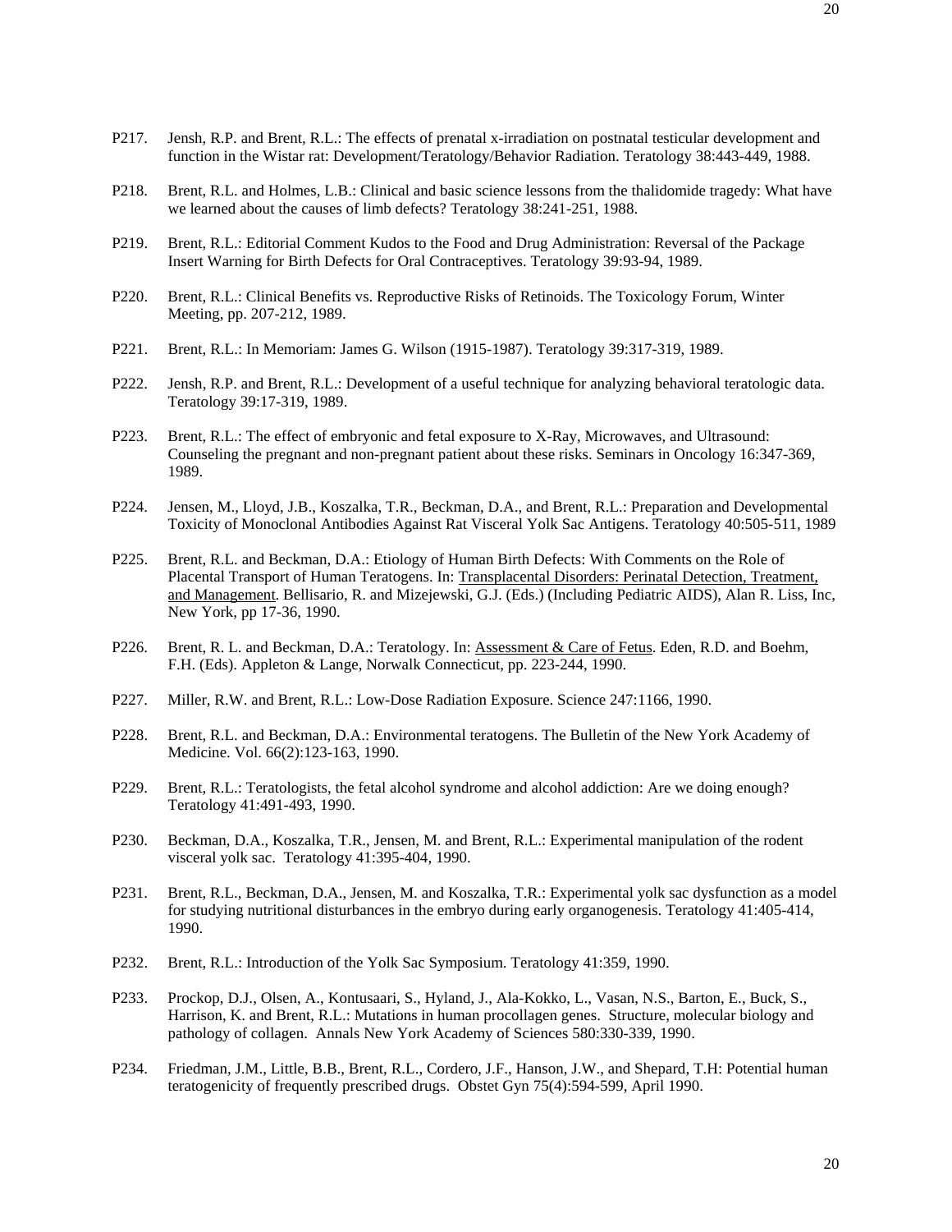P217. Jensh, R.P. and Brent, R.L.: The effects of prenatal x-irradiation on postnatal testicular development and function in the Wistar rat: Development/Teratology/Behavior Radiation. Teratology 38:443-449, 1988.

P218. Brent, R.L. and Holmes, L.B.: Clinical and basic science lessons from the thalidomide tragedy: What have we learned about the causes of limb defects? Teratology 38:241-251, 1988.

P219. Brent, R.L.: Editorial Comment Kudos to the Food and Drug Administration: Reversal of the Package Insert Warning for Birth Defects for Oral Contraceptives. Teratology 39:93-94, 1989.

P220. Brent, R.L.: Clinical Benefits vs. Reproductive Risks of Retinoids. The Toxicology Forum, Winter Meeting, pp. 207-212, 1989.

P221. Brent, R.L.: In Memoriam: James G. Wilson (1915-1987). Teratology 39:317-319, 1989.

P222. Jensh, R.P. and Brent, R.L.: Development of a useful technique for analyzing behavioral teratologic data. Teratology 39:17-319, 1989.

P223. Brent, R.L.: The effect of embryonic and fetal exposure to X-Ray, Microwaves, and Ultrasound: Counseling the pregnant and non-pregnant patient about these risks. Seminars in Oncology 16:347-369, 1989.

P224. Jensen, M., Lloyd, J.B., Koszalka, T.R., Beckman, D.A., and Brent, R.L.: Preparation and Developmental Toxicity of Monoclonal Antibodies Against Rat Visceral Yolk Sac Antigens. Teratology 40:505-511, 1989

P225. Brent, R.L. and Beckman, D.A.: Etiology of Human Birth Defects: With Comments on the Role of Placental Transport of Human Teratogens. In: Transplacental Disorders: Perinatal Detection, Treatment, and Management. Bellisario, R. and Mizejewski, G.J. (Eds.) (Including Pediatric AIDS), Alan R. Liss, Inc, New York, pp 17-36, 1990.

P226. Brent, R. L. and Beckman, D.A.: Teratology. In: Assessment & Care of Fetus. Eden, R.D. and Boehm, F.H. (Eds). Appleton & Lange, Norwalk Connecticut, pp. 223-244, 1990.

P227. Miller, R.W. and Brent, R.L.: Low-Dose Radiation Exposure. Science 247:1166, 1990.

P228. Brent, R.L. and Beckman, D.A.: Environmental teratogens. The Bulletin of the New York Academy of Medicine. Vol. 66(2):123-163, 1990.

P229. Brent, R.L.: Teratologists, the fetal alcohol syndrome and alcohol addiction: Are we doing enough? Teratology 41:491-493, 1990.

P230. Beckman, D.A., Koszalka, T.R., Jensen, M. and Brent, R.L.: Experimental manipulation of the rodent visceral yolk sac. Teratology 41:395-404, 1990.

P231. Brent, R.L., Beckman, D.A., Jensen, M. and Koszalka, T.R.: Experimental yolk sac dysfunction as a model for studying nutritional disturbances in the embryo during early organogenesis. Teratology 41:405-414, 1990.

P232. Brent, R.L.: Introduction of the Yolk Sac Symposium. Teratology 41:359, 1990.

P233. Prockop, D.J., Olsen, A., Kontusaari, S., Hyland, J., Ala-Kokko, L., Vasan, N.S., Barton, E., Buck, S., Harrison, K. and Brent, R.L.: Mutations in human procollagen genes. Structure, molecular biology and pathology of collagen. Annals New York Academy of Sciences 580:330-339, 1990.

P234. Friedman, J.M., Little, B.B., Brent, R.L., Cordero, J.F., Hanson, J.W., and Shepard, T.H: Potential human teratogenicity of frequently prescribed drugs. Obstet Gyn 75(4):594-599, April 1990.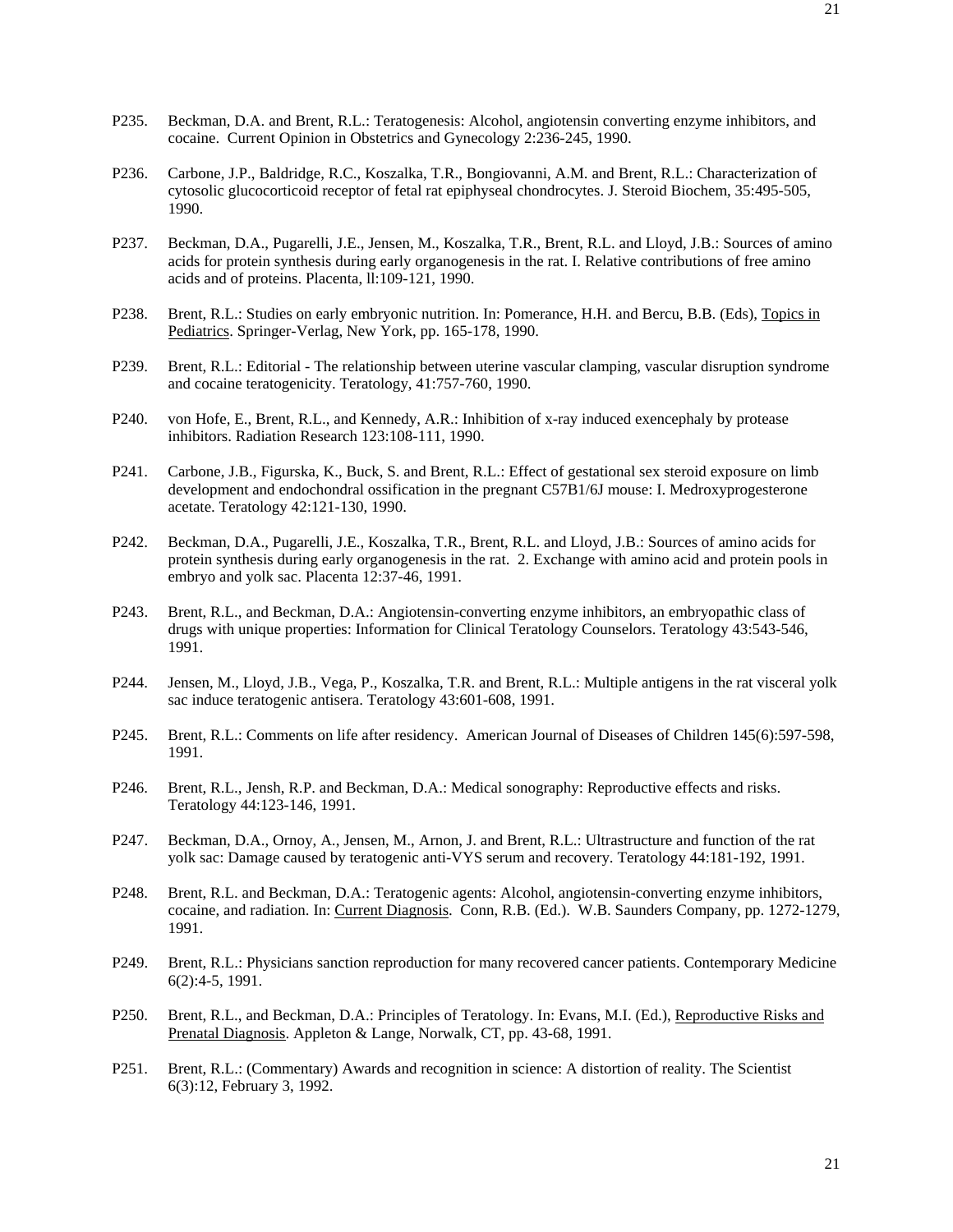P235. Beckman, D.A. and Brent, R.L.: Teratogenesis: Alcohol, angiotensin converting enzyme inhibitors, and cocaine. Current Opinion in Obstetrics and Gynecology 2:236-245, 1990.

P236. Carbone, J.P., Baldridge, R.C., Koszalka, T.R., Bongiovanni, A.M. and Brent, R.L.: Characterization of cytosolic glucocorticoid receptor of fetal rat epiphyseal chondrocytes. J. Steroid Biochem, 35:495-505, 1990.

P237. Beckman, D.A., Pugarelli, J.E., Jensen, M., Koszalka, T.R., Brent, R.L. and Lloyd, J.B.: Sources of amino acids for protein synthesis during early organogenesis in the rat. I. Relative contributions of free amino acids and of proteins. Placenta, ll:109-121, 1990.

P238. Brent, R.L.: Studies on early embryonic nutrition. In: Pomerance, H.H. and Bercu, B.B. (Eds), Topics in Pediatrics. Springer-Verlag, New York, pp. 165-178, 1990.

P239. Brent, R.L.: Editorial - The relationship between uterine vascular clamping, vascular disruption syndrome and cocaine teratogenicity. Teratology, 41:757-760, 1990.

P240. von Hofe, E., Brent, R.L., and Kennedy, A.R.: Inhibition of x-ray induced exencephaly by protease inhibitors. Radiation Research 123:108-111, 1990.

P241. Carbone, J.B., Figurska, K., Buck, S. and Brent, R.L.: Effect of gestational sex steroid exposure on limb development and endochondral ossification in the pregnant C57B1/6J mouse: I. Medroxyprogesterone acetate. Teratology 42:121-130, 1990.

P242. Beckman, D.A., Pugarelli, J.E., Koszalka, T.R., Brent, R.L. and Lloyd, J.B.: Sources of amino acids for protein synthesis during early organogenesis in the rat. 2. Exchange with amino acid and protein pools in embryo and yolk sac. Placenta 12:37-46, 1991.

P243. Brent, R.L., and Beckman, D.A.: Angiotensin-converting enzyme inhibitors, an embryopathic class of drugs with unique properties: Information for Clinical Teratology Counselors. Teratology 43:543-546, 1991.

P244. Jensen, M., Lloyd, J.B., Vega, P., Koszalka, T.R. and Brent, R.L.: Multiple antigens in the rat visceral yolk sac induce teratogenic antisera. Teratology 43:601-608, 1991.

P245. Brent, R.L.: Comments on life after residency. American Journal of Diseases of Children 145(6):597-598, 1991.

P246. Brent, R.L., Jensh, R.P. and Beckman, D.A.: Medical sonography: Reproductive effects and risks. Teratology 44:123-146, 1991.

P247. Beckman, D.A., Ornoy, A., Jensen, M., Arnon, J. and Brent, R.L.: Ultrastructure and function of the rat yolk sac: Damage caused by teratogenic anti-VYS serum and recovery. Teratology 44:181-192, 1991.

P248. Brent, R.L. and Beckman, D.A.: Teratogenic agents: Alcohol, angiotensin-converting enzyme inhibitors, cocaine, and radiation. In: Current Diagnosis. Conn, R.B. (Ed.). W.B. Saunders Company, pp. 1272-1279, 1991.

P249. Brent, R.L.: Physicians sanction reproduction for many recovered cancer patients. Contemporary Medicine 6(2):4-5, 1991.

P250. Brent, R.L., and Beckman, D.A.: Principles of Teratology. In: Evans, M.I. (Ed.), Reproductive Risks and Prenatal Diagnosis. Appleton & Lange, Norwalk, CT, pp. 43-68, 1991.

P251. Brent, R.L.: (Commentary) Awards and recognition in science: A distortion of reality. The Scientist 6(3):12, February 3, 1992.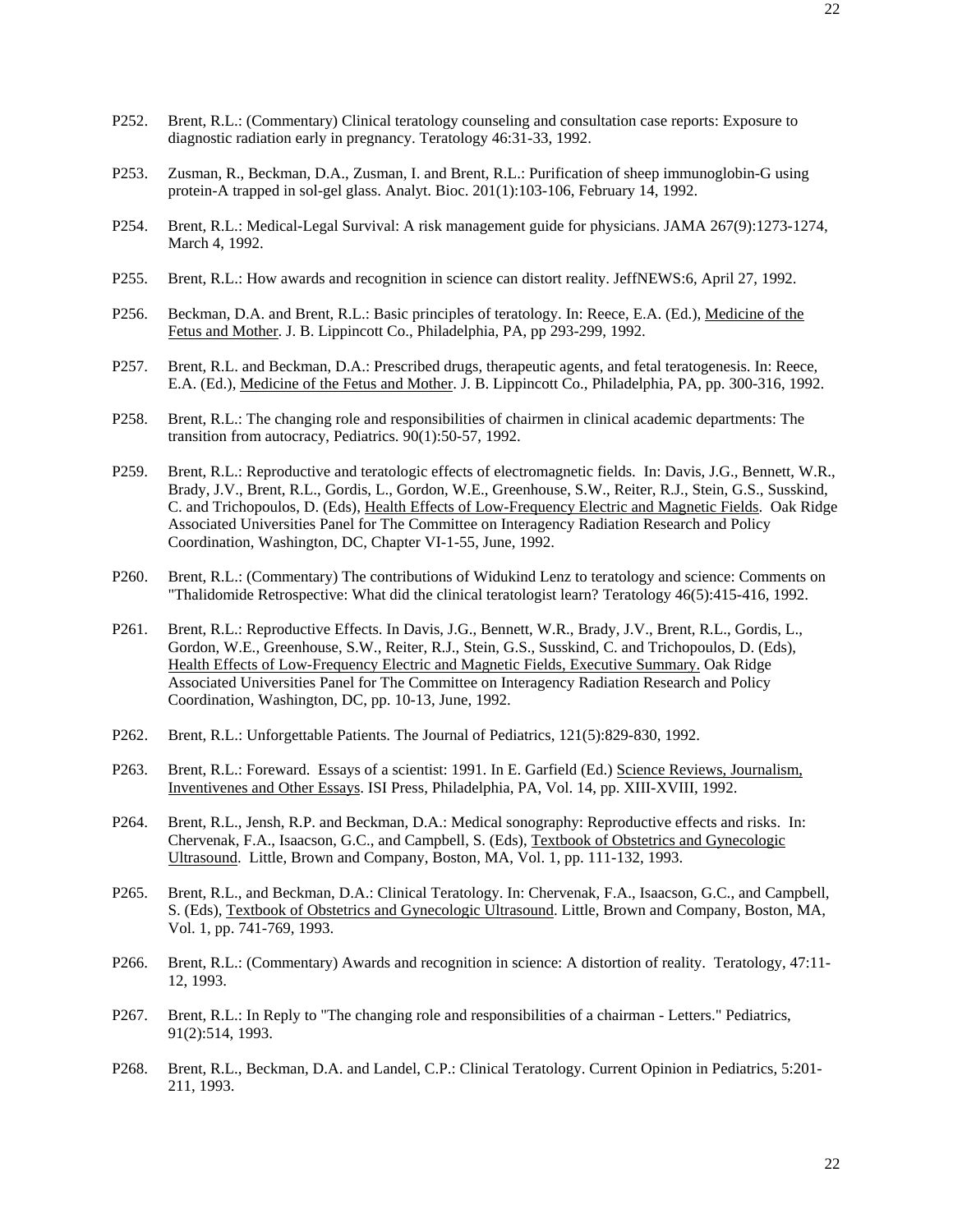P252. Brent, R.L.: (Commentary) Clinical teratology counseling and consultation case reports: Exposure to diagnostic radiation early in pregnancy. Teratology 46:31-33, 1992.

P253. Zusman, R., Beckman, D.A., Zusman, I. and Brent, R.L.: Purification of sheep immunoglobin-G using protein-A trapped in sol-gel glass. Analyt. Bioc. 201(1):103-106, February 14, 1992.

P254. Brent, R.L.: Medical-Legal Survival: A risk management guide for physicians. JAMA 267(9):1273-1274, March 4, 1992.

P255. Brent, R.L.: How awards and recognition in science can distort reality. JeffNEWS:6, April 27, 1992.

P256. Beckman, D.A. and Brent, R.L.: Basic principles of teratology. In: Reece, E.A. (Ed.), Medicine of the Fetus and Mother. J. B. Lippincott Co., Philadelphia, PA, pp 293-299, 1992.

P257. Brent, R.L. and Beckman, D.A.: Prescribed drugs, therapeutic agents, and fetal teratogenesis. In: Reece, E.A. (Ed.), Medicine of the Fetus and Mother. J. B. Lippincott Co., Philadelphia, PA, pp. 300-316, 1992.

P258. Brent, R.L.: The changing role and responsibilities of chairmen in clinical academic departments: The transition from autocracy, Pediatrics. 90(1):50-57, 1992.

P259. Brent, R.L.: Reproductive and teratologic effects of electromagnetic fields. In: Davis, J.G., Bennett, W.R., Brady, J.V., Brent, R.L., Gordis, L., Gordon, W.E., Greenhouse, S.W., Reiter, R.J., Stein, G.S., Susskind, C. and Trichopoulos, D. (Eds), Health Effects of Low-Frequency Electric and Magnetic Fields. Oak Ridge Associated Universities Panel for The Committee on Interagency Radiation Research and Policy Coordination, Washington, DC, Chapter VI-1-55, June, 1992.

P260. Brent, R.L.: (Commentary) The contributions of Widukind Lenz to teratology and science: Comments on "Thalidomide Retrospective: What did the clinical teratologist learn? Teratology 46(5):415-416, 1992.

P261. Brent, R.L.: Reproductive Effects. In Davis, J.G., Bennett, W.R., Brady, J.V., Brent, R.L., Gordis, L., Gordon, W.E., Greenhouse, S.W., Reiter, R.J., Stein, G.S., Susskind, C. and Trichopoulos, D. (Eds), Health Effects of Low-Frequency Electric and Magnetic Fields, Executive Summary. Oak Ridge Associated Universities Panel for The Committee on Interagency Radiation Research and Policy Coordination, Washington, DC, pp. 10-13, June, 1992.

P262. Brent, R.L.: Unforgettable Patients. The Journal of Pediatrics, 121(5):829-830, 1992.

P263. Brent, R.L.: Foreward. Essays of a scientist: 1991. In E. Garfield (Ed.) Science Reviews, Journalism, Inventivenes and Other Essays. ISI Press, Philadelphia, PA, Vol. 14, pp. XIII-XVIII, 1992.

P264. Brent, R.L., Jensh, R.P. and Beckman, D.A.: Medical sonography: Reproductive effects and risks. In: Chervenak, F.A., Isaacson, G.C., and Campbell, S. (Eds), Textbook of Obstetrics and Gynecologic Ultrasound. Little, Brown and Company, Boston, MA, Vol. 1, pp. 111-132, 1993.

P265. Brent, R.L., and Beckman, D.A.: Clinical Teratology. In: Chervenak, F.A., Isaacson, G.C., and Campbell, S. (Eds), Textbook of Obstetrics and Gynecologic Ultrasound. Little, Brown and Company, Boston, MA, Vol. 1, pp. 741-769, 1993.

P266. Brent, R.L.: (Commentary) Awards and recognition in science: A distortion of reality. Teratology, 47:11-12, 1993.

P267. Brent, R.L.: In Reply to "The changing role and responsibilities of a chairman - Letters." Pediatrics, 91(2):514, 1993.

P268. Brent, R.L., Beckman, D.A. and Landel, C.P.: Clinical Teratology. Current Opinion in Pediatrics, 5:201-211, 1993.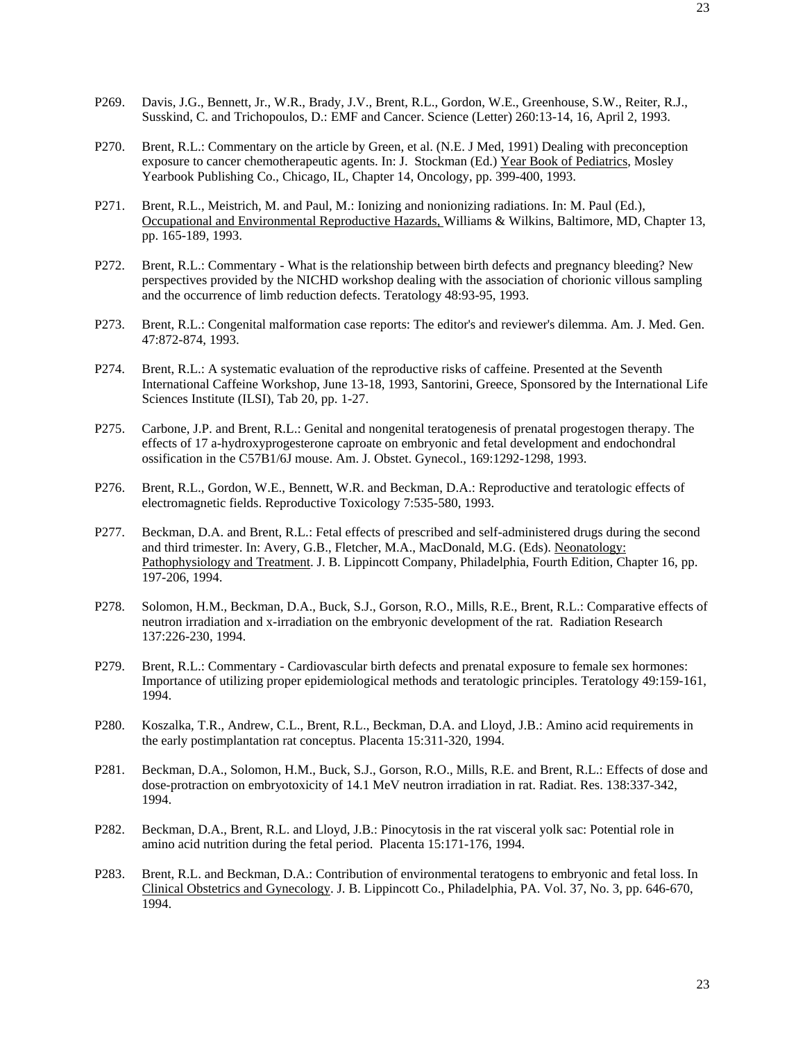P269. Davis, J.G., Bennett, Jr., W.R., Brady, J.V., Brent, R.L., Gordon, W.E., Greenhouse, S.W., Reiter, R.J., Susskind, C. and Trichopoulos, D.: EMF and Cancer. Science (Letter) 260:13-14, 16, April 2, 1993.

P270. Brent, R.L.: Commentary on the article by Green, et al. (N.E. J Med, 1991) Dealing with preconception exposure to cancer chemotherapeutic agents. In: J. Stockman (Ed.) Year Book of Pediatrics, Mosley Yearbook Publishing Co., Chicago, IL, Chapter 14, Oncology, pp. 399-400, 1993.

P271. Brent, R.L., Meistrich, M. and Paul, M.: Ionizing and nonionizing radiations. In: M. Paul (Ed.), Occupational and Environmental Reproductive Hazards, Williams & Wilkins, Baltimore, MD, Chapter 13, pp. 165-189, 1993.

P272. Brent, R.L.: Commentary - What is the relationship between birth defects and pregnancy bleeding? New perspectives provided by the NICHD workshop dealing with the association of chorionic villous sampling and the occurrence of limb reduction defects. Teratology 48:93-95, 1993.

P273. Brent, R.L.: Congenital malformation case reports: The editor's and reviewer's dilemma. Am. J. Med. Gen. 47:872-874, 1993.

P274. Brent, R.L.: A systematic evaluation of the reproductive risks of caffeine. Presented at the Seventh International Caffeine Workshop, June 13-18, 1993, Santorini, Greece, Sponsored by the International Life Sciences Institute (ILSI), Tab 20, pp. 1-27.

P275. Carbone, J.P. and Brent, R.L.: Genital and nongenital teratogenesis of prenatal progestogen therapy. The effects of 17 a-hydroxyprogesterone caproate on embryonic and fetal development and endochondral ossification in the C57B1/6J mouse. Am. J. Obstet. Gynecol., 169:1292-1298, 1993.

P276. Brent, R.L., Gordon, W.E., Bennett, W.R. and Beckman, D.A.: Reproductive and teratologic effects of electromagnetic fields. Reproductive Toxicology 7:535-580, 1993.

P277. Beckman, D.A. and Brent, R.L.: Fetal effects of prescribed and self-administered drugs during the second and third trimester. In: Avery, G.B., Fletcher, M.A., MacDonald, M.G. (Eds). Neonatology: Pathophysiology and Treatment. J. B. Lippincott Company, Philadelphia, Fourth Edition, Chapter 16, pp. 197-206, 1994.

P278. Solomon, H.M., Beckman, D.A., Buck, S.J., Gorson, R.O., Mills, R.E., Brent, R.L.: Comparative effects of neutron irradiation and x-irradiation on the embryonic development of the rat. Radiation Research 137:226-230, 1994.

P279. Brent, R.L.: Commentary - Cardiovascular birth defects and prenatal exposure to female sex hormones: Importance of utilizing proper epidemiological methods and teratologic principles. Teratology 49:159-161, 1994.

P280. Koszalka, T.R., Andrew, C.L., Brent, R.L., Beckman, D.A. and Lloyd, J.B.: Amino acid requirements in the early postimplantation rat conceptus. Placenta 15:311-320, 1994.

P281. Beckman, D.A., Solomon, H.M., Buck, S.J., Gorson, R.O., Mills, R.E. and Brent, R.L.: Effects of dose and dose-protraction on embryotoxicity of 14.1 MeV neutron irradiation in rat. Radiat. Res. 138:337-342, 1994.

P282. Beckman, D.A., Brent, R.L. and Lloyd, J.B.: Pinocytosis in the rat visceral yolk sac: Potential role in amino acid nutrition during the fetal period. Placenta 15:171-176, 1994.

P283. Brent, R.L. and Beckman, D.A.: Contribution of environmental teratogens to embryonic and fetal loss. In Clinical Obstetrics and Gynecology. J. B. Lippincott Co., Philadelphia, PA. Vol. 37, No. 3, pp. 646-670, 1994.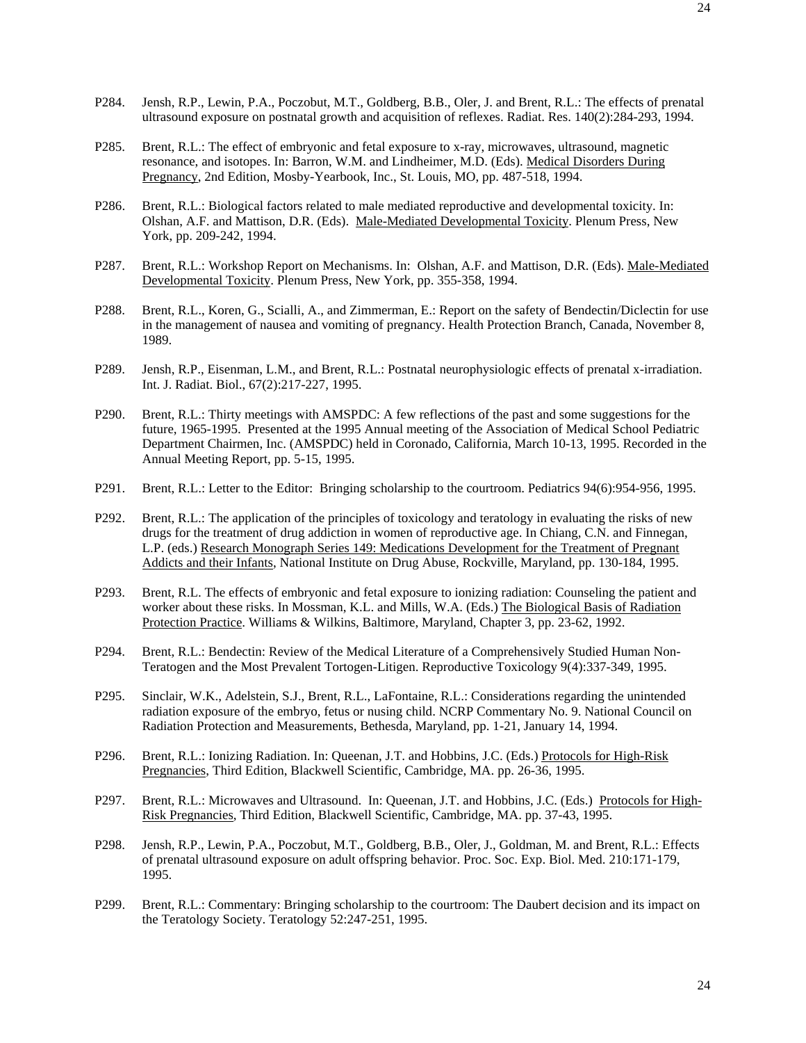P284. Jensh, R.P., Lewin, P.A., Poczobut, M.T., Goldberg, B.B., Oler, J. and Brent, R.L.: The effects of prenatal ultrasound exposure on postnatal growth and acquisition of reflexes. Radiat. Res. 140(2):284-293, 1994.

P285. Brent, R.L.: The effect of embryonic and fetal exposure to x-ray, microwaves, ultrasound, magnetic resonance, and isotopes. In: Barron, W.M. and Lindheimer, M.D. (Eds). Medical Disorders During Pregnancy, 2nd Edition, Mosby-Yearbook, Inc., St. Louis, MO, pp. 487-518, 1994.

P286. Brent, R.L.: Biological factors related to male mediated reproductive and developmental toxicity. In: Olshan, A.F. and Mattison, D.R. (Eds). Male-Mediated Developmental Toxicity. Plenum Press, New York, pp. 209-242, 1994.

P287. Brent, R.L.: Workshop Report on Mechanisms. In: Olshan, A.F. and Mattison, D.R. (Eds). Male-Mediated Developmental Toxicity. Plenum Press, New York, pp. 355-358, 1994.

P288. Brent, R.L., Koren, G., Scialli, A., and Zimmerman, E.: Report on the safety of Bendectin/Diclectin for use in the management of nausea and vomiting of pregnancy. Health Protection Branch, Canada, November 8, 1989.

P289. Jensh, R.P., Eisenman, L.M., and Brent, R.L.: Postnatal neurophysiologic effects of prenatal x-irradiation. Int. J. Radiat. Biol., 67(2):217-227, 1995.

P290. Brent, R.L.: Thirty meetings with AMSPDC: A few reflections of the past and some suggestions for the future, 1965-1995. Presented at the 1995 Annual meeting of the Association of Medical School Pediatric Department Chairmen, Inc. (AMSPDC) held in Coronado, California, March 10-13, 1995. Recorded in the Annual Meeting Report, pp. 5-15, 1995.

P291. Brent, R.L.: Letter to the Editor: Bringing scholarship to the courtroom. Pediatrics 94(6):954-956, 1995.

P292. Brent, R.L.: The application of the principles of toxicology and teratology in evaluating the risks of new drugs for the treatment of drug addiction in women of reproductive age. In Chiang, C.N. and Finnegan, L.P. (eds.) Research Monograph Series 149: Medications Development for the Treatment of Pregnant Addicts and their Infants, National Institute on Drug Abuse, Rockville, Maryland, pp. 130-184, 1995.

P293. Brent, R.L. The effects of embryonic and fetal exposure to ionizing radiation: Counseling the patient and worker about these risks. In Mossman, K.L. and Mills, W.A. (Eds.) The Biological Basis of Radiation Protection Practice. Williams & Wilkins, Baltimore, Maryland, Chapter 3, pp. 23-62, 1992.

P294. Brent, R.L.: Bendectin: Review of the Medical Literature of a Comprehensively Studied Human Non-Teratogen and the Most Prevalent Tortogen-Litigen. Reproductive Toxicology 9(4):337-349, 1995.

P295. Sinclair, W.K., Adelstein, S.J., Brent, R.L., LaFontaine, R.L.: Considerations regarding the unintended radiation exposure of the embryo, fetus or nusing child. NCRP Commentary No. 9. National Council on Radiation Protection and Measurements, Bethesda, Maryland, pp. 1-21, January 14, 1994.

P296. Brent, R.L.: Ionizing Radiation. In: Queenan, J.T. and Hobbins, J.C. (Eds.) Protocols for High-Risk Pregnancies, Third Edition, Blackwell Scientific, Cambridge, MA. pp. 26-36, 1995.

P297. Brent, R.L.: Microwaves and Ultrasound. In: Queenan, J.T. and Hobbins, J.C. (Eds.) Protocols for High-Risk Pregnancies, Third Edition, Blackwell Scientific, Cambridge, MA. pp. 37-43, 1995.

P298. Jensh, R.P., Lewin, P.A., Poczobut, M.T., Goldberg, B.B., Oler, J., Goldman, M. and Brent, R.L.: Effects of prenatal ultrasound exposure on adult offspring behavior. Proc. Soc. Exp. Biol. Med. 210:171-179, 1995.

P299. Brent, R.L.: Commentary: Bringing scholarship to the courtroom: The Daubert decision and its impact on the Teratology Society. Teratology 52:247-251, 1995.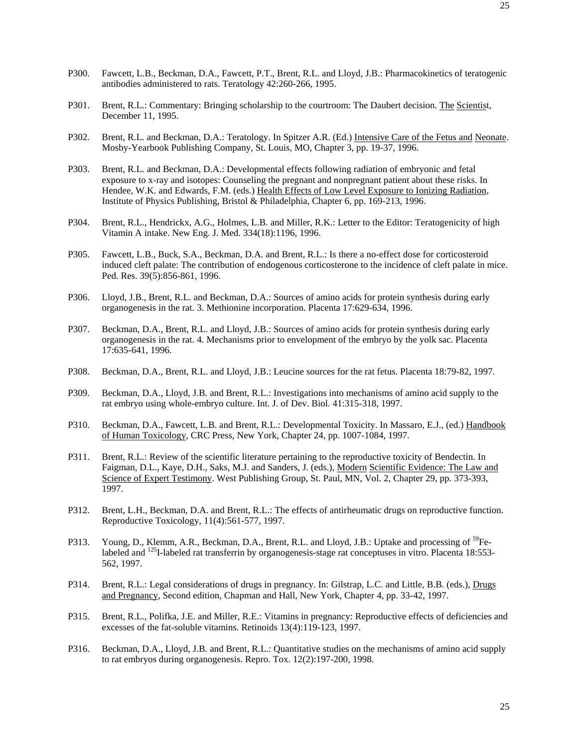P300. Fawcett, L.B., Beckman, D.A., Fawcett, P.T., Brent, R.L. and Lloyd, J.B.: Pharmacokinetics of teratogenic antibodies administered to rats. Teratology 42:260-266, 1995.

P301. Brent, R.L.: Commentary: Bringing scholarship to the courtroom: The Daubert decision. The Scientist, December 11, 1995.

P302. Brent, R.L. and Beckman, D.A.: Teratology. In Spitzer A.R. (Ed.) Intensive Care of the Fetus and Neonate. Mosby-Yearbook Publishing Company, St. Louis, MO, Chapter 3, pp. 19-37, 1996.

P303. Brent, R.L. and Beckman, D.A.: Developmental effects following radiation of embryonic and fetal exposure to x-ray and isotopes: Counseling the pregnant and nonpregnant patient about these risks. In Hendee, W.K. and Edwards, F.M. (eds.) Health Effects of Low Level Exposure to Ionizing Radiation, Institute of Physics Publishing, Bristol & Philadelphia, Chapter 6, pp. 169-213, 1996.

P304. Brent, R.L., Hendrickx, A.G., Holmes, L.B. and Miller, R.K.: Letter to the Editor: Teratogenicity of high Vitamin A intake. New Eng. J. Med. 334(18):1196, 1996.

P305. Fawcett, L.B., Buck, S.A., Beckman, D.A. and Brent, R.L.: Is there a no-effect dose for corticosteroid induced cleft palate: The contribution of endogenous corticosterone to the incidence of cleft palate in mice. Ped. Res. 39(5):856-861, 1996.

P306. Lloyd, J.B., Brent, R.L. and Beckman, D.A.: Sources of amino acids for protein synthesis during early organogenesis in the rat. 3. Methionine incorporation. Placenta 17:629-634, 1996.

P307. Beckman, D.A., Brent, R.L. and Lloyd, J.B.: Sources of amino acids for protein synthesis during early organogenesis in the rat. 4. Mechanisms prior to envelopment of the embryo by the yolk sac. Placenta 17:635-641, 1996.

P308. Beckman, D.A., Brent, R.L. and Lloyd, J.B.: Leucine sources for the rat fetus. Placenta 18:79-82, 1997.

P309. Beckman, D.A., Lloyd, J.B. and Brent, R.L.: Investigations into mechanisms of amino acid supply to the rat embryo using whole-embryo culture. Int. J. of Dev. Biol. 41:315-318, 1997.

P310. Beckman, D.A., Fawcett, L.B. and Brent, R.L.: Developmental Toxicity. In Massaro, E.J., (ed.) Handbook of Human Toxicology, CRC Press, New York, Chapter 24, pp. 1007-1084, 1997.

P311. Brent, R.L.: Review of the scientific literature pertaining to the reproductive toxicity of Bendectin. In Faigman, D.L., Kaye, D.H., Saks, M.J. and Sanders, J. (eds.), Modern Scientific Evidence: The Law and Science of Expert Testimony. West Publishing Group, St. Paul, MN, Vol. 2, Chapter 29, pp. 373-393, 1997.

P312. Brent, L.H., Beckman, D.A. and Brent, R.L.: The effects of antirheumatic drugs on reproductive function. Reproductive Toxicology, 11(4):561-577, 1997.

P313. Young, D., Klemm, A.R., Beckman, D.A., Brent, R.L. and Lloyd, J.B.: Uptake and processing of $^{59}$Fe-labeled and $^{125}$I-labeled rat transferrin by organogenesis-stage rat conceptuses in vitro. Placenta 18:553-562, 1997.

P314. Brent, R.L.: Legal considerations of drugs in pregnancy. In: Gilstrap, L.C. and Little, B.B. (eds.), Drugs and Pregnancy, Second edition, Chapman and Hall, New York, Chapter 4, pp. 33-42, 1997.

P315. Brent, R.L., Polifka, J.E. and Miller, R.E.: Vitamins in pregnancy: Reproductive effects of deficiencies and excesses of the fat-soluble vitamins. Retinoids 13(4):119-123, 1997.

P316. Beckman, D.A., Lloyd, J.B. and Brent, R.L.: Quantitative studies on the mechanisms of amino acid supply to rat embryos during organogenesis. Repro. Tox. 12(2):197-200, 1998.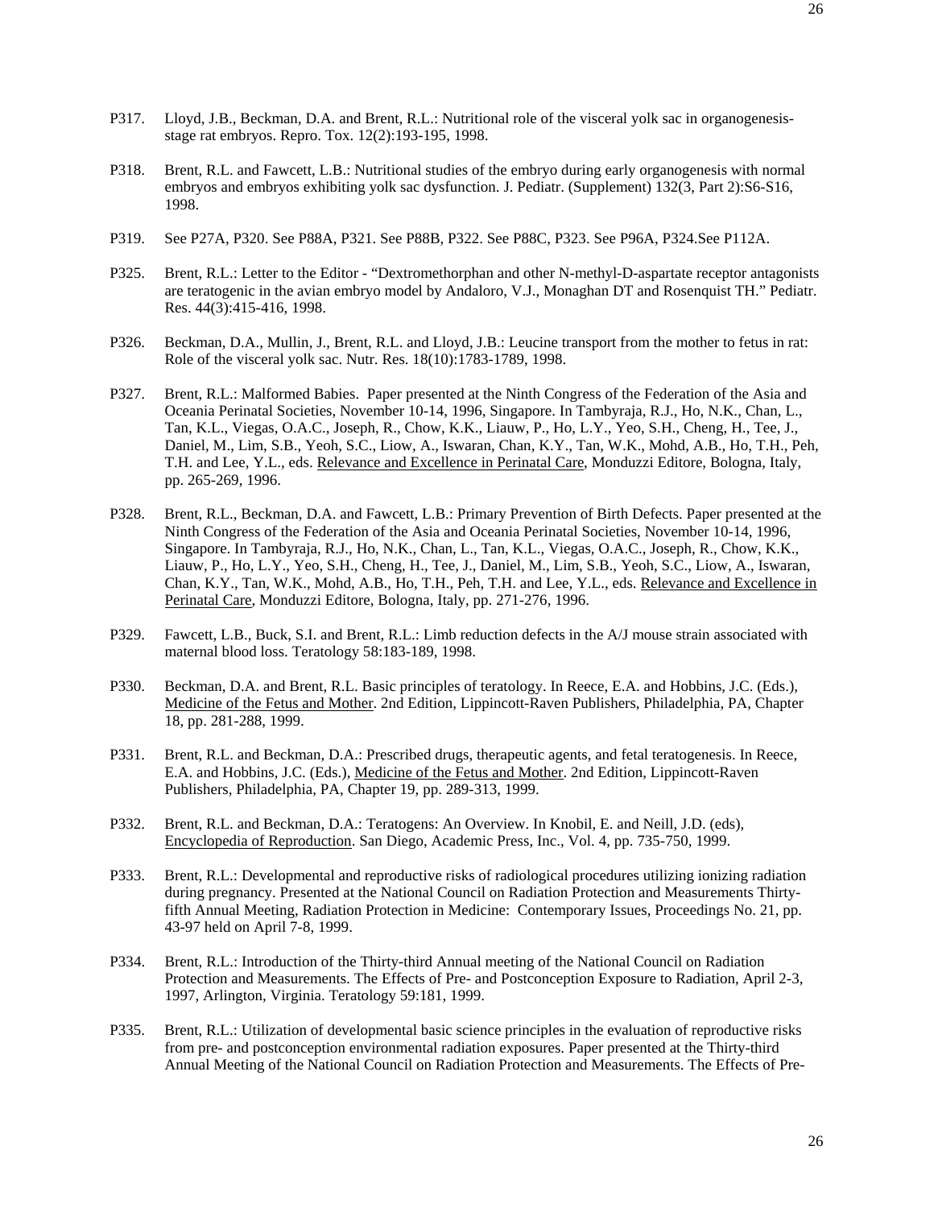P317. Lloyd, J.B., Beckman, D.A. and Brent, R.L.: Nutritional role of the visceral yolk sac in organogenesis-stage rat embryos. Repro. Tox. 12(2):193-195, 1998.

P318. Brent, R.L. and Fawcett, L.B.: Nutritional studies of the embryo during early organogenesis with normal embryos and embryos exhibiting yolk sac dysfunction. J. Pediatr. (Supplement) 132(3, Part 2):S6-S16, 1998.

P319. See P27A, P320. See P88A, P321. See P88B, P322. See P88C, P323. See P96A, P324.See P112A.

P325. Brent, R.L.: Letter to the Editor - "Dextromethorphan and other N-methyl-D-aspartate receptor antagonists are teratogenic in the avian embryo model by Andaloro, V.J., Monaghan DT and Rosenquist TH." Pediatr. Res. 44(3):415-416, 1998.

P326. Beckman, D.A., Mullin, J., Brent, R.L. and Lloyd, J.B.: Leucine transport from the mother to fetus in rat: Role of the visceral yolk sac. Nutr. Res. 18(10):1783-1789, 1998.

P327. Brent, R.L.: Malformed Babies. Paper presented at the Ninth Congress of the Federation of the Asia and Oceania Perinatal Societies, November 10-14, 1996, Singapore. In Tambyraja, R.J., Ho, N.K., Chan, L., Tan, K.L., Viegas, O.A.C., Joseph, R., Chow, K.K., Liauw, P., Ho, L.Y., Yeo, S.H., Cheng, H., Tee, J., Daniel, M., Lim, S.B., Yeoh, S.C., Liow, A., Iswaran, Chan, K.Y., Tan, W.K., Mohd, A.B., Ho, T.H., Peh, T.H. and Lee, Y.L., eds. Relevance and Excellence in Perinatal Care, Monduzzi Editore, Bologna, Italy, pp. 265-269, 1996.

P328. Brent, R.L., Beckman, D.A. and Fawcett, L.B.: Primary Prevention of Birth Defects. Paper presented at the Ninth Congress of the Federation of the Asia and Oceania Perinatal Societies, November 10-14, 1996, Singapore. In Tambyraja, R.J., Ho, N.K., Chan, L., Tan, K.L., Viegas, O.A.C., Joseph, R., Chow, K.K., Liauw, P., Ho, L.Y., Yeo, S.H., Cheng, H., Tee, J., Daniel, M., Lim, S.B., Yeoh, S.C., Liow, A., Iswaran, Chan, K.Y., Tan, W.K., Mohd, A.B., Ho, T.H., Peh, T.H. and Lee, Y.L., eds. Relevance and Excellence in Perinatal Care, Monduzzi Editore, Bologna, Italy, pp. 271-276, 1996.

P329. Fawcett, L.B., Buck, S.I. and Brent, R.L.: Limb reduction defects in the A/J mouse strain associated with maternal blood loss. Teratology 58:183-189, 1998.

P330. Beckman, D.A. and Brent, R.L. Basic principles of teratology. In Reece, E.A. and Hobbins, J.C. (Eds.), Medicine of the Fetus and Mother. 2nd Edition, Lippincott-Raven Publishers, Philadelphia, PA, Chapter 18, pp. 281-288, 1999.

P331. Brent, R.L. and Beckman, D.A.: Prescribed drugs, therapeutic agents, and fetal teratogenesis. In Reece, E.A. and Hobbins, J.C. (Eds.), Medicine of the Fetus and Mother. 2nd Edition, Lippincott-Raven Publishers, Philadelphia, PA, Chapter 19, pp. 289-313, 1999.

P332. Brent, R.L. and Beckman, D.A.: Teratogens: An Overview. In Knobil, E. and Neill, J.D. (eds), Encyclopedia of Reproduction. San Diego, Academic Press, Inc., Vol. 4, pp. 735-750, 1999.

P333. Brent, R.L.: Developmental and reproductive risks of radiological procedures utilizing ionizing radiation during pregnancy. Presented at the National Council on Radiation Protection and Measurements Thirty-fifth Annual Meeting, Radiation Protection in Medicine: Contemporary Issues, Proceedings No. 21, pp. 43-97 held on April 7-8, 1999.

P334. Brent, R.L.: Introduction of the Thirty-third Annual meeting of the National Council on Radiation Protection and Measurements. The Effects of Pre- and Postconception Exposure to Radiation, April 2-3, 1997, Arlington, Virginia. Teratology 59:181, 1999.

P335. Brent, R.L.: Utilization of developmental basic science principles in the evaluation of reproductive risks from pre- and postconception environmental radiation exposures. Paper presented at the Thirty-third Annual Meeting of the National Council on Radiation Protection and Measurements. The Effects of Pre-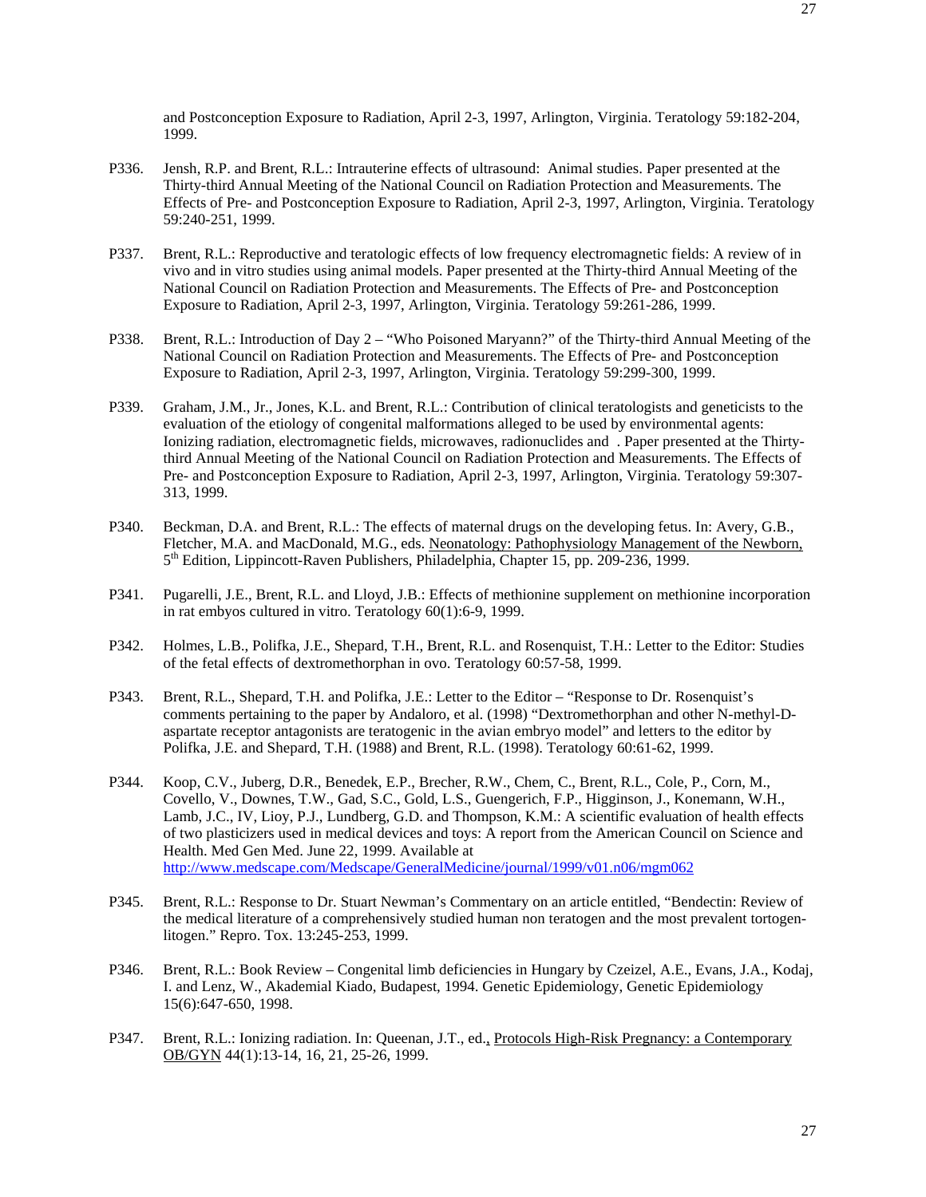and Postconception Exposure to Radiation, April 2-3, 1997, Arlington, Virginia. Teratology 59:182-204, 1999.

P336. Jensh, R.P. and Brent, R.L.: Intrauterine effects of ultrasound: Animal studies. Paper presented at the Thirty-third Annual Meeting of the National Council on Radiation Protection and Measurements. The Effects of Pre- and Postconception Exposure to Radiation, April 2-3, 1997, Arlington, Virginia. Teratology 59:240-251, 1999.

P337. Brent, R.L.: Reproductive and teratologic effects of low frequency electromagnetic fields: A review of in vivo and in vitro studies using animal models. Paper presented at the Thirty-third Annual Meeting of the National Council on Radiation Protection and Measurements. The Effects of Pre- and Postconception Exposure to Radiation, April 2-3, 1997, Arlington, Virginia. Teratology 59:261-286, 1999.

P338. Brent, R.L.: Introduction of Day 2 – "Who Poisoned Maryann?" of the Thirty-third Annual Meeting of the National Council on Radiation Protection and Measurements. The Effects of Pre- and Postconception Exposure to Radiation, April 2-3, 1997, Arlington, Virginia. Teratology 59:299-300, 1999.

P339. Graham, J.M., Jr., Jones, K.L. and Brent, R.L.: Contribution of clinical teratologists and geneticists to the evaluation of the etiology of congenital malformations alleged to be used by environmental agents: Ionizing radiation, electromagnetic fields, microwaves, radionuclides and . Paper presented at the Thirty-third Annual Meeting of the National Council on Radiation Protection and Measurements. The Effects of Pre- and Postconception Exposure to Radiation, April 2-3, 1997, Arlington, Virginia. Teratology 59:307-313, 1999.

P340. Beckman, D.A. and Brent, R.L.: The effects of maternal drugs on the developing fetus. In: Avery, G.B., Fletcher, M.A. and MacDonald, M.G., eds. Neonatology: Pathophysiology Management of the Newborn, 5th Edition, Lippincott-Raven Publishers, Philadelphia, Chapter 15, pp. 209-236, 1999.

P341. Pugarelli, J.E., Brent, R.L. and Lloyd, J.B.: Effects of methionine supplement on methionine incorporation in rat embyos cultured in vitro. Teratology 60(1):6-9, 1999.

P342. Holmes, L.B., Polifka, J.E., Shepard, T.H., Brent, R.L. and Rosenquist, T.H.: Letter to the Editor: Studies of the fetal effects of dextromethorphan in ovo. Teratology 60:57-58, 1999.

P343. Brent, R.L., Shepard, T.H. and Polifka, J.E.: Letter to the Editor – "Response to Dr. Rosenquist's comments pertaining to the paper by Andaloro, et al. (1998) "Dextromethorphan and other N-methyl-D-aspartate receptor antagonists are teratogenic in the avian embryo model" and letters to the editor by Polifka, J.E. and Shepard, T.H. (1988) and Brent, R.L. (1998). Teratology 60:61-62, 1999.

P344. Koop, C.V., Juberg, D.R., Benedek, E.P., Brecher, R.W., Chem, C., Brent, R.L., Cole, P., Corn, M., Covello, V., Downes, T.W., Gad, S.C., Gold, L.S., Guengerich, F.P., Higginson, J., Konemann, W.H., Lamb, J.C., IV, Lioy, P.J., Lundberg, G.D. and Thompson, K.M.: A scientific evaluation of health effects of two plasticizers used in medical devices and toys: A report from the American Council on Science and Health. Med Gen Med. June 22, 1999. Available at http://www.medscape.com/Medscape/GeneralMedicine/journal/1999/v01.n06/mgm062

P345. Brent, R.L.: Response to Dr. Stuart Newman's Commentary on an article entitled, "Bendectin: Review of the medical literature of a comprehensively studied human non teratogen and the most prevalent tortogen-litogen." Repro. Tox. 13:245-253, 1999.

P346. Brent, R.L.: Book Review – Congenital limb deficiencies in Hungary by Czeizel, A.E., Evans, J.A., Kodaj, I. and Lenz, W., Akademial Kiado, Budapest, 1994. Genetic Epidemiology, Genetic Epidemiology 15(6):647-650, 1998.

P347. Brent, R.L.: Ionizing radiation. In: Queenan, J.T., ed., Protocols High-Risk Pregnancy: a Contemporary OB/GYN 44(1):13-14, 16, 21, 25-26, 1999.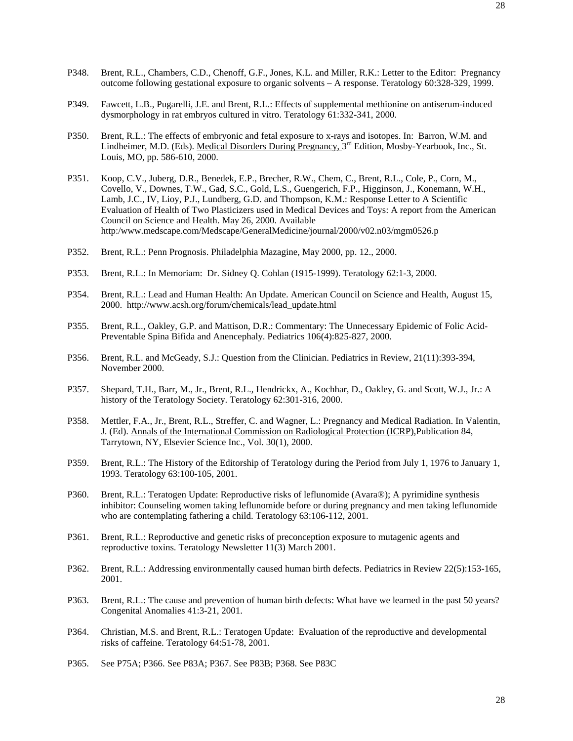P348. Brent, R.L., Chambers, C.D., Chenoff, G.F., Jones, K.L. and Miller, R.K.: Letter to the Editor: Pregnancy outcome following gestational exposure to organic solvents – A response. Teratology 60:328-329, 1999.

P349. Fawcett, L.B., Pugarelli, J.E. and Brent, R.L.: Effects of supplemental methionine on antiserum-induced dysmorphology in rat embryos cultured in vitro. Teratology 61:332-341, 2000.

P350. Brent, R.L.: The effects of embryonic and fetal exposure to x-rays and isotopes. In: Barron, W.M. and Lindheimer, M.D. (Eds). Medical Disorders During Pregnancy, 3rd Edition, Mosby-Yearbook, Inc., St. Louis, MO, pp. 586-610, 2000.

P351. Koop, C.V., Juberg, D.R., Benedek, E.P., Brecher, R.W., Chem, C., Brent, R.L., Cole, P., Corn, M., Covello, V., Downes, T.W., Gad, S.C., Gold, L.S., Guengerich, F.P., Higginson, J., Konemann, W.H., Lamb, J.C., IV, Lioy, P.J., Lundberg, G.D. and Thompson, K.M.: Response Letter to A Scientific Evaluation of Health of Two Plasticizers used in Medical Devices and Toys: A report from the American Council on Science and Health. May 26, 2000. Available http:/www.medscape.com/Medscape/GeneralMedicine/journal/2000/v02.n03/mgm0526.p

P352. Brent, R.L.: Penn Prognosis. Philadelphia Mazagine, May 2000, pp. 12., 2000.

P353. Brent, R.L.: In Memoriam: Dr. Sidney Q. Cohlan (1915-1999). Teratology 62:1-3, 2000.

P354. Brent, R.L.: Lead and Human Health: An Update. American Council on Science and Health, August 15, 2000. http://www.acsh.org/forum/chemicals/lead_update.html

P355. Brent, R.L., Oakley, G.P. and Mattison, D.R.: Commentary: The Unnecessary Epidemic of Folic Acid-Preventable Spina Bifida and Anencephaly. Pediatrics 106(4):825-827, 2000.

P356. Brent, R.L. and McGeady, S.J.: Question from the Clinician. Pediatrics in Review, 21(11):393-394, November 2000.

P357. Shepard, T.H., Barr, M., Jr., Brent, R.L., Hendrickx, A., Kochhar, D., Oakley, G. and Scott, W.J., Jr.: A history of the Teratology Society. Teratology 62:301-316, 2000.

P358. Mettler, F.A., Jr., Brent, R.L., Streffer, C. and Wagner, L.: Pregnancy and Medical Radiation. In Valentin, J. (Ed). Annals of the International Commission on Radiological Protection (ICRP),Publication 84, Tarrytown, NY, Elsevier Science Inc., Vol. 30(1), 2000.

P359. Brent, R.L.: The History of the Editorship of Teratology during the Period from July 1, 1976 to January 1, 1993. Teratology 63:100-105, 2001.

P360. Brent, R.L.: Teratogen Update: Reproductive risks of leflunomide (Avara®); A pyrimidine synthesis inhibitor: Counseling women taking leflunomide before or during pregnancy and men taking leflunomide who are contemplating fathering a child. Teratology 63:106-112, 2001.

P361. Brent, R.L.: Reproductive and genetic risks of preconception exposure to mutagenic agents and reproductive toxins. Teratology Newsletter 11(3) March 2001.

P362. Brent, R.L.: Addressing environmentally caused human birth defects. Pediatrics in Review 22(5):153-165, 2001.

P363. Brent, R.L.: The cause and prevention of human birth defects: What have we learned in the past 50 years? Congenital Anomalies 41:3-21, 2001.

P364. Christian, M.S. and Brent, R.L.: Teratogen Update: Evaluation of the reproductive and developmental risks of caffeine. Teratology 64:51-78, 2001.

P365. See P75A; P366. See P83A; P367. See P83B; P368. See P83C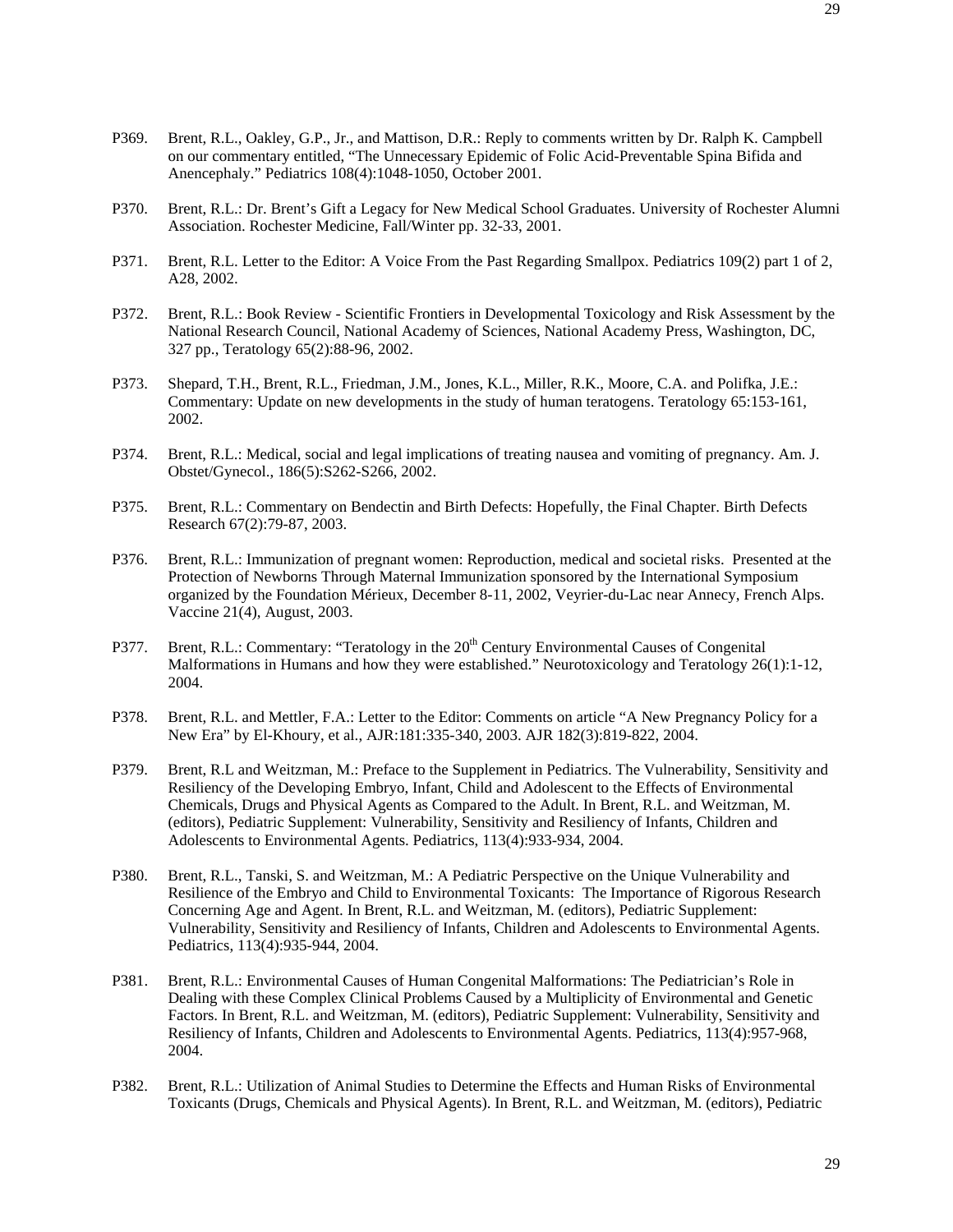P369. Brent, R.L., Oakley, G.P., Jr., and Mattison, D.R.: Reply to comments written by Dr. Ralph K. Campbell on our commentary entitled, "The Unnecessary Epidemic of Folic Acid-Preventable Spina Bifida and Anencephaly." Pediatrics 108(4):1048-1050, October 2001.

P370. Brent, R.L.: Dr. Brent's Gift a Legacy for New Medical School Graduates. University of Rochester Alumni Association. Rochester Medicine, Fall/Winter pp. 32-33, 2001.

P371. Brent, R.L. Letter to the Editor: A Voice From the Past Regarding Smallpox. Pediatrics 109(2) part 1 of 2, A28, 2002.

P372. Brent, R.L.: Book Review - Scientific Frontiers in Developmental Toxicology and Risk Assessment by the National Research Council, National Academy of Sciences, National Academy Press, Washington, DC, 327 pp., Teratology 65(2):88-96, 2002.

P373. Shepard, T.H., Brent, R.L., Friedman, J.M., Jones, K.L., Miller, R.K., Moore, C.A. and Polifka, J.E.: Commentary: Update on new developments in the study of human teratogens. Teratology 65:153-161, 2002.

P374. Brent, R.L.: Medical, social and legal implications of treating nausea and vomiting of pregnancy. Am. J. Obstet/Gynecol., 186(5):S262-S266, 2002.

P375. Brent, R.L.: Commentary on Bendectin and Birth Defects: Hopefully, the Final Chapter. Birth Defects Research 67(2):79-87, 2003.

P376. Brent, R.L.: Immunization of pregnant women: Reproduction, medical and societal risks. Presented at the Protection of Newborns Through Maternal Immunization sponsored by the International Symposium organized by the Foundation Mérieux, December 8-11, 2002, Veyrier-du-Lac near Annecy, French Alps. Vaccine 21(4), August, 2003.

P377. Brent, R.L.: Commentary: "Teratology in the 20th Century Environmental Causes of Congenital Malformations in Humans and how they were established." Neurotoxicology and Teratology 26(1):1-12, 2004.

P378. Brent, R.L. and Mettler, F.A.: Letter to the Editor: Comments on article "A New Pregnancy Policy for a New Era" by El-Khoury, et al., AJR:181:335-340, 2003. AJR 182(3):819-822, 2004.

P379. Brent, R.L and Weitzman, M.: Preface to the Supplement in Pediatrics. The Vulnerability, Sensitivity and Resiliency of the Developing Embryo, Infant, Child and Adolescent to the Effects of Environmental Chemicals, Drugs and Physical Agents as Compared to the Adult. In Brent, R.L. and Weitzman, M. (editors), Pediatric Supplement: Vulnerability, Sensitivity and Resiliency of Infants, Children and Adolescents to Environmental Agents. Pediatrics, 113(4):933-934, 2004.

P380. Brent, R.L., Tanski, S. and Weitzman, M.: A Pediatric Perspective on the Unique Vulnerability and Resilience of the Embryo and Child to Environmental Toxicants: The Importance of Rigorous Research Concerning Age and Agent. In Brent, R.L. and Weitzman, M. (editors), Pediatric Supplement: Vulnerability, Sensitivity and Resiliency of Infants, Children and Adolescents to Environmental Agents. Pediatrics, 113(4):935-944, 2004.

P381. Brent, R.L.: Environmental Causes of Human Congenital Malformations: The Pediatrician's Role in Dealing with these Complex Clinical Problems Caused by a Multiplicity of Environmental and Genetic Factors. In Brent, R.L. and Weitzman, M. (editors), Pediatric Supplement: Vulnerability, Sensitivity and Resiliency of Infants, Children and Adolescents to Environmental Agents. Pediatrics, 113(4):957-968, 2004.

P382. Brent, R.L.: Utilization of Animal Studies to Determine the Effects and Human Risks of Environmental Toxicants (Drugs, Chemicals and Physical Agents). In Brent, R.L. and Weitzman, M. (editors), Pediatric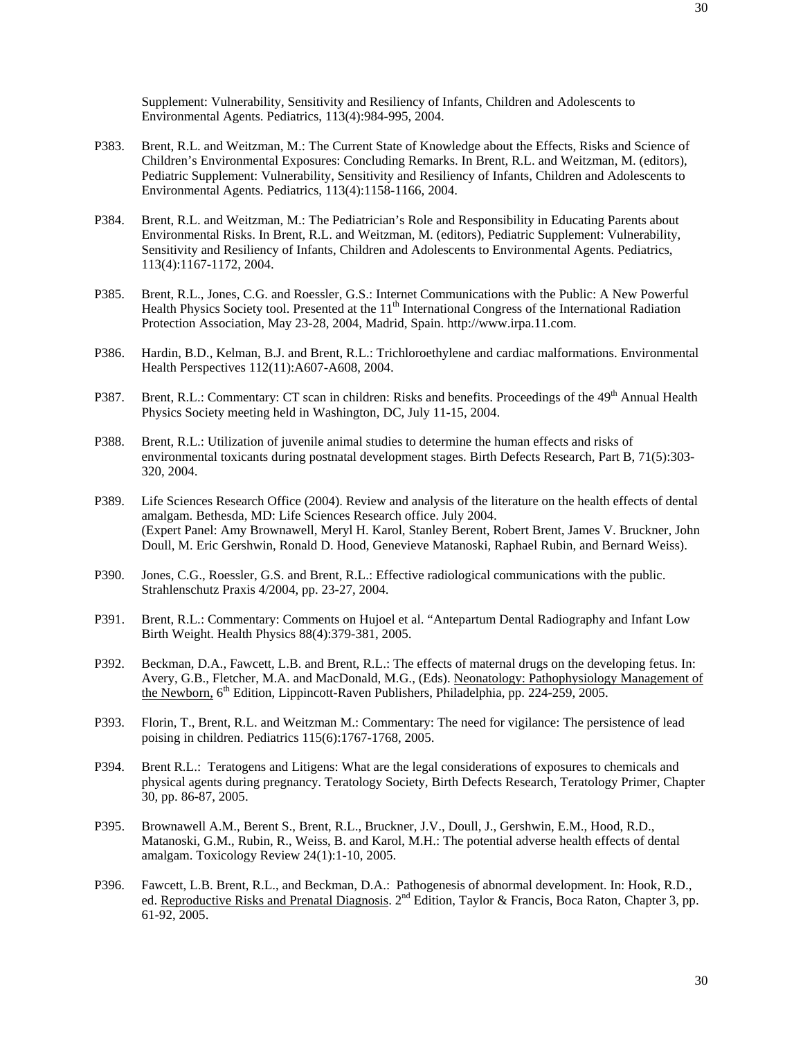Supplement: Vulnerability, Sensitivity and Resiliency of Infants, Children and Adolescents to Environmental Agents. Pediatrics, 113(4):984-995, 2004.

P383. Brent, R.L. and Weitzman, M.: The Current State of Knowledge about the Effects, Risks and Science of Children's Environmental Exposures: Concluding Remarks. In Brent, R.L. and Weitzman, M. (editors), Pediatric Supplement: Vulnerability, Sensitivity and Resiliency of Infants, Children and Adolescents to Environmental Agents. Pediatrics, 113(4):1158-1166, 2004.

P384. Brent, R.L. and Weitzman, M.: The Pediatrician's Role and Responsibility in Educating Parents about Environmental Risks. In Brent, R.L. and Weitzman, M. (editors), Pediatric Supplement: Vulnerability, Sensitivity and Resiliency of Infants, Children and Adolescents to Environmental Agents. Pediatrics, 113(4):1167-1172, 2004.

P385. Brent, R.L., Jones, C.G. and Roessler, G.S.: Internet Communications with the Public: A New Powerful Health Physics Society tool. Presented at the 11th International Congress of the International Radiation Protection Association, May 23-28, 2004, Madrid, Spain. http://www.irpa.11.com.

P386. Hardin, B.D., Kelman, B.J. and Brent, R.L.: Trichloroethylene and cardiac malformations. Environmental Health Perspectives 112(11):A607-A608, 2004.

P387. Brent, R.L.: Commentary: CT scan in children: Risks and benefits. Proceedings of the 49th Annual Health Physics Society meeting held in Washington, DC, July 11-15, 2004.

P388. Brent, R.L.: Utilization of juvenile animal studies to determine the human effects and risks of environmental toxicants during postnatal development stages. Birth Defects Research, Part B, 71(5):303-320, 2004.

P389. Life Sciences Research Office (2004). Review and analysis of the literature on the health effects of dental amalgam. Bethesda, MD: Life Sciences Research office. July 2004.
(Expert Panel: Amy Brownawell, Meryl H. Karol, Stanley Berent, Robert Brent, James V. Bruckner, John Doull, M. Eric Gershwin, Ronald D. Hood, Genevieve Matanoski, Raphael Rubin, and Bernard Weiss).

P390. Jones, C.G., Roessler, G.S. and Brent, R.L.: Effective radiological communications with the public. Strahlenschutz Praxis 4/2004, pp. 23-27, 2004.

P391. Brent, R.L.: Commentary: Comments on Hujoel et al. "Antepartum Dental Radiography and Infant Low Birth Weight. Health Physics 88(4):379-381, 2005.

P392. Beckman, D.A., Fawcett, L.B. and Brent, R.L.: The effects of maternal drugs on the developing fetus. In: Avery, G.B., Fletcher, M.A. and MacDonald, M.G., (Eds). Neonatology: Pathophysiology Management of the Newborn, 6th Edition, Lippincott-Raven Publishers, Philadelphia, pp. 224-259, 2005.

P393. Florin, T., Brent, R.L. and Weitzman M.: Commentary: The need for vigilance: The persistence of lead poising in children. Pediatrics 115(6):1767-1768, 2005.

P394. Brent R.L.: Teratogens and Litigens: What are the legal considerations of exposures to chemicals and physical agents during pregnancy. Teratology Society, Birth Defects Research, Teratology Primer, Chapter 30, pp. 86-87, 2005.

P395. Brownawell A.M., Berent S., Brent, R.L., Bruckner, J.V., Doull, J., Gershwin, E.M., Hood, R.D., Matanoski, G.M., Rubin, R., Weiss, B. and Karol, M.H.: The potential adverse health effects of dental amalgam. Toxicology Review 24(1):1-10, 2005.

P396. Fawcett, L.B. Brent, R.L., and Beckman, D.A.: Pathogenesis of abnormal development. In: Hook, R.D., ed. Reproductive Risks and Prenatal Diagnosis. 2nd Edition, Taylor & Francis, Boca Raton, Chapter 3, pp. 61-92, 2005.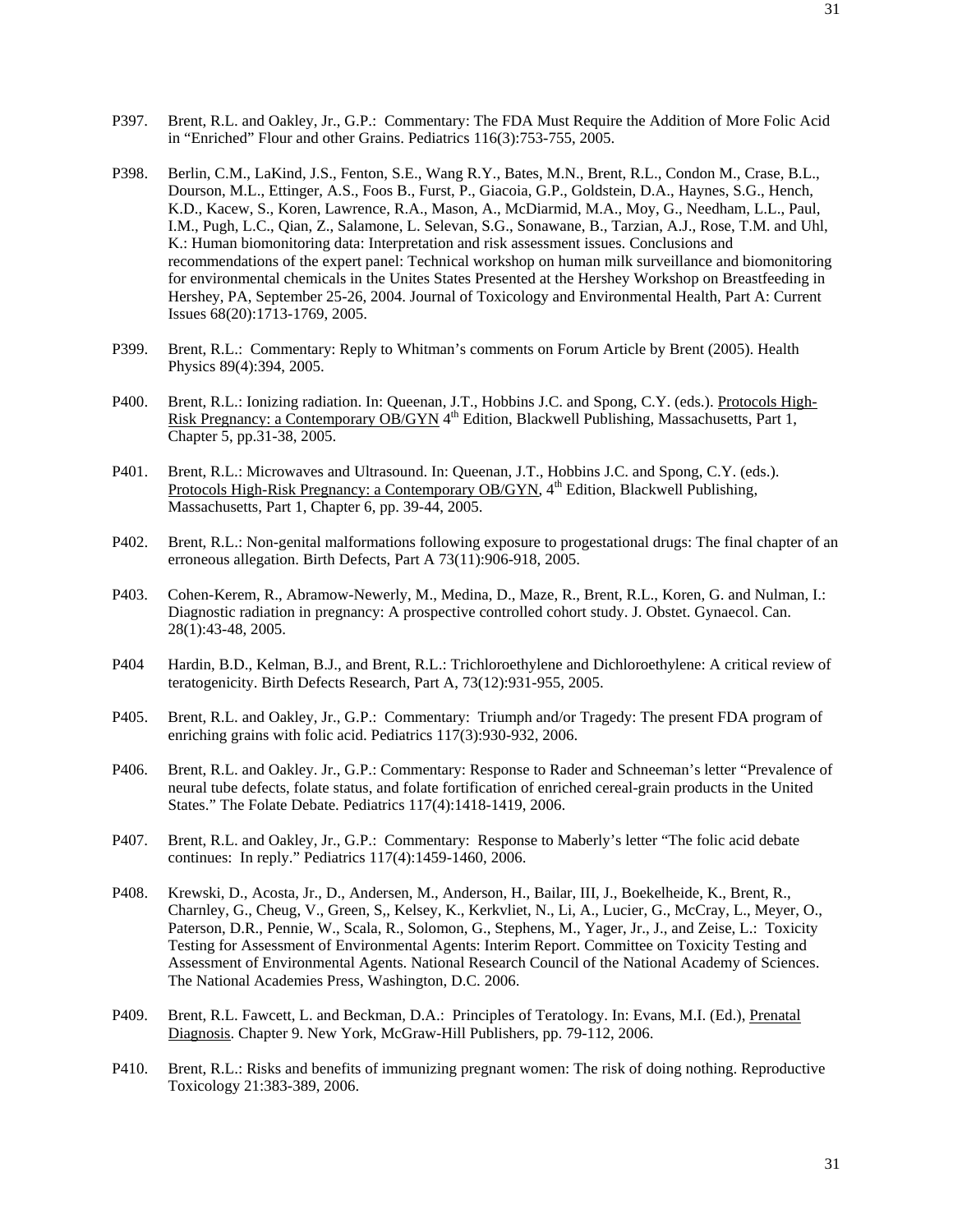P397. Brent, R.L. and Oakley, Jr., G.P.: Commentary: The FDA Must Require the Addition of More Folic Acid in "Enriched" Flour and other Grains. Pediatrics 116(3):753-755, 2005.

P398. Berlin, C.M., LaKind, J.S., Fenton, S.E., Wang R.Y., Bates, M.N., Brent, R.L., Condon M., Crase, B.L., Dourson, M.L., Ettinger, A.S., Foos B., Furst, P., Giacoia, G.P., Goldstein, D.A., Haynes, S.G., Hench, K.D., Kacew, S., Koren, Lawrence, R.A., Mason, A., McDiarmid, M.A., Moy, G., Needham, L.L., Paul, I.M., Pugh, L.C., Qian, Z., Salamone, L. Selevan, S.G., Sonawane, B., Tarzian, A.J., Rose, T.M. and Uhl, K.: Human biomonitoring data: Interpretation and risk assessment issues. Conclusions and recommendations of the expert panel: Technical workshop on human milk surveillance and biomonitoring for environmental chemicals in the Unites States Presented at the Hershey Workshop on Breastfeeding in Hershey, PA, September 25-26, 2004. Journal of Toxicology and Environmental Health, Part A: Current Issues 68(20):1713-1769, 2005.

P399. Brent, R.L.: Commentary: Reply to Whitman's comments on Forum Article by Brent (2005). Health Physics 89(4):394, 2005.

P400. Brent, R.L.: Ionizing radiation. In: Queenan, J.T., Hobbins J.C. and Spong, C.Y. (eds.). Protocols High-Risk Pregnancy: a Contemporary OB/GYN 4th Edition, Blackwell Publishing, Massachusetts, Part 1, Chapter 5, pp.31-38, 2005.

P401. Brent, R.L.: Microwaves and Ultrasound. In: Queenan, J.T., Hobbins J.C. and Spong, C.Y. (eds.). Protocols High-Risk Pregnancy: a Contemporary OB/GYN, 4th Edition, Blackwell Publishing, Massachusetts, Part 1, Chapter 6, pp. 39-44, 2005.

P402. Brent, R.L.: Non-genital malformations following exposure to progestational drugs: The final chapter of an erroneous allegation. Birth Defects, Part A 73(11):906-918, 2005.

P403. Cohen-Kerem, R., Abramow-Newerly, M., Medina, D., Maze, R., Brent, R.L., Koren, G. and Nulman, I.: Diagnostic radiation in pregnancy: A prospective controlled cohort study. J. Obstet. Gynaecol. Can. 28(1):43-48, 2005.

P404 Hardin, B.D., Kelman, B.J., and Brent, R.L.: Trichloroethylene and Dichloroethylene: A critical review of teratogenicity. Birth Defects Research, Part A, 73(12):931-955, 2005.

P405. Brent, R.L. and Oakley, Jr., G.P.: Commentary: Triumph and/or Tragedy: The present FDA program of enriching grains with folic acid. Pediatrics 117(3):930-932, 2006.

P406. Brent, R.L. and Oakley. Jr., G.P.: Commentary: Response to Rader and Schneeman's letter "Prevalence of neural tube defects, folate status, and folate fortification of enriched cereal-grain products in the United States." The Folate Debate. Pediatrics 117(4):1418-1419, 2006.

P407. Brent, R.L. and Oakley, Jr., G.P.: Commentary: Response to Maberly's letter "The folic acid debate continues: In reply." Pediatrics 117(4):1459-1460, 2006.

P408. Krewski, D., Acosta, Jr., D., Andersen, M., Anderson, H., Bailar, III, J., Boekelheide, K., Brent, R., Charnley, G., Cheug, V., Green, S,, Kelsey, K., Kerkvliet, N., Li, A., Lucier, G., McCray, L., Meyer, O., Paterson, D.R., Pennie, W., Scala, R., Solomon, G., Stephens, M., Yager, Jr., J., and Zeise, L.: Toxicity Testing for Assessment of Environmental Agents: Interim Report. Committee on Toxicity Testing and Assessment of Environmental Agents. National Research Council of the National Academy of Sciences. The National Academies Press, Washington, D.C. 2006.

P409. Brent, R.L. Fawcett, L. and Beckman, D.A.: Principles of Teratology. In: Evans, M.I. (Ed.), Prenatal Diagnosis. Chapter 9. New York, McGraw-Hill Publishers, pp. 79-112, 2006.

P410. Brent, R.L.: Risks and benefits of immunizing pregnant women: The risk of doing nothing. Reproductive Toxicology 21:383-389, 2006.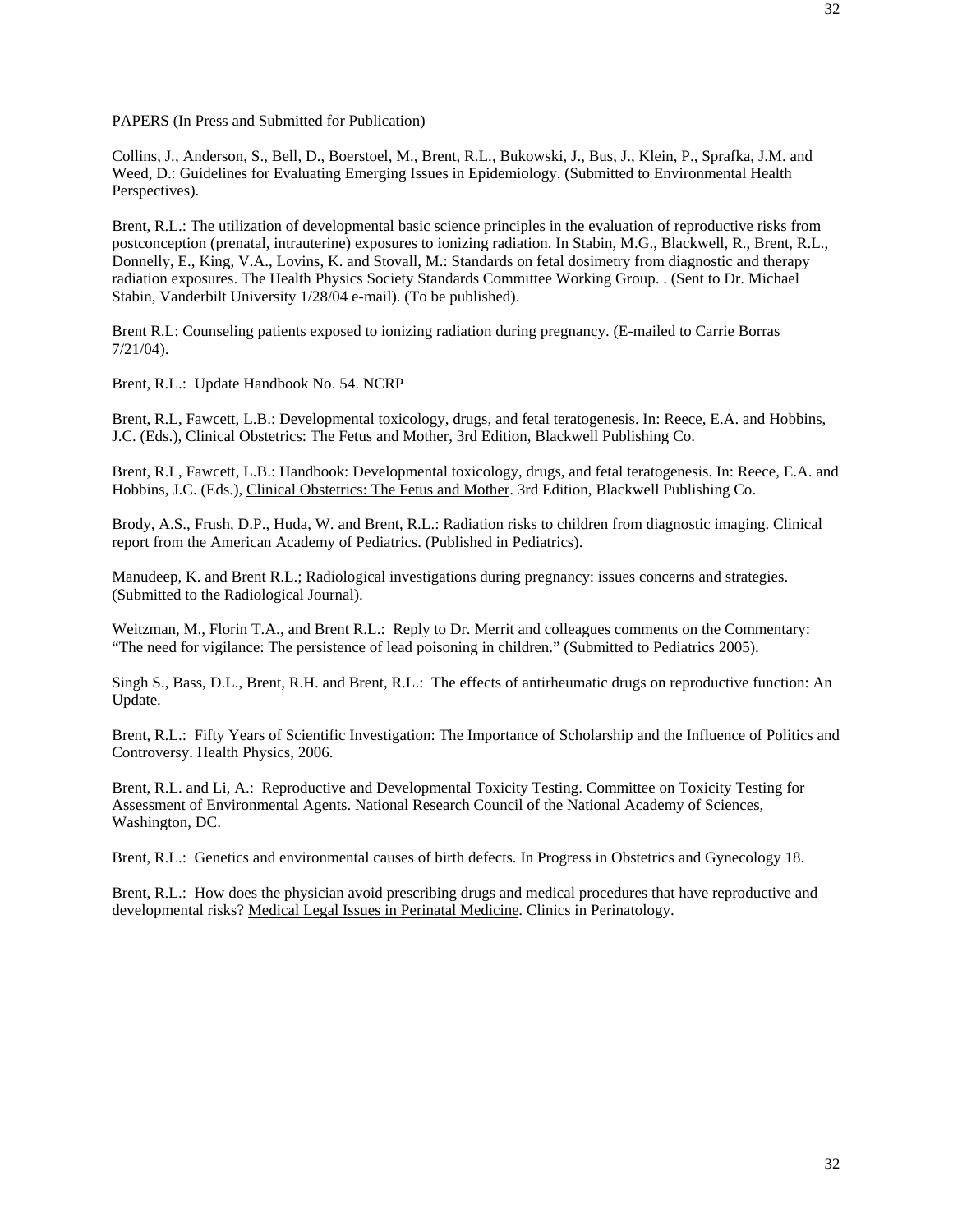PAPERS (In Press and Submitted for Publication)

Collins, J., Anderson, S., Bell, D., Boerstoel, M., Brent, R.L., Bukowski, J., Bus, J., Klein, P., Sprafka, J.M. and Weed, D.: Guidelines for Evaluating Emerging Issues in Epidemiology. (Submitted to Environmental Health Perspectives).

Brent, R.L.: The utilization of developmental basic science principles in the evaluation of reproductive risks from postconception (prenatal, intrauterine) exposures to ionizing radiation. In Stabin, M.G., Blackwell, R., Brent, R.L., Donnelly, E., King, V.A., Lovins, K. and Stovall, M.: Standards on fetal dosimetry from diagnostic and therapy radiation exposures. The Health Physics Society Standards Committee Working Group. . (Sent to Dr. Michael Stabin, Vanderbilt University 1/28/04 e-mail). (To be published).

Brent R.L: Counseling patients exposed to ionizing radiation during pregnancy. (E-mailed to Carrie Borras 7/21/04).

Brent, R.L.: Update Handbook No. 54. NCRP

Brent, R.L, Fawcett, L.B.: Developmental toxicology, drugs, and fetal teratogenesis. In: Reece, E.A. and Hobbins, J.C. (Eds.), <u>Clinical Obstetrics: The Fetus and Mother</u>, 3rd Edition, Blackwell Publishing Co.

Brent, R.L, Fawcett, L.B.: Handbook: Developmental toxicology, drugs, and fetal teratogenesis. In: Reece, E.A. and Hobbins, J.C. (Eds.), <u>Clinical Obstetrics: The Fetus and Mother</u>. 3rd Edition, Blackwell Publishing Co.

Brody, A.S., Frush, D.P., Huda, W. and Brent, R.L.: Radiation risks to children from diagnostic imaging. Clinical report from the American Academy of Pediatrics. (Published in Pediatrics).

Manudeep, K. and Brent R.L.; Radiological investigations during pregnancy: issues concerns and strategies. (Submitted to the Radiological Journal).

Weitzman, M., Florin T.A., and Brent R.L.: Reply to Dr. Merrit and colleagues comments on the Commentary: "The need for vigilance: The persistence of lead poisoning in children." (Submitted to Pediatrics 2005).

Singh S., Bass, D.L., Brent, R.H. and Brent, R.L.: The effects of antirheumatic drugs on reproductive function: An Update.

Brent, R.L.: Fifty Years of Scientific Investigation: The Importance of Scholarship and the Influence of Politics and Controversy. Health Physics, 2006.

Brent, R.L. and Li, A.: Reproductive and Developmental Toxicity Testing. Committee on Toxicity Testing for Assessment of Environmental Agents. National Research Council of the National Academy of Sciences, Washington, DC.

Brent, R.L.: Genetics and environmental causes of birth defects. In Progress in Obstetrics and Gynecology 18.

Brent, R.L.: How does the physician avoid prescribing drugs and medical procedures that have reproductive and developmental risks? <u>Medical Legal Issues in Perinatal Medicine</u>. Clinics in Perinatology.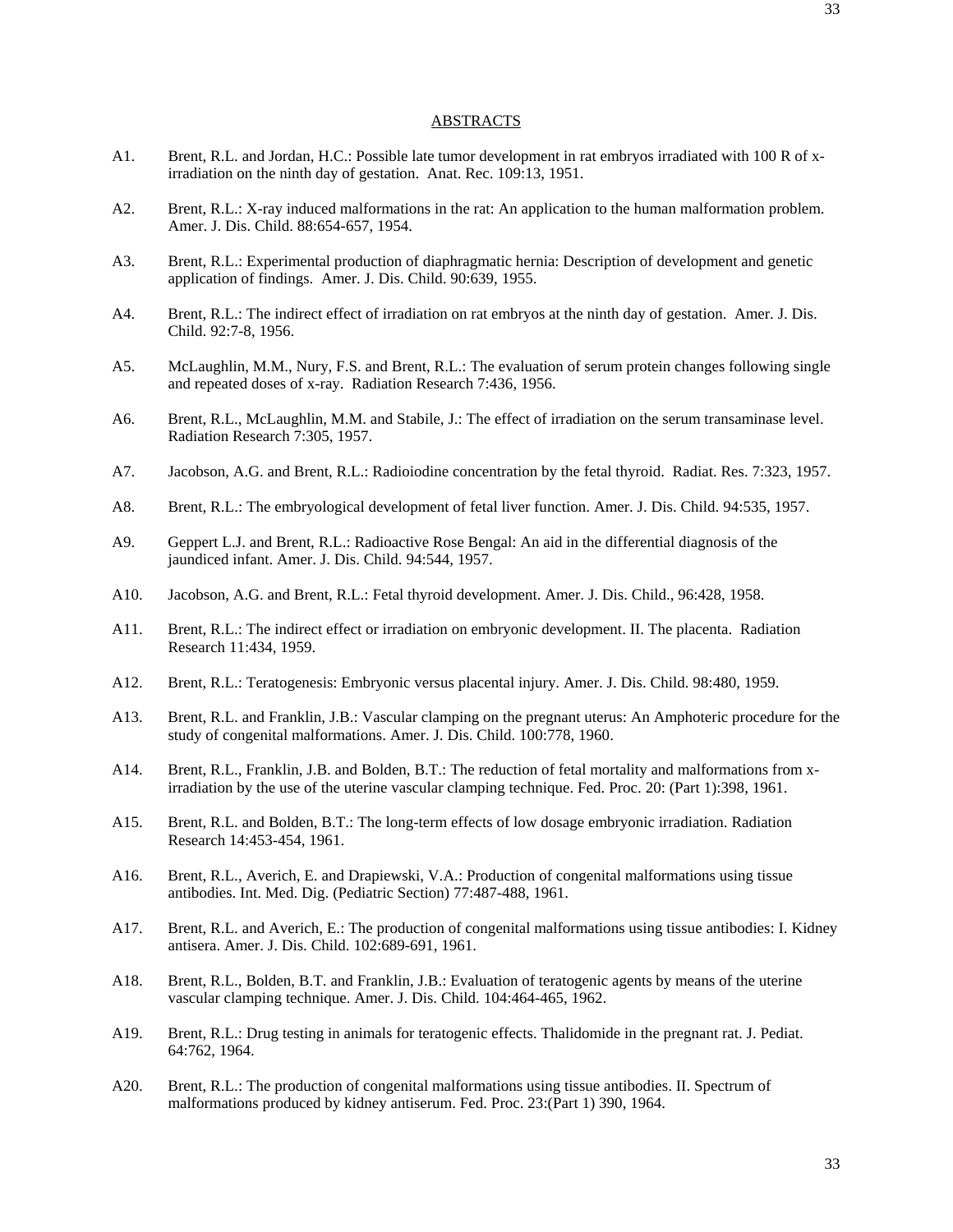## ABSTRACTS

A1. Brent, R.L. and Jordan, H.C.: Possible late tumor development in rat embryos irradiated with 100 R of x-irradiation on the ninth day of gestation. Anat. Rec. 109:13, 1951.

A2. Brent, R.L.: X-ray induced malformations in the rat: An application to the human malformation problem. Amer. J. Dis. Child. 88:654-657, 1954.

A3. Brent, R.L.: Experimental production of diaphragmatic hernia: Description of development and genetic application of findings. Amer. J. Dis. Child. 90:639, 1955.

A4. Brent, R.L.: The indirect effect of irradiation on rat embryos at the ninth day of gestation. Amer. J. Dis. Child. 92:7-8, 1956.

A5. McLaughlin, M.M., Nury, F.S. and Brent, R.L.: The evaluation of serum protein changes following single and repeated doses of x-ray. Radiation Research 7:436, 1956.

A6. Brent, R.L., McLaughlin, M.M. and Stabile, J.: The effect of irradiation on the serum transaminase level. Radiation Research 7:305, 1957.

A7. Jacobson, A.G. and Brent, R.L.: Radioiodine concentration by the fetal thyroid. Radiat. Res. 7:323, 1957.

A8. Brent, R.L.: The embryological development of fetal liver function. Amer. J. Dis. Child. 94:535, 1957.

A9. Geppert L.J. and Brent, R.L.: Radioactive Rose Bengal: An aid in the differential diagnosis of the jaundiced infant. Amer. J. Dis. Child. 94:544, 1957.

A10. Jacobson, A.G. and Brent, R.L.: Fetal thyroid development. Amer. J. Dis. Child., 96:428, 1958.

A11. Brent, R.L.: The indirect effect or irradiation on embryonic development. II. The placenta. Radiation Research 11:434, 1959.

A12. Brent, R.L.: Teratogenesis: Embryonic versus placental injury. Amer. J. Dis. Child. 98:480, 1959.

A13. Brent, R.L. and Franklin, J.B.: Vascular clamping on the pregnant uterus: An Amphoteric procedure for the study of congenital malformations. Amer. J. Dis. Child. 100:778, 1960.

A14. Brent, R.L., Franklin, J.B. and Bolden, B.T.: The reduction of fetal mortality and malformations from x-irradiation by the use of the uterine vascular clamping technique. Fed. Proc. 20: (Part 1):398, 1961.

A15. Brent, R.L. and Bolden, B.T.: The long-term effects of low dosage embryonic irradiation. Radiation Research 14:453-454, 1961.

A16. Brent, R.L., Averich, E. and Drapiewski, V.A.: Production of congenital malformations using tissue antibodies. Int. Med. Dig. (Pediatric Section) 77:487-488, 1961.

A17. Brent, R.L. and Averich, E.: The production of congenital malformations using tissue antibodies: I. Kidney antisera. Amer. J. Dis. Child. 102:689-691, 1961.

A18. Brent, R.L., Bolden, B.T. and Franklin, J.B.: Evaluation of teratogenic agents by means of the uterine vascular clamping technique. Amer. J. Dis. Child. 104:464-465, 1962.

A19. Brent, R.L.: Drug testing in animals for teratogenic effects. Thalidomide in the pregnant rat. J. Pediat. 64:762, 1964.

A20. Brent, R.L.: The production of congenital malformations using tissue antibodies. II. Spectrum of malformations produced by kidney antiserum. Fed. Proc. 23:(Part 1) 390, 1964.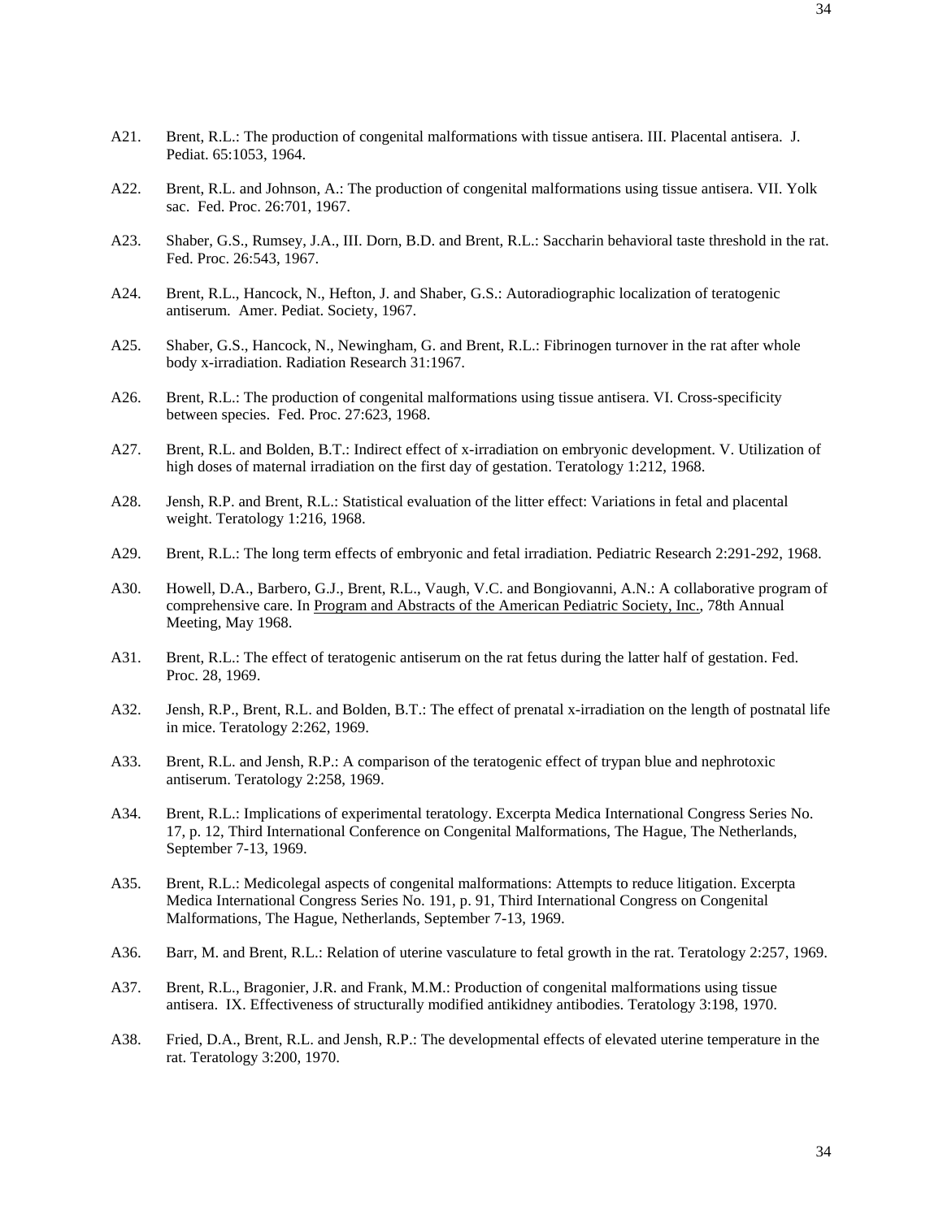A21. Brent, R.L.: The production of congenital malformations with tissue antisera. III. Placental antisera. J. Pediat. 65:1053, 1964.

A22. Brent, R.L. and Johnson, A.: The production of congenital malformations using tissue antisera. VII. Yolk sac. Fed. Proc. 26:701, 1967.

A23. Shaber, G.S., Rumsey, J.A., III. Dorn, B.D. and Brent, R.L.: Saccharin behavioral taste threshold in the rat. Fed. Proc. 26:543, 1967.

A24. Brent, R.L., Hancock, N., Hefton, J. and Shaber, G.S.: Autoradiographic localization of teratogenic antiserum. Amer. Pediat. Society, 1967.

A25. Shaber, G.S., Hancock, N., Newingham, G. and Brent, R.L.: Fibrinogen turnover in the rat after whole body x-irradiation. Radiation Research 31:1967.

A26. Brent, R.L.: The production of congenital malformations using tissue antisera. VI. Cross-specificity between species. Fed. Proc. 27:623, 1968.

A27. Brent, R.L. and Bolden, B.T.: Indirect effect of x-irradiation on embryonic development. V. Utilization of high doses of maternal irradiation on the first day of gestation. Teratology 1:212, 1968.

A28. Jensh, R.P. and Brent, R.L.: Statistical evaluation of the litter effect: Variations in fetal and placental weight. Teratology 1:216, 1968.

A29. Brent, R.L.: The long term effects of embryonic and fetal irradiation. Pediatric Research 2:291-292, 1968.

A30. Howell, D.A., Barbero, G.J., Brent, R.L., Vaugh, V.C. and Bongiovanni, A.N.: A collaborative program of comprehensive care. In Program and Abstracts of the American Pediatric Society, Inc., 78th Annual Meeting, May 1968.

A31. Brent, R.L.: The effect of teratogenic antiserum on the rat fetus during the latter half of gestation. Fed. Proc. 28, 1969.

A32. Jensh, R.P., Brent, R.L. and Bolden, B.T.: The effect of prenatal x-irradiation on the length of postnatal life in mice. Teratology 2:262, 1969.

A33. Brent, R.L. and Jensh, R.P.: A comparison of the teratogenic effect of trypan blue and nephrotoxic antiserum. Teratology 2:258, 1969.

A34. Brent, R.L.: Implications of experimental teratology. Excerpta Medica International Congress Series No. 17, p. 12, Third International Conference on Congenital Malformations, The Hague, The Netherlands, September 7-13, 1969.

A35. Brent, R.L.: Medicolegal aspects of congenital malformations: Attempts to reduce litigation. Excerpta Medica International Congress Series No. 191, p. 91, Third International Congress on Congenital Malformations, The Hague, Netherlands, September 7-13, 1969.

A36. Barr, M. and Brent, R.L.: Relation of uterine vasculature to fetal growth in the rat. Teratology 2:257, 1969.

A37. Brent, R.L., Bragonier, J.R. and Frank, M.M.: Production of congenital malformations using tissue antisera. IX. Effectiveness of structurally modified antikidney antibodies. Teratology 3:198, 1970.

A38. Fried, D.A., Brent, R.L. and Jensh, R.P.: The developmental effects of elevated uterine temperature in the rat. Teratology 3:200, 1970.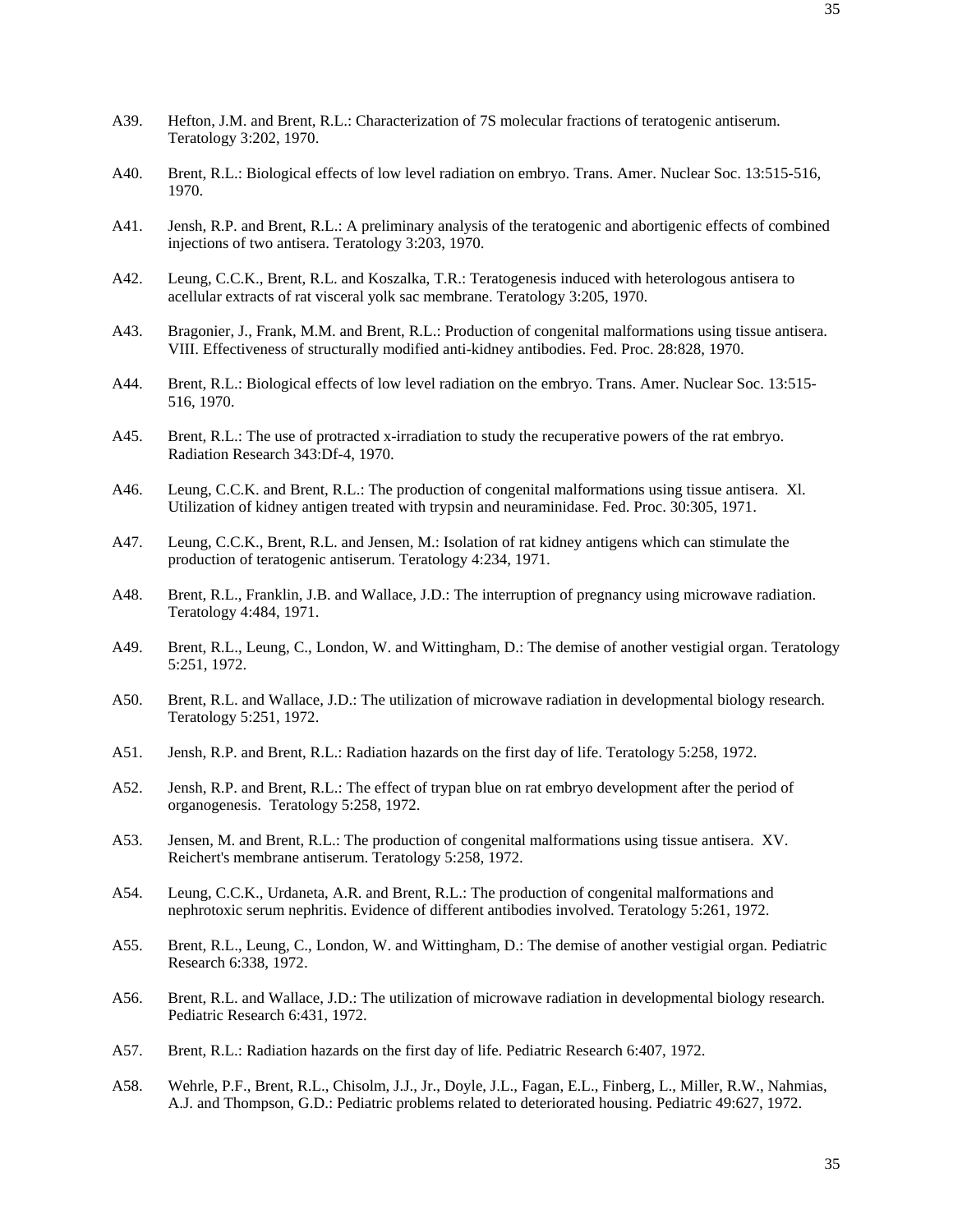A39. Hefton, J.M. and Brent, R.L.: Characterization of 7S molecular fractions of teratogenic antiserum. Teratology 3:202, 1970.

A40. Brent, R.L.: Biological effects of low level radiation on embryo. Trans. Amer. Nuclear Soc. 13:515-516, 1970.

A41. Jensh, R.P. and Brent, R.L.: A preliminary analysis of the teratogenic and abortigenic effects of combined injections of two antisera. Teratology 3:203, 1970.

A42. Leung, C.C.K., Brent, R.L. and Koszalka, T.R.: Teratogenesis induced with heterologous antisera to acellular extracts of rat visceral yolk sac membrane. Teratology 3:205, 1970.

A43. Bragonier, J., Frank, M.M. and Brent, R.L.: Production of congenital malformations using tissue antisera. VIII. Effectiveness of structurally modified anti-kidney antibodies. Fed. Proc. 28:828, 1970.

A44. Brent, R.L.: Biological effects of low level radiation on the embryo. Trans. Amer. Nuclear Soc. 13:515-516, 1970.

A45. Brent, R.L.: The use of protracted x-irradiation to study the recuperative powers of the rat embryo. Radiation Research 343:Df-4, 1970.

A46. Leung, C.C.K. and Brent, R.L.: The production of congenital malformations using tissue antisera. Xl. Utilization of kidney antigen treated with trypsin and neuraminidase. Fed. Proc. 30:305, 1971.

A47. Leung, C.C.K., Brent, R.L. and Jensen, M.: Isolation of rat kidney antigens which can stimulate the production of teratogenic antiserum. Teratology 4:234, 1971.

A48. Brent, R.L., Franklin, J.B. and Wallace, J.D.: The interruption of pregnancy using microwave radiation. Teratology 4:484, 1971.

A49. Brent, R.L., Leung, C., London, W. and Wittingham, D.: The demise of another vestigial organ. Teratology 5:251, 1972.

A50. Brent, R.L. and Wallace, J.D.: The utilization of microwave radiation in developmental biology research. Teratology 5:251, 1972.

A51. Jensh, R.P. and Brent, R.L.: Radiation hazards on the first day of life. Teratology 5:258, 1972.

A52. Jensh, R.P. and Brent, R.L.: The effect of trypan blue on rat embryo development after the period of organogenesis. Teratology 5:258, 1972.

A53. Jensen, M. and Brent, R.L.: The production of congenital malformations using tissue antisera. XV. Reichert's membrane antiserum. Teratology 5:258, 1972.

A54. Leung, C.C.K., Urdaneta, A.R. and Brent, R.L.: The production of congenital malformations and nephrotoxic serum nephritis. Evidence of different antibodies involved. Teratology 5:261, 1972.

A55. Brent, R.L., Leung, C., London, W. and Wittingham, D.: The demise of another vestigial organ. Pediatric Research 6:338, 1972.

A56. Brent, R.L. and Wallace, J.D.: The utilization of microwave radiation in developmental biology research. Pediatric Research 6:431, 1972.

A57. Brent, R.L.: Radiation hazards on the first day of life. Pediatric Research 6:407, 1972.

A58. Wehrle, P.F., Brent, R.L., Chisolm, J.J., Jr., Doyle, J.L., Fagan, E.L., Finberg, L., Miller, R.W., Nahmias, A.J. and Thompson, G.D.: Pediatric problems related to deteriorated housing. Pediatric 49:627, 1972.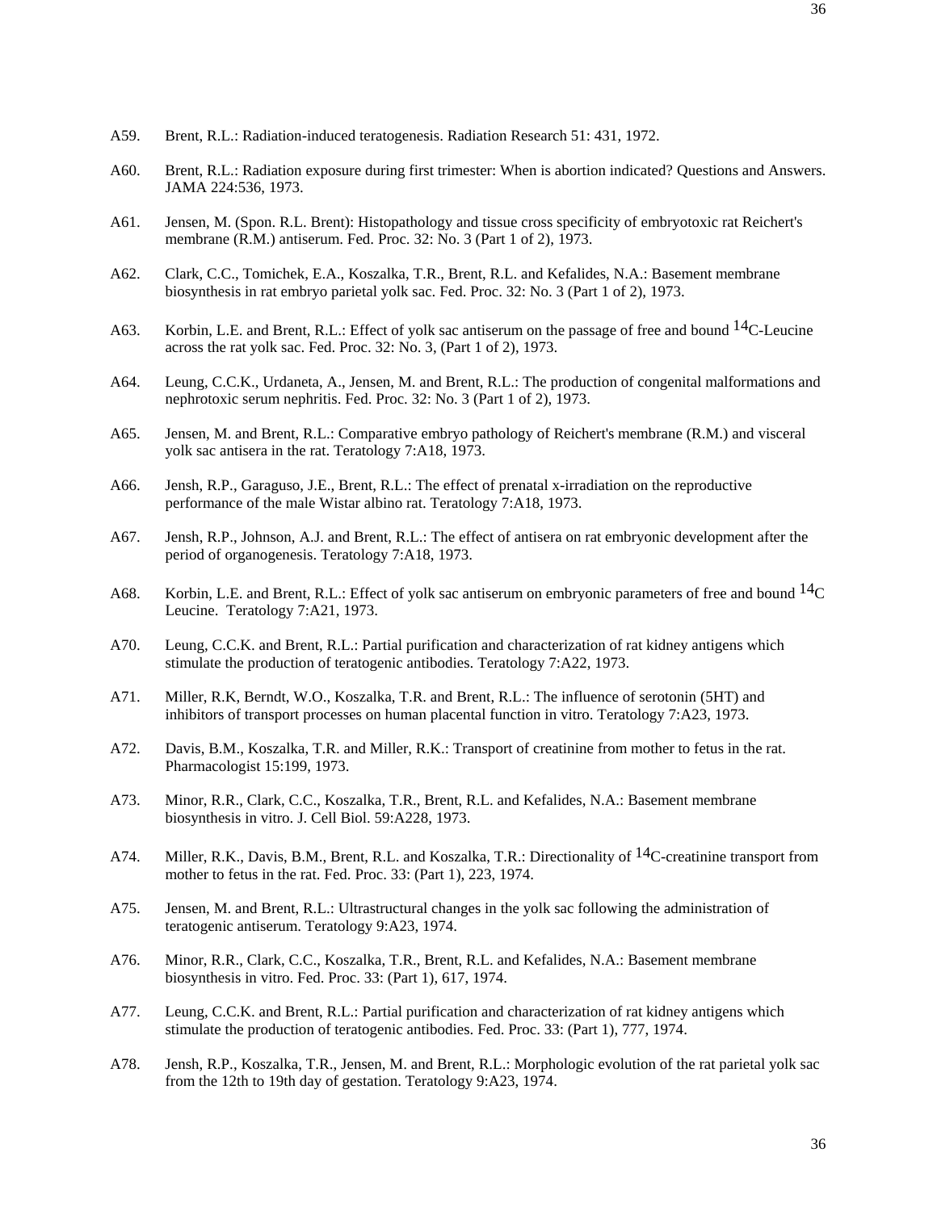A59. Brent, R.L.: Radiation-induced teratogenesis. Radiation Research 51: 431, 1972.

A60. Brent, R.L.: Radiation exposure during first trimester: When is abortion indicated? Questions and Answers. JAMA 224:536, 1973.

A61. Jensen, M. (Spon. R.L. Brent): Histopathology and tissue cross specificity of embryotoxic rat Reichert's membrane (R.M.) antiserum. Fed. Proc. 32: No. 3 (Part 1 of 2), 1973.

A62. Clark, C.C., Tomichek, E.A., Koszalka, T.R., Brent, R.L. and Kefalides, N.A.: Basement membrane biosynthesis in rat embryo parietal yolk sac. Fed. Proc. 32: No. 3 (Part 1 of 2), 1973.

A63. Korbin, L.E. and Brent, R.L.: Effect of yolk sac antiserum on the passage of free and bound $^{14}$C-Leucine across the rat yolk sac. Fed. Proc. 32: No. 3, (Part 1 of 2), 1973.

A64. Leung, C.C.K., Urdaneta, A., Jensen, M. and Brent, R.L.: The production of congenital malformations and nephrotoxic serum nephritis. Fed. Proc. 32: No. 3 (Part 1 of 2), 1973.

A65. Jensen, M. and Brent, R.L.: Comparative embryo pathology of Reichert's membrane (R.M.) and visceral yolk sac antisera in the rat. Teratology 7:A18, 1973.

A66. Jensh, R.P., Garaguso, J.E., Brent, R.L.: The effect of prenatal x-irradiation on the reproductive performance of the male Wistar albino rat. Teratology 7:A18, 1973.

A67. Jensh, R.P., Johnson, A.J. and Brent, R.L.: The effect of antisera on rat embryonic development after the period of organogenesis. Teratology 7:A18, 1973.

A68. Korbin, L.E. and Brent, R.L.: Effect of yolk sac antiserum on embryonic parameters of free and bound $^{14}$C Leucine. Teratology 7:A21, 1973.

A70. Leung, C.C.K. and Brent, R.L.: Partial purification and characterization of rat kidney antigens which stimulate the production of teratogenic antibodies. Teratology 7:A22, 1973.

A71. Miller, R.K, Berndt, W.O., Koszalka, T.R. and Brent, R.L.: The influence of serotonin (5HT) and inhibitors of transport processes on human placental function in vitro. Teratology 7:A23, 1973.

A72. Davis, B.M., Koszalka, T.R. and Miller, R.K.: Transport of creatinine from mother to fetus in the rat. Pharmacologist 15:199, 1973.

A73. Minor, R.R., Clark, C.C., Koszalka, T.R., Brent, R.L. and Kefalides, N.A.: Basement membrane biosynthesis in vitro. J. Cell Biol. 59:A228, 1973.

A74. Miller, R.K., Davis, B.M., Brent, R.L. and Koszalka, T.R.: Directionality of $^{14}$C-creatinine transport from mother to fetus in the rat. Fed. Proc. 33: (Part 1), 223, 1974.

A75. Jensen, M. and Brent, R.L.: Ultrastructural changes in the yolk sac following the administration of teratogenic antiserum. Teratology 9:A23, 1974.

A76. Minor, R.R., Clark, C.C., Koszalka, T.R., Brent, R.L. and Kefalides, N.A.: Basement membrane biosynthesis in vitro. Fed. Proc. 33: (Part 1), 617, 1974.

A77. Leung, C.C.K. and Brent, R.L.: Partial purification and characterization of rat kidney antigens which stimulate the production of teratogenic antibodies. Fed. Proc. 33: (Part 1), 777, 1974.

A78. Jensh, R.P., Koszalka, T.R., Jensen, M. and Brent, R.L.: Morphologic evolution of the rat parietal yolk sac from the 12th to 19th day of gestation. Teratology 9:A23, 1974.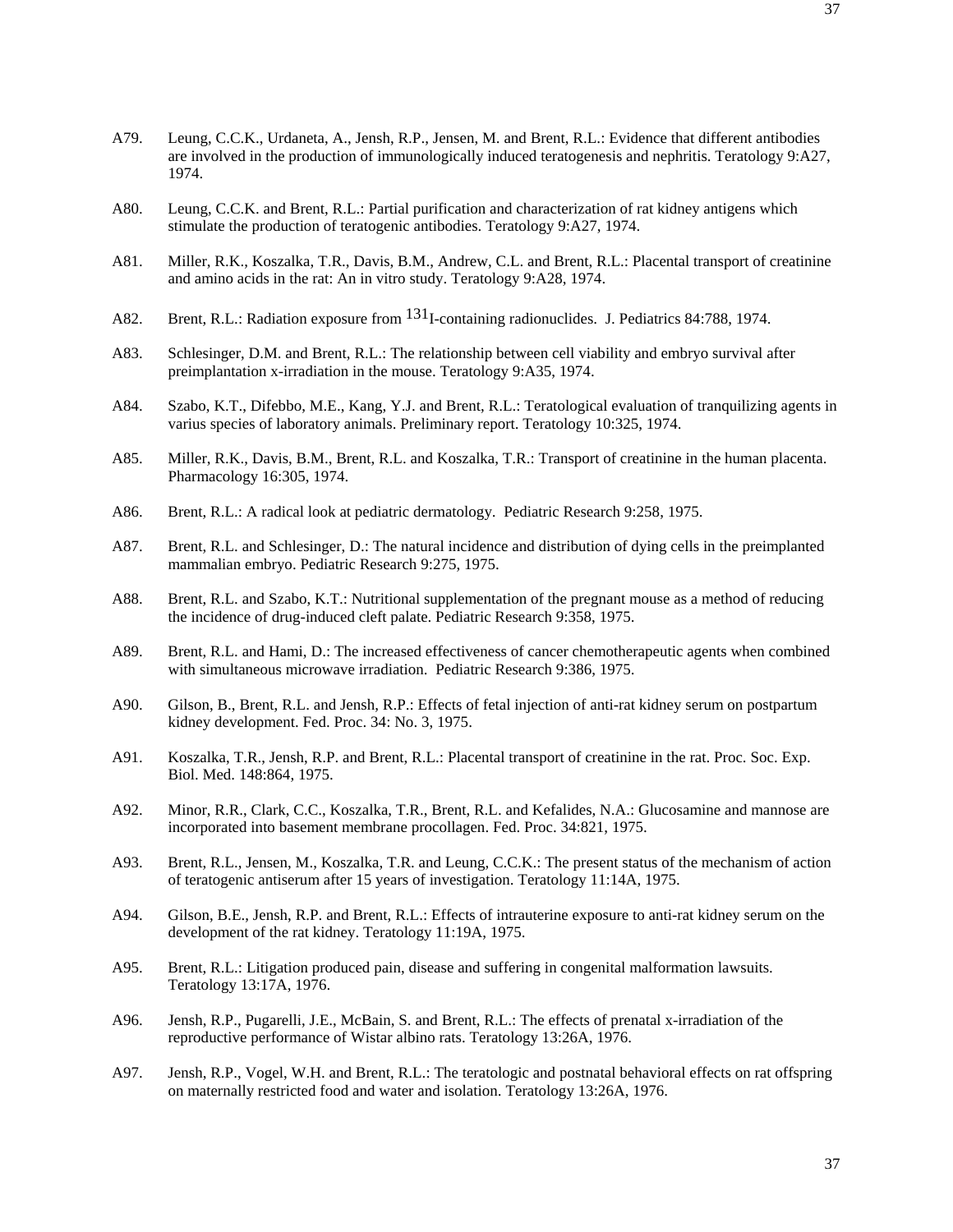A79. Leung, C.C.K., Urdaneta, A., Jensh, R.P., Jensen, M. and Brent, R.L.: Evidence that different antibodies are involved in the production of immunologically induced teratogenesis and nephritis. Teratology 9:A27, 1974.

A80. Leung, C.C.K. and Brent, R.L.: Partial purification and characterization of rat kidney antigens which stimulate the production of teratogenic antibodies. Teratology 9:A27, 1974.

A81. Miller, R.K., Koszalka, T.R., Davis, B.M., Andrew, C.L. and Brent, R.L.: Placental transport of creatinine and amino acids in the rat: An in vitro study. Teratology 9:A28, 1974.

A82. Brent, R.L.: Radiation exposure from $^{131}$I-containing radionuclides. J. Pediatrics 84:788, 1974.

A83. Schlesinger, D.M. and Brent, R.L.: The relationship between cell viability and embryo survival after preimplantation x-irradiation in the mouse. Teratology 9:A35, 1974.

A84. Szabo, K.T., Difebbo, M.E., Kang, Y.J. and Brent, R.L.: Teratological evaluation of tranquilizing agents in varius species of laboratory animals. Preliminary report. Teratology 10:325, 1974.

A85. Miller, R.K., Davis, B.M., Brent, R.L. and Koszalka, T.R.: Transport of creatinine in the human placenta. Pharmacology 16:305, 1974.

A86. Brent, R.L.: A radical look at pediatric dermatology. Pediatric Research 9:258, 1975.

A87. Brent, R.L. and Schlesinger, D.: The natural incidence and distribution of dying cells in the preimplanted mammalian embryo. Pediatric Research 9:275, 1975.

A88. Brent, R.L. and Szabo, K.T.: Nutritional supplementation of the pregnant mouse as a method of reducing the incidence of drug-induced cleft palate. Pediatric Research 9:358, 1975.

A89. Brent, R.L. and Hami, D.: The increased effectiveness of cancer chemotherapeutic agents when combined with simultaneous microwave irradiation. Pediatric Research 9:386, 1975.

A90. Gilson, B., Brent, R.L. and Jensh, R.P.: Effects of fetal injection of anti-rat kidney serum on postpartum kidney development. Fed. Proc. 34: No. 3, 1975.

A91. Koszalka, T.R., Jensh, R.P. and Brent, R.L.: Placental transport of creatinine in the rat. Proc. Soc. Exp. Biol. Med. 148:864, 1975.

A92. Minor, R.R., Clark, C.C., Koszalka, T.R., Brent, R.L. and Kefalides, N.A.: Glucosamine and mannose are incorporated into basement membrane procollagen. Fed. Proc. 34:821, 1975.

A93. Brent, R.L., Jensen, M., Koszalka, T.R. and Leung, C.C.K.: The present status of the mechanism of action of teratogenic antiserum after 15 years of investigation. Teratology 11:14A, 1975.

A94. Gilson, B.E., Jensh, R.P. and Brent, R.L.: Effects of intrauterine exposure to anti-rat kidney serum on the development of the rat kidney. Teratology 11:19A, 1975.

A95. Brent, R.L.: Litigation produced pain, disease and suffering in congenital malformation lawsuits. Teratology 13:17A, 1976.

A96. Jensh, R.P., Pugarelli, J.E., McBain, S. and Brent, R.L.: The effects of prenatal x-irradiation of the reproductive performance of Wistar albino rats. Teratology 13:26A, 1976.

A97. Jensh, R.P., Vogel, W.H. and Brent, R.L.: The teratologic and postnatal behavioral effects on rat offspring on maternally restricted food and water and isolation. Teratology 13:26A, 1976.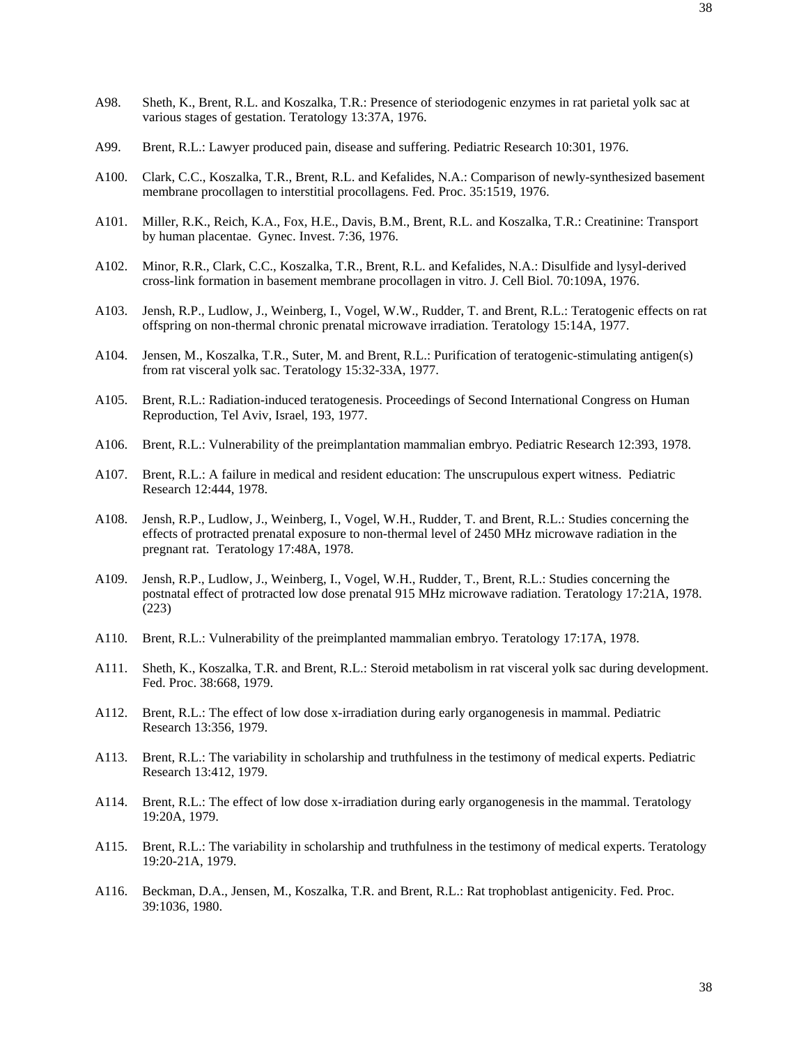A98. Sheth, K., Brent, R.L. and Koszalka, T.R.: Presence of steriodogenic enzymes in rat parietal yolk sac at various stages of gestation. Teratology 13:37A, 1976.

A99. Brent, R.L.: Lawyer produced pain, disease and suffering. Pediatric Research 10:301, 1976.

A100. Clark, C.C., Koszalka, T.R., Brent, R.L. and Kefalides, N.A.: Comparison of newly-synthesized basement membrane procollagen to interstitial procollagens. Fed. Proc. 35:1519, 1976.

A101. Miller, R.K., Reich, K.A., Fox, H.E., Davis, B.M., Brent, R.L. and Koszalka, T.R.: Creatinine: Transport by human placentae. Gynec. Invest. 7:36, 1976.

A102. Minor, R.R., Clark, C.C., Koszalka, T.R., Brent, R.L. and Kefalides, N.A.: Disulfide and lysyl-derived cross-link formation in basement membrane procollagen in vitro. J. Cell Biol. 70:109A, 1976.

A103. Jensh, R.P., Ludlow, J., Weinberg, I., Vogel, W.W., Rudder, T. and Brent, R.L.: Teratogenic effects on rat offspring on non-thermal chronic prenatal microwave irradiation. Teratology 15:14A, 1977.

A104. Jensen, M., Koszalka, T.R., Suter, M. and Brent, R.L.: Purification of teratogenic-stimulating antigen(s) from rat visceral yolk sac. Teratology 15:32-33A, 1977.

A105. Brent, R.L.: Radiation-induced teratogenesis. Proceedings of Second International Congress on Human Reproduction, Tel Aviv, Israel, 193, 1977.

A106. Brent, R.L.: Vulnerability of the preimplantation mammalian embryo. Pediatric Research 12:393, 1978.

A107. Brent, R.L.: A failure in medical and resident education: The unscrupulous expert witness. Pediatric Research 12:444, 1978.

A108. Jensh, R.P., Ludlow, J., Weinberg, I., Vogel, W.H., Rudder, T. and Brent, R.L.: Studies concerning the effects of protracted prenatal exposure to non-thermal level of 2450 MHz microwave radiation in the pregnant rat. Teratology 17:48A, 1978.

A109. Jensh, R.P., Ludlow, J., Weinberg, I., Vogel, W.H., Rudder, T., Brent, R.L.: Studies concerning the postnatal effect of protracted low dose prenatal 915 MHz microwave radiation. Teratology 17:21A, 1978. (223)

A110. Brent, R.L.: Vulnerability of the preimplanted mammalian embryo. Teratology 17:17A, 1978.

A111. Sheth, K., Koszalka, T.R. and Brent, R.L.: Steroid metabolism in rat visceral yolk sac during development. Fed. Proc. 38:668, 1979.

A112. Brent, R.L.: The effect of low dose x-irradiation during early organogenesis in mammal. Pediatric Research 13:356, 1979.

A113. Brent, R.L.: The variability in scholarship and truthfulness in the testimony of medical experts. Pediatric Research 13:412, 1979.

A114. Brent, R.L.: The effect of low dose x-irradiation during early organogenesis in the mammal. Teratology 19:20A, 1979.

A115. Brent, R.L.: The variability in scholarship and truthfulness in the testimony of medical experts. Teratology 19:20-21A, 1979.

A116. Beckman, D.A., Jensen, M., Koszalka, T.R. and Brent, R.L.: Rat trophoblast antigenicity. Fed. Proc. 39:1036, 1980.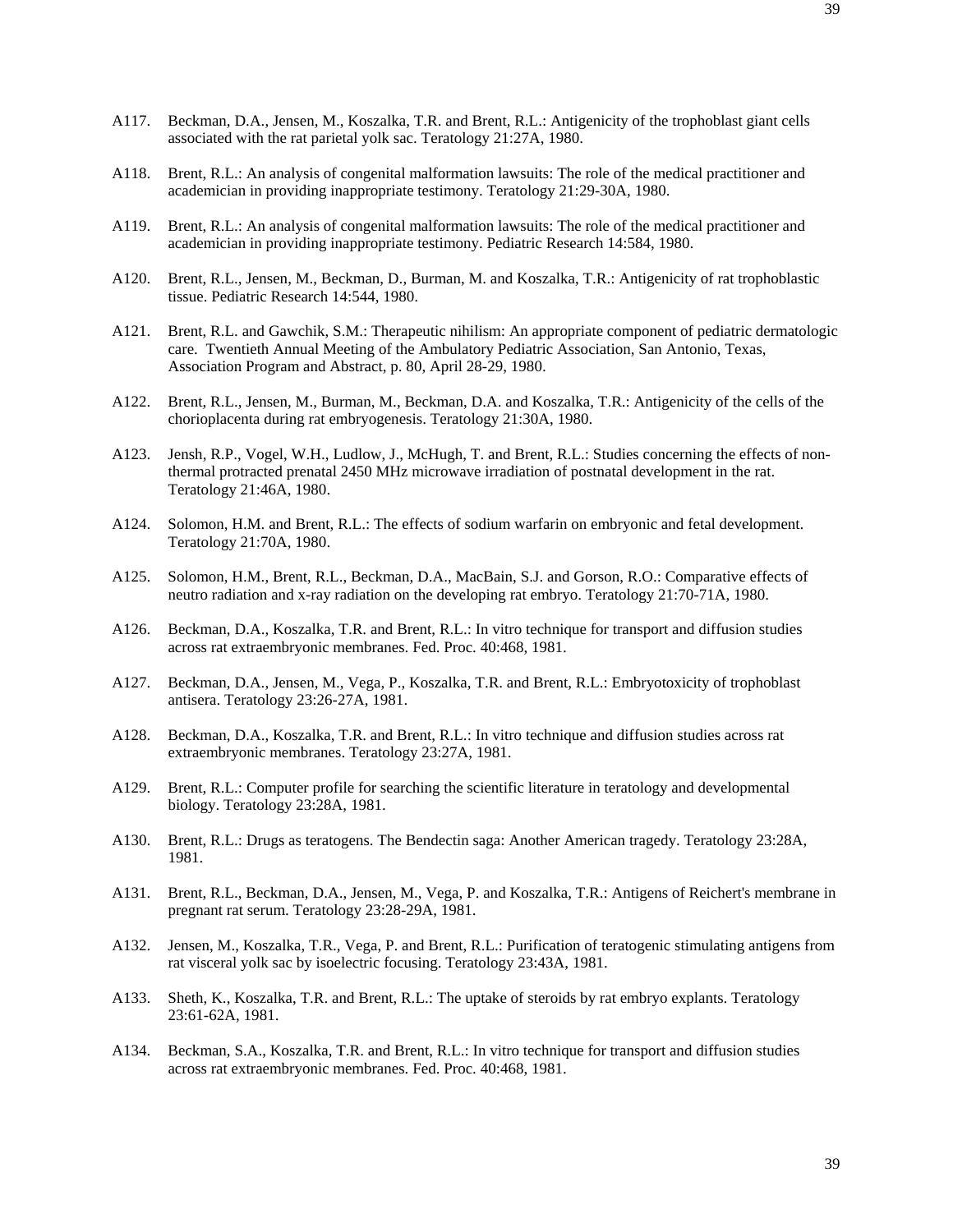A117. Beckman, D.A., Jensen, M., Koszalka, T.R. and Brent, R.L.: Antigenicity of the trophoblast giant cells associated with the rat parietal yolk sac. Teratology 21:27A, 1980.

A118. Brent, R.L.: An analysis of congenital malformation lawsuits: The role of the medical practitioner and academician in providing inappropriate testimony. Teratology 21:29-30A, 1980.

A119. Brent, R.L.: An analysis of congenital malformation lawsuits: The role of the medical practitioner and academician in providing inappropriate testimony. Pediatric Research 14:584, 1980.

A120. Brent, R.L., Jensen, M., Beckman, D., Burman, M. and Koszalka, T.R.: Antigenicity of rat trophoblastic tissue. Pediatric Research 14:544, 1980.

A121. Brent, R.L. and Gawchik, S.M.: Therapeutic nihilism: An appropriate component of pediatric dermatologic care. Twentieth Annual Meeting of the Ambulatory Pediatric Association, San Antonio, Texas, Association Program and Abstract, p. 80, April 28-29, 1980.

A122. Brent, R.L., Jensen, M., Burman, M., Beckman, D.A. and Koszalka, T.R.: Antigenicity of the cells of the chorioplacenta during rat embryogenesis. Teratology 21:30A, 1980.

A123. Jensh, R.P., Vogel, W.H., Ludlow, J., McHugh, T. and Brent, R.L.: Studies concerning the effects of non-thermal protracted prenatal 2450 MHz microwave irradiation of postnatal development in the rat. Teratology 21:46A, 1980.

A124. Solomon, H.M. and Brent, R.L.: The effects of sodium warfarin on embryonic and fetal development. Teratology 21:70A, 1980.

A125. Solomon, H.M., Brent, R.L., Beckman, D.A., MacBain, S.J. and Gorson, R.O.: Comparative effects of neutro radiation and x-ray radiation on the developing rat embryo. Teratology 21:70-71A, 1980.

A126. Beckman, D.A., Koszalka, T.R. and Brent, R.L.: In vitro technique for transport and diffusion studies across rat extraembryonic membranes. Fed. Proc. 40:468, 1981.

A127. Beckman, D.A., Jensen, M., Vega, P., Koszalka, T.R. and Brent, R.L.: Embryotoxicity of trophoblast antisera. Teratology 23:26-27A, 1981.

A128. Beckman, D.A., Koszalka, T.R. and Brent, R.L.: In vitro technique and diffusion studies across rat extraembryonic membranes. Teratology 23:27A, 1981.

A129. Brent, R.L.: Computer profile for searching the scientific literature in teratology and developmental biology. Teratology 23:28A, 1981.

A130. Brent, R.L.: Drugs as teratogens. The Bendectin saga: Another American tragedy. Teratology 23:28A, 1981.

A131. Brent, R.L., Beckman, D.A., Jensen, M., Vega, P. and Koszalka, T.R.: Antigens of Reichert's membrane in pregnant rat serum. Teratology 23:28-29A, 1981.

A132. Jensen, M., Koszalka, T.R., Vega, P. and Brent, R.L.: Purification of teratogenic stimulating antigens from rat visceral yolk sac by isoelectric focusing. Teratology 23:43A, 1981.

A133. Sheth, K., Koszalka, T.R. and Brent, R.L.: The uptake of steroids by rat embryo explants. Teratology 23:61-62A, 1981.

A134. Beckman, S.A., Koszalka, T.R. and Brent, R.L.: In vitro technique for transport and diffusion studies across rat extraembryonic membranes. Fed. Proc. 40:468, 1981.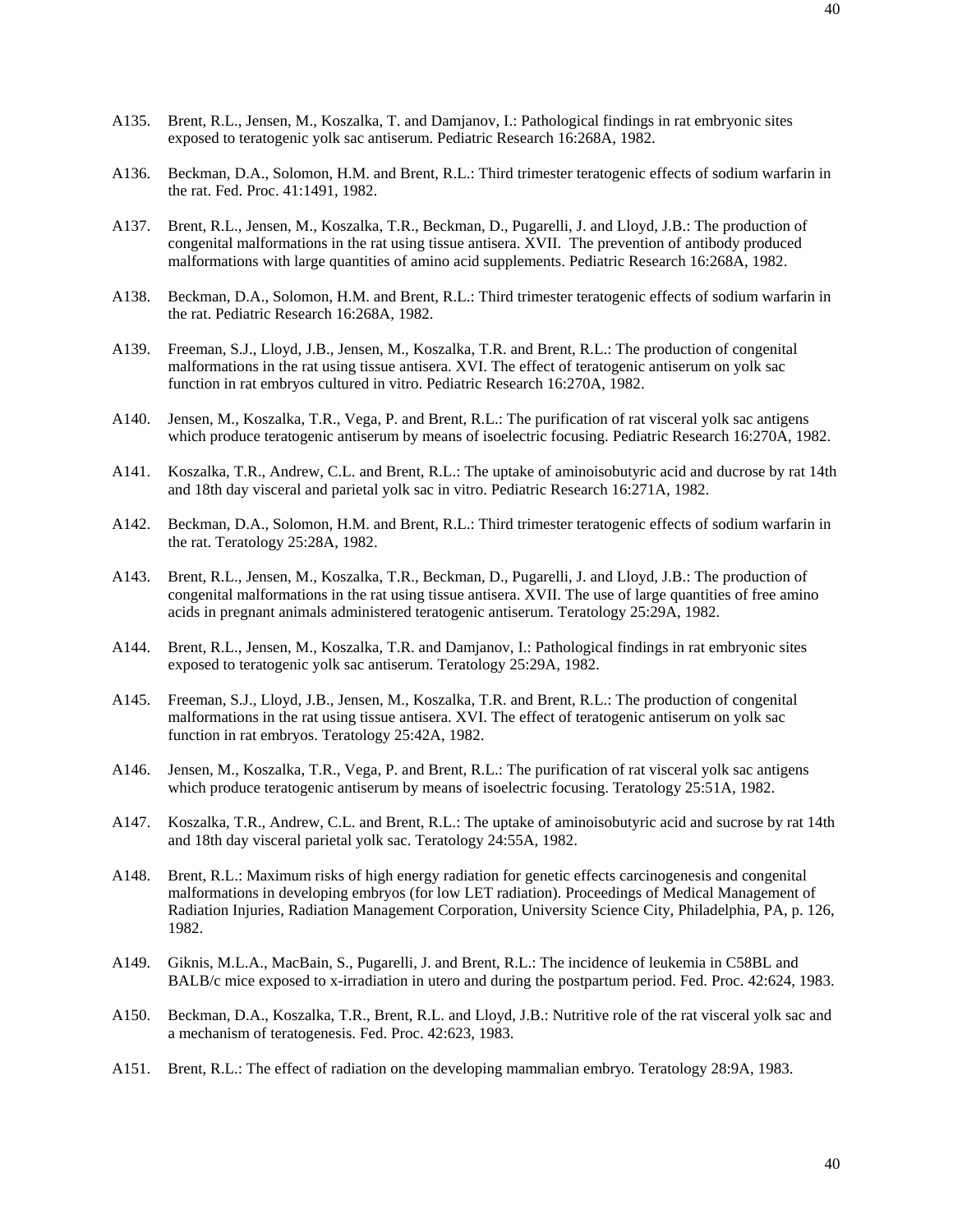A135. Brent, R.L., Jensen, M., Koszalka, T. and Damjanov, I.: Pathological findings in rat embryonic sites exposed to teratogenic yolk sac antiserum. Pediatric Research 16:268A, 1982.

A136. Beckman, D.A., Solomon, H.M. and Brent, R.L.: Third trimester teratogenic effects of sodium warfarin in the rat. Fed. Proc. 41:1491, 1982.

A137. Brent, R.L., Jensen, M., Koszalka, T.R., Beckman, D., Pugarelli, J. and Lloyd, J.B.: The production of congenital malformations in the rat using tissue antisera. XVII. The prevention of antibody produced malformations with large quantities of amino acid supplements. Pediatric Research 16:268A, 1982.

A138. Beckman, D.A., Solomon, H.M. and Brent, R.L.: Third trimester teratogenic effects of sodium warfarin in the rat. Pediatric Research 16:268A, 1982.

A139. Freeman, S.J., Lloyd, J.B., Jensen, M., Koszalka, T.R. and Brent, R.L.: The production of congenital malformations in the rat using tissue antisera. XVI. The effect of teratogenic antiserum on yolk sac function in rat embryos cultured in vitro. Pediatric Research 16:270A, 1982.

A140. Jensen, M., Koszalka, T.R., Vega, P. and Brent, R.L.: The purification of rat visceral yolk sac antigens which produce teratogenic antiserum by means of isoelectric focusing. Pediatric Research 16:270A, 1982.

A141. Koszalka, T.R., Andrew, C.L. and Brent, R.L.: The uptake of aminoisobutyric acid and ducrose by rat 14th and 18th day visceral and parietal yolk sac in vitro. Pediatric Research 16:271A, 1982.

A142. Beckman, D.A., Solomon, H.M. and Brent, R.L.: Third trimester teratogenic effects of sodium warfarin in the rat. Teratology 25:28A, 1982.

A143. Brent, R.L., Jensen, M., Koszalka, T.R., Beckman, D., Pugarelli, J. and Lloyd, J.B.: The production of congenital malformations in the rat using tissue antisera. XVII. The use of large quantities of free amino acids in pregnant animals administered teratogenic antiserum. Teratology 25:29A, 1982.

A144. Brent, R.L., Jensen, M., Koszalka, T.R. and Damjanov, I.: Pathological findings in rat embryonic sites exposed to teratogenic yolk sac antiserum. Teratology 25:29A, 1982.

A145. Freeman, S.J., Lloyd, J.B., Jensen, M., Koszalka, T.R. and Brent, R.L.: The production of congenital malformations in the rat using tissue antisera. XVI. The effect of teratogenic antiserum on yolk sac function in rat embryos. Teratology 25:42A, 1982.

A146. Jensen, M., Koszalka, T.R., Vega, P. and Brent, R.L.: The purification of rat visceral yolk sac antigens which produce teratogenic antiserum by means of isoelectric focusing. Teratology 25:51A, 1982.

A147. Koszalka, T.R., Andrew, C.L. and Brent, R.L.: The uptake of aminoisobutyric acid and sucrose by rat 14th and 18th day visceral parietal yolk sac. Teratology 24:55A, 1982.

A148. Brent, R.L.: Maximum risks of high energy radiation for genetic effects carcinogenesis and congenital malformations in developing embryos (for low LET radiation). Proceedings of Medical Management of Radiation Injuries, Radiation Management Corporation, University Science City, Philadelphia, PA, p. 126, 1982.

A149. Giknis, M.L.A., MacBain, S., Pugarelli, J. and Brent, R.L.: The incidence of leukemia in C58BL and BALB/c mice exposed to x-irradiation in utero and during the postpartum period. Fed. Proc. 42:624, 1983.

A150. Beckman, D.A., Koszalka, T.R., Brent, R.L. and Lloyd, J.B.: Nutritive role of the rat visceral yolk sac and a mechanism of teratogenesis. Fed. Proc. 42:623, 1983.

A151. Brent, R.L.: The effect of radiation on the developing mammalian embryo. Teratology 28:9A, 1983.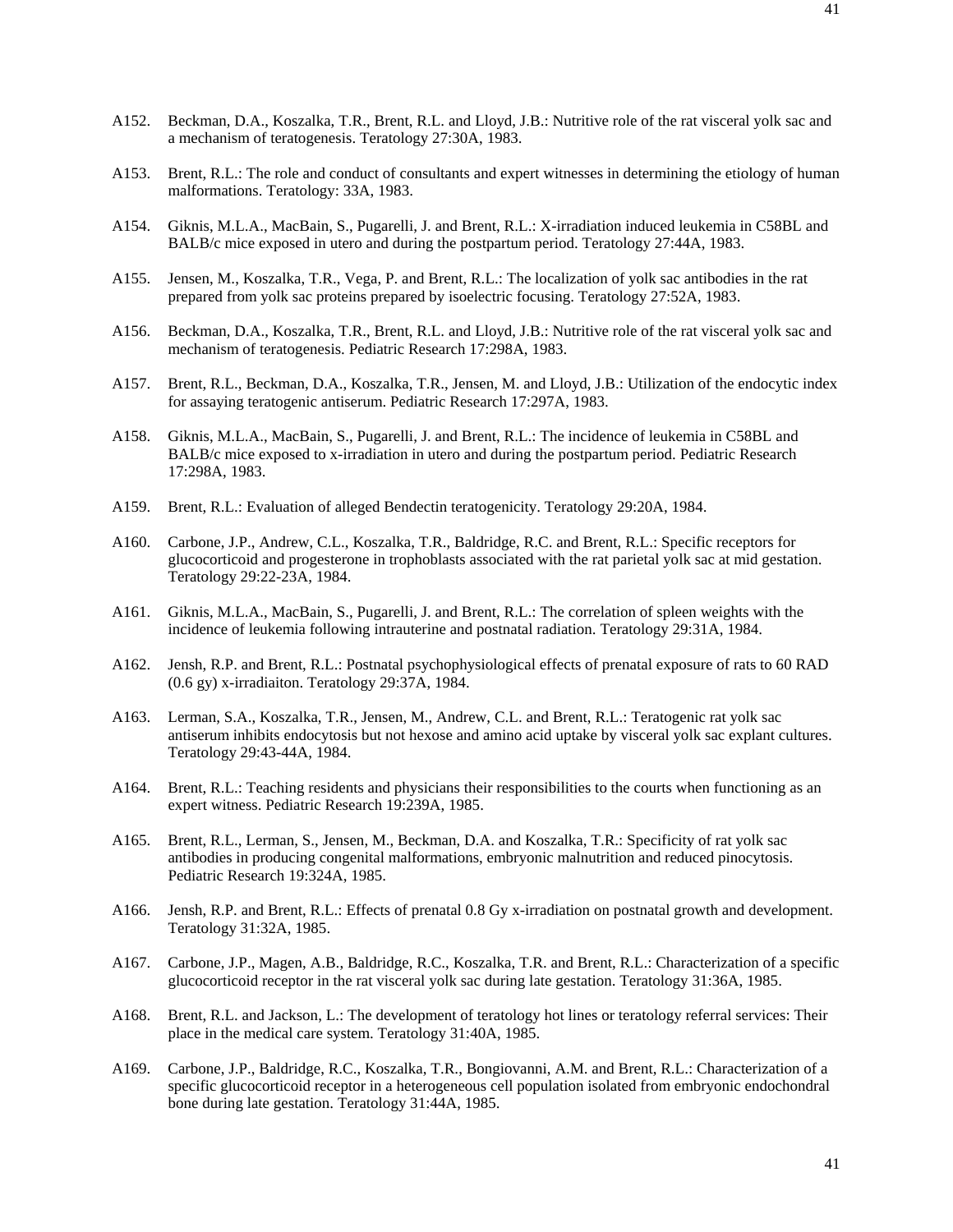A152. Beckman, D.A., Koszalka, T.R., Brent, R.L. and Lloyd, J.B.: Nutritive role of the rat visceral yolk sac and a mechanism of teratogenesis. Teratology 27:30A, 1983.

A153. Brent, R.L.: The role and conduct of consultants and expert witnesses in determining the etiology of human malformations. Teratology: 33A, 1983.

A154. Giknis, M.L.A., MacBain, S., Pugarelli, J. and Brent, R.L.: X-irradiation induced leukemia in C58BL and BALB/c mice exposed in utero and during the postpartum period. Teratology 27:44A, 1983.

A155. Jensen, M., Koszalka, T.R., Vega, P. and Brent, R.L.: The localization of yolk sac antibodies in the rat prepared from yolk sac proteins prepared by isoelectric focusing. Teratology 27:52A, 1983.

A156. Beckman, D.A., Koszalka, T.R., Brent, R.L. and Lloyd, J.B.: Nutritive role of the rat visceral yolk sac and mechanism of teratogenesis. Pediatric Research 17:298A, 1983.

A157. Brent, R.L., Beckman, D.A., Koszalka, T.R., Jensen, M. and Lloyd, J.B.: Utilization of the endocytic index for assaying teratogenic antiserum. Pediatric Research 17:297A, 1983.

A158. Giknis, M.L.A., MacBain, S., Pugarelli, J. and Brent, R.L.: The incidence of leukemia in C58BL and BALB/c mice exposed to x-irradiation in utero and during the postpartum period. Pediatric Research 17:298A, 1983.

A159. Brent, R.L.: Evaluation of alleged Bendectin teratogenicity. Teratology 29:20A, 1984.

A160. Carbone, J.P., Andrew, C.L., Koszalka, T.R., Baldridge, R.C. and Brent, R.L.: Specific receptors for glucocorticoid and progesterone in trophoblasts associated with the rat parietal yolk sac at mid gestation. Teratology 29:22-23A, 1984.

A161. Giknis, M.L.A., MacBain, S., Pugarelli, J. and Brent, R.L.: The correlation of spleen weights with the incidence of leukemia following intrauterine and postnatal radiation. Teratology 29:31A, 1984.

A162. Jensh, R.P. and Brent, R.L.: Postnatal psychophysiological effects of prenatal exposure of rats to 60 RAD (0.6 gy) x-irradiaiton. Teratology 29:37A, 1984.

A163. Lerman, S.A., Koszalka, T.R., Jensen, M., Andrew, C.L. and Brent, R.L.: Teratogenic rat yolk sac antiserum inhibits endocytosis but not hexose and amino acid uptake by visceral yolk sac explant cultures. Teratology 29:43-44A, 1984.

A164. Brent, R.L.: Teaching residents and physicians their responsibilities to the courts when functioning as an expert witness. Pediatric Research 19:239A, 1985.

A165. Brent, R.L., Lerman, S., Jensen, M., Beckman, D.A. and Koszalka, T.R.: Specificity of rat yolk sac antibodies in producing congenital malformations, embryonic malnutrition and reduced pinocytosis. Pediatric Research 19:324A, 1985.

A166. Jensh, R.P. and Brent, R.L.: Effects of prenatal 0.8 Gy x-irradiation on postnatal growth and development. Teratology 31:32A, 1985.

A167. Carbone, J.P., Magen, A.B., Baldridge, R.C., Koszalka, T.R. and Brent, R.L.: Characterization of a specific glucocorticoid receptor in the rat visceral yolk sac during late gestation. Teratology 31:36A, 1985.

A168. Brent, R.L. and Jackson, L.: The development of teratology hot lines or teratology referral services: Their place in the medical care system. Teratology 31:40A, 1985.

A169. Carbone, J.P., Baldridge, R.C., Koszalka, T.R., Bongiovanni, A.M. and Brent, R.L.: Characterization of a specific glucocorticoid receptor in a heterogeneous cell population isolated from embryonic endochondral bone during late gestation. Teratology 31:44A, 1985.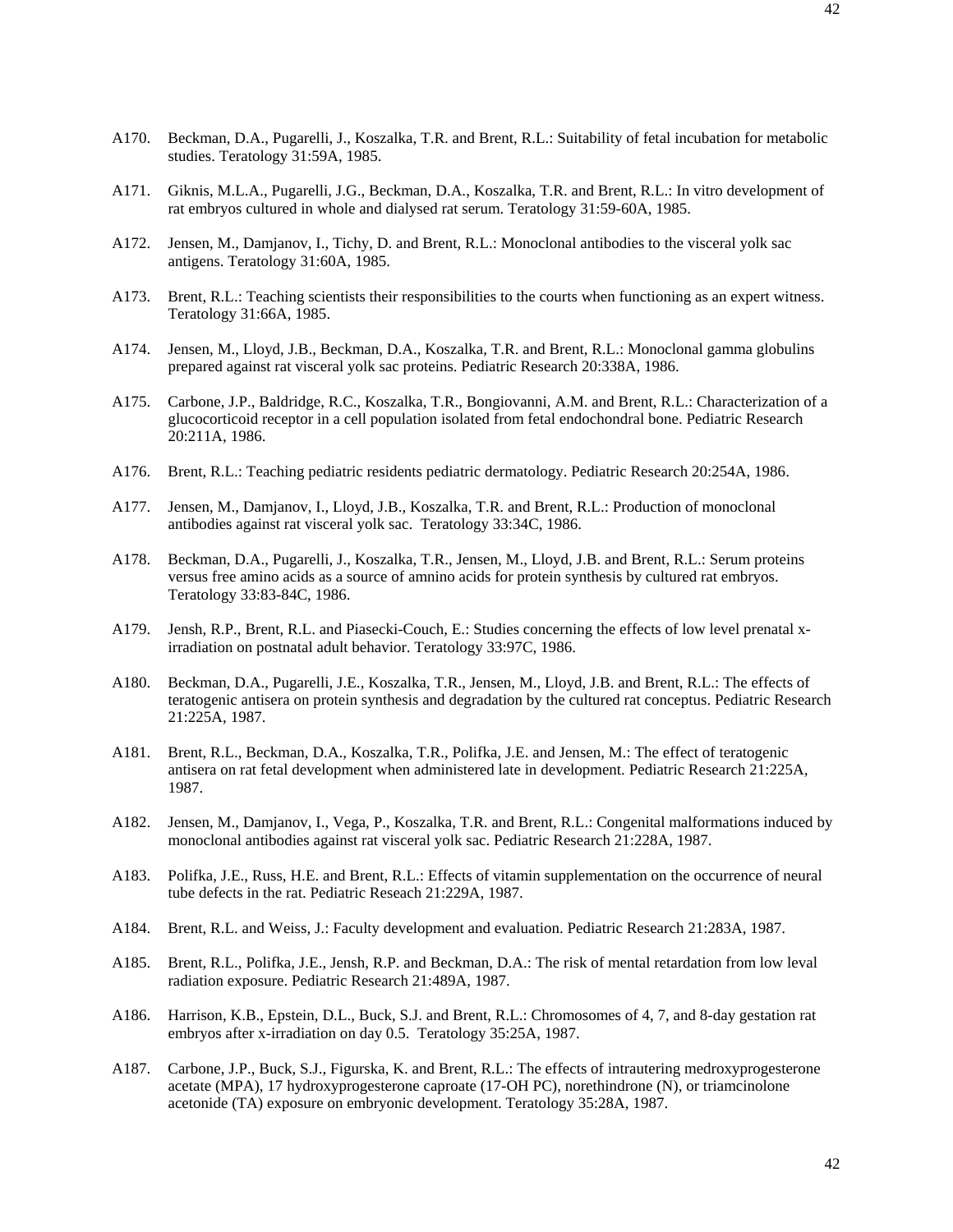A170. Beckman, D.A., Pugarelli, J., Koszalka, T.R. and Brent, R.L.: Suitability of fetal incubation for metabolic studies. Teratology 31:59A, 1985.

A171. Giknis, M.L.A., Pugarelli, J.G., Beckman, D.A., Koszalka, T.R. and Brent, R.L.: In vitro development of rat embryos cultured in whole and dialysed rat serum. Teratology 31:59-60A, 1985.

A172. Jensen, M., Damjanov, I., Tichy, D. and Brent, R.L.: Monoclonal antibodies to the visceral yolk sac antigens. Teratology 31:60A, 1985.

A173. Brent, R.L.: Teaching scientists their responsibilities to the courts when functioning as an expert witness. Teratology 31:66A, 1985.

A174. Jensen, M., Lloyd, J.B., Beckman, D.A., Koszalka, T.R. and Brent, R.L.: Monoclonal gamma globulins prepared against rat visceral yolk sac proteins. Pediatric Research 20:338A, 1986.

A175. Carbone, J.P., Baldridge, R.C., Koszalka, T.R., Bongiovanni, A.M. and Brent, R.L.: Characterization of a glucocorticoid receptor in a cell population isolated from fetal endochondral bone. Pediatric Research 20:211A, 1986.

A176. Brent, R.L.: Teaching pediatric residents pediatric dermatology. Pediatric Research 20:254A, 1986.

A177. Jensen, M., Damjanov, I., Lloyd, J.B., Koszalka, T.R. and Brent, R.L.: Production of monoclonal antibodies against rat visceral yolk sac. Teratology 33:34C, 1986.

A178. Beckman, D.A., Pugarelli, J., Koszalka, T.R., Jensen, M., Lloyd, J.B. and Brent, R.L.: Serum proteins versus free amino acids as a source of amnino acids for protein synthesis by cultured rat embryos. Teratology 33:83-84C, 1986.

A179. Jensh, R.P., Brent, R.L. and Piasecki-Couch, E.: Studies concerning the effects of low level prenatal x-irradiation on postnatal adult behavior. Teratology 33:97C, 1986.

A180. Beckman, D.A., Pugarelli, J.E., Koszalka, T.R., Jensen, M., Lloyd, J.B. and Brent, R.L.: The effects of teratogenic antisera on protein synthesis and degradation by the cultured rat conceptus. Pediatric Research 21:225A, 1987.

A181. Brent, R.L., Beckman, D.A., Koszalka, T.R., Polifka, J.E. and Jensen, M.: The effect of teratogenic antisera on rat fetal development when administered late in development. Pediatric Research 21:225A, 1987.

A182. Jensen, M., Damjanov, I., Vega, P., Koszalka, T.R. and Brent, R.L.: Congenital malformations induced by monoclonal antibodies against rat visceral yolk sac. Pediatric Research 21:228A, 1987.

A183. Polifka, J.E., Russ, H.E. and Brent, R.L.: Effects of vitamin supplementation on the occurrence of neural tube defects in the rat. Pediatric Reseach 21:229A, 1987.

A184. Brent, R.L. and Weiss, J.: Faculty development and evaluation. Pediatric Research 21:283A, 1987.

A185. Brent, R.L., Polifka, J.E., Jensh, R.P. and Beckman, D.A.: The risk of mental retardation from low leval radiation exposure. Pediatric Research 21:489A, 1987.

A186. Harrison, K.B., Epstein, D.L., Buck, S.J. and Brent, R.L.: Chromosomes of 4, 7, and 8-day gestation rat embryos after x-irradiation on day 0.5. Teratology 35:25A, 1987.

A187. Carbone, J.P., Buck, S.J., Figurska, K. and Brent, R.L.: The effects of intrautering medroxyprogesterone acetate (MPA), 17 hydroxyprogesterone caproate (17-OH PC), norethindrone (N), or triamcinolone acetonide (TA) exposure on embryonic development. Teratology 35:28A, 1987.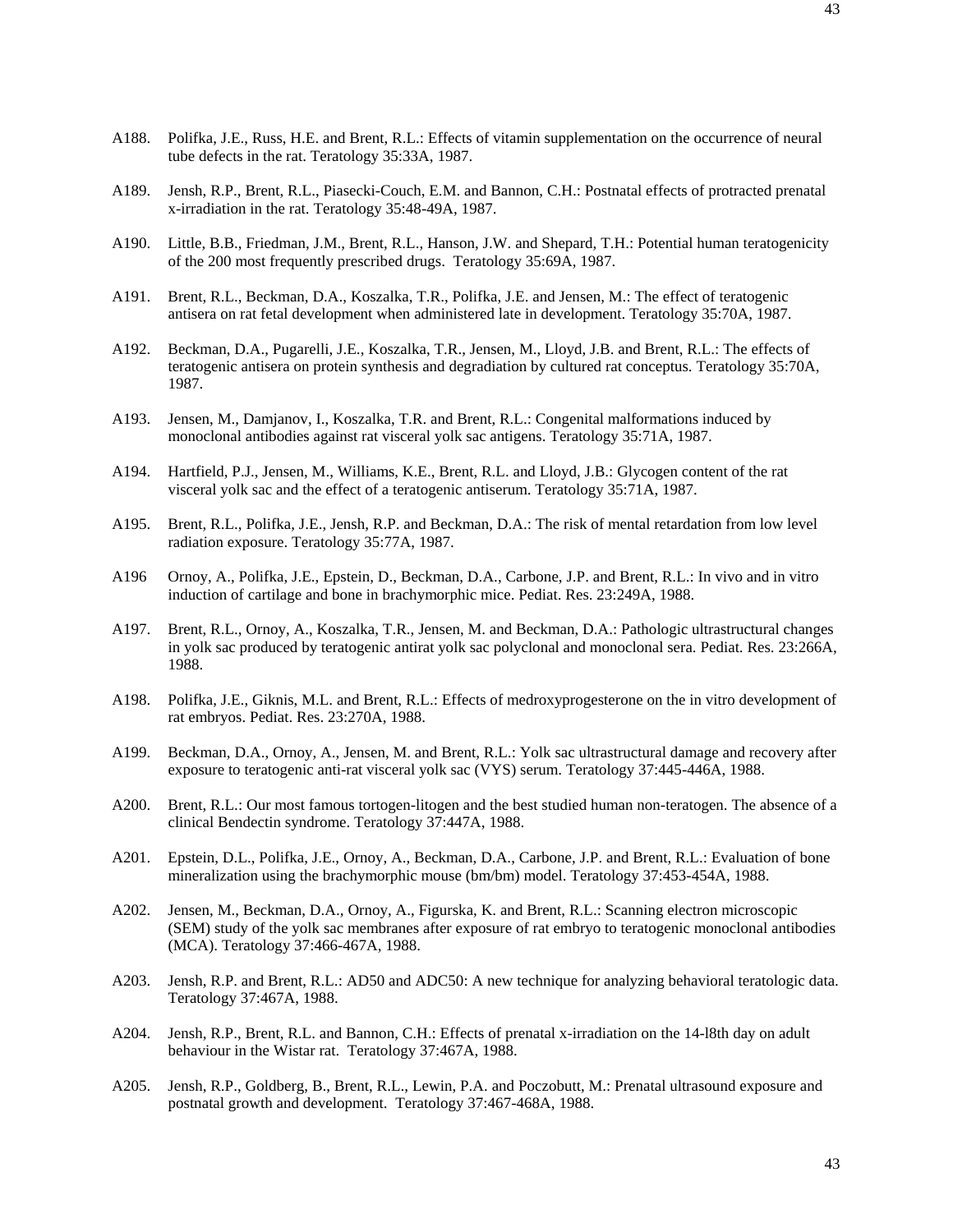A188. Polifka, J.E., Russ, H.E. and Brent, R.L.: Effects of vitamin supplementation on the occurrence of neural tube defects in the rat. Teratology 35:33A, 1987.

A189. Jensh, R.P., Brent, R.L., Piasecki-Couch, E.M. and Bannon, C.H.: Postnatal effects of protracted prenatal x-irradiation in the rat. Teratology 35:48-49A, 1987.

A190. Little, B.B., Friedman, J.M., Brent, R.L., Hanson, J.W. and Shepard, T.H.: Potential human teratogenicity of the 200 most frequently prescribed drugs. Teratology 35:69A, 1987.

A191. Brent, R.L., Beckman, D.A., Koszalka, T.R., Polifka, J.E. and Jensen, M.: The effect of teratogenic antisera on rat fetal development when administered late in development. Teratology 35:70A, 1987.

A192. Beckman, D.A., Pugarelli, J.E., Koszalka, T.R., Jensen, M., Lloyd, J.B. and Brent, R.L.: The effects of teratogenic antisera on protein synthesis and degradiation by cultured rat conceptus. Teratology 35:70A, 1987.

A193. Jensen, M., Damjanov, I., Koszalka, T.R. and Brent, R.L.: Congenital malformations induced by monoclonal antibodies against rat visceral yolk sac antigens. Teratology 35:71A, 1987.

A194. Hartfield, P.J., Jensen, M., Williams, K.E., Brent, R.L. and Lloyd, J.B.: Glycogen content of the rat visceral yolk sac and the effect of a teratogenic antiserum. Teratology 35:71A, 1987.

A195. Brent, R.L., Polifka, J.E., Jensh, R.P. and Beckman, D.A.: The risk of mental retardation from low level radiation exposure. Teratology 35:77A, 1987.

A196 Ornoy, A., Polifka, J.E., Epstein, D., Beckman, D.A., Carbone, J.P. and Brent, R.L.: In vivo and in vitro induction of cartilage and bone in brachymorphic mice. Pediat. Res. 23:249A, 1988.

A197. Brent, R.L., Ornoy, A., Koszalka, T.R., Jensen, M. and Beckman, D.A.: Pathologic ultrastructural changes in yolk sac produced by teratogenic antirat yolk sac polyclonal and monoclonal sera. Pediat. Res. 23:266A, 1988.

A198. Polifka, J.E., Giknis, M.L. and Brent, R.L.: Effects of medroxyprogesterone on the in vitro development of rat embryos. Pediat. Res. 23:270A, 1988.

A199. Beckman, D.A., Ornoy, A., Jensen, M. and Brent, R.L.: Yolk sac ultrastructural damage and recovery after exposure to teratogenic anti-rat visceral yolk sac (VYS) serum. Teratology 37:445-446A, 1988.

A200. Brent, R.L.: Our most famous tortogen-litogen and the best studied human non-teratogen. The absence of a clinical Bendectin syndrome. Teratology 37:447A, 1988.

A201. Epstein, D.L., Polifka, J.E., Ornoy, A., Beckman, D.A., Carbone, J.P. and Brent, R.L.: Evaluation of bone mineralization using the brachymorphic mouse (bm/bm) model. Teratology 37:453-454A, 1988.

A202. Jensen, M., Beckman, D.A., Ornoy, A., Figurska, K. and Brent, R.L.: Scanning electron microscopic (SEM) study of the yolk sac membranes after exposure of rat embryo to teratogenic monoclonal antibodies (MCA). Teratology 37:466-467A, 1988.

A203. Jensh, R.P. and Brent, R.L.: AD50 and ADC50: A new technique for analyzing behavioral teratologic data. Teratology 37:467A, 1988.

A204. Jensh, R.P., Brent, R.L. and Bannon, C.H.: Effects of prenatal x-irradiation on the 14-l8th day on adult behaviour in the Wistar rat. Teratology 37:467A, 1988.

A205. Jensh, R.P., Goldberg, B., Brent, R.L., Lewin, P.A. and Poczobutt, M.: Prenatal ultrasound exposure and postnatal growth and development. Teratology 37:467-468A, 1988.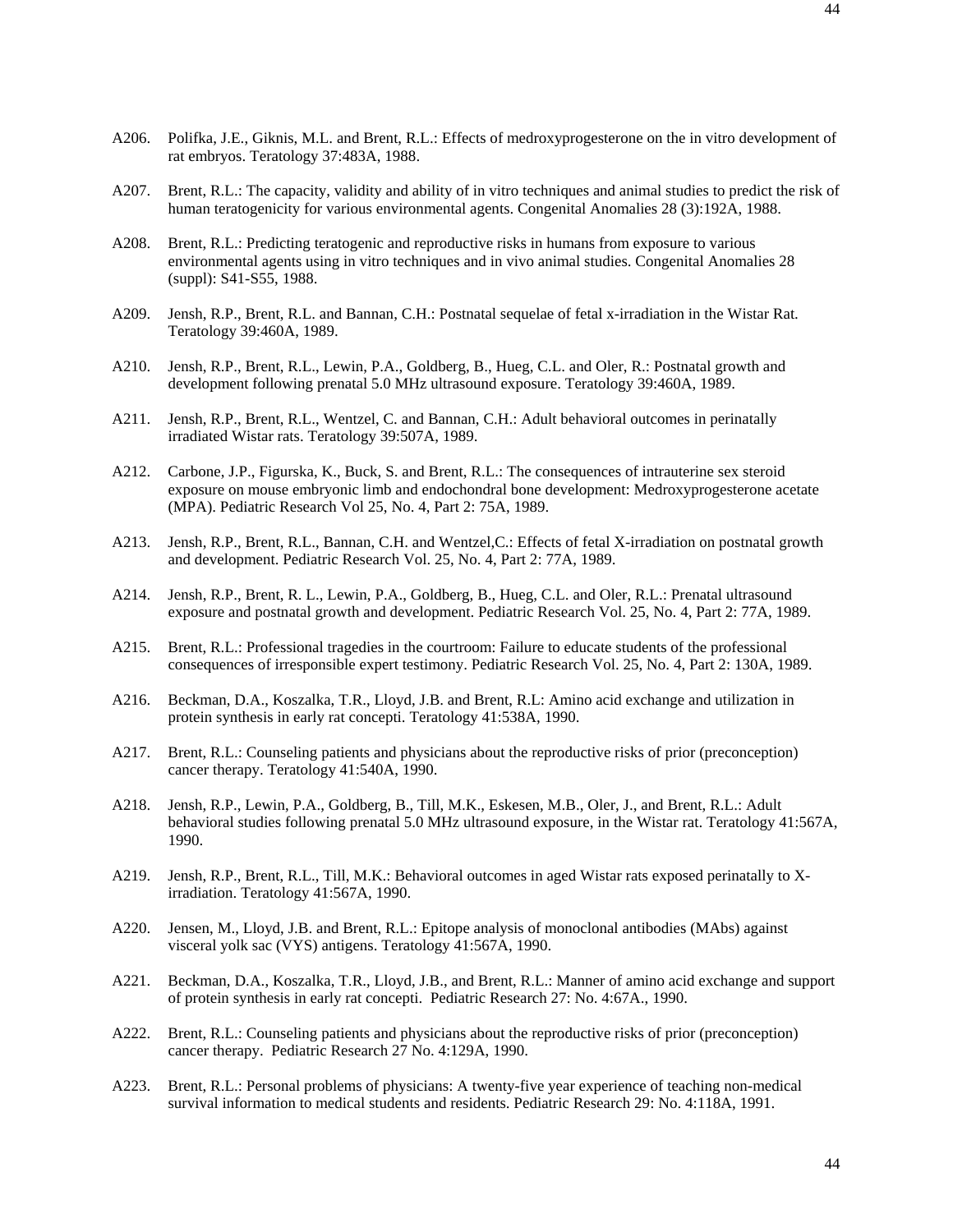A206. Polifka, J.E., Giknis, M.L. and Brent, R.L.: Effects of medroxyprogesterone on the in vitro development of rat embryos. Teratology 37:483A, 1988.

A207. Brent, R.L.: The capacity, validity and ability of in vitro techniques and animal studies to predict the risk of human teratogenicity for various environmental agents. Congenital Anomalies 28 (3):192A, 1988.

A208. Brent, R.L.: Predicting teratogenic and reproductive risks in humans from exposure to various environmental agents using in vitro techniques and in vivo animal studies. Congenital Anomalies 28 (suppl): S41-S55, 1988.

A209. Jensh, R.P., Brent, R.L. and Bannan, C.H.: Postnatal sequelae of fetal x-irradiation in the Wistar Rat. Teratology 39:460A, 1989.

A210. Jensh, R.P., Brent, R.L., Lewin, P.A., Goldberg, B., Hueg, C.L. and Oler, R.: Postnatal growth and development following prenatal 5.0 MHz ultrasound exposure. Teratology 39:460A, 1989.

A211. Jensh, R.P., Brent, R.L., Wentzel, C. and Bannan, C.H.: Adult behavioral outcomes in perinatally irradiated Wistar rats. Teratology 39:507A, 1989.

A212. Carbone, J.P., Figurska, K., Buck, S. and Brent, R.L.: The consequences of intrauterine sex steroid exposure on mouse embryonic limb and endochondral bone development: Medroxyprogesterone acetate (MPA). Pediatric Research Vol 25, No. 4, Part 2: 75A, 1989.

A213. Jensh, R.P., Brent, R.L., Bannan, C.H. and Wentzel,C.: Effects of fetal X-irradiation on postnatal growth and development. Pediatric Research Vol. 25, No. 4, Part 2: 77A, 1989.

A214. Jensh, R.P., Brent, R. L., Lewin, P.A., Goldberg, B., Hueg, C.L. and Oler, R.L.: Prenatal ultrasound exposure and postnatal growth and development. Pediatric Research Vol. 25, No. 4, Part 2: 77A, 1989.

A215. Brent, R.L.: Professional tragedies in the courtroom: Failure to educate students of the professional consequences of irresponsible expert testimony. Pediatric Research Vol. 25, No. 4, Part 2: 130A, 1989.

A216. Beckman, D.A., Koszalka, T.R., Lloyd, J.B. and Brent, R.L: Amino acid exchange and utilization in protein synthesis in early rat concepti. Teratology 41:538A, 1990.

A217. Brent, R.L.: Counseling patients and physicians about the reproductive risks of prior (preconception) cancer therapy. Teratology 41:540A, 1990.

A218. Jensh, R.P., Lewin, P.A., Goldberg, B., Till, M.K., Eskesen, M.B., Oler, J., and Brent, R.L.: Adult behavioral studies following prenatal 5.0 MHz ultrasound exposure, in the Wistar rat. Teratology 41:567A, 1990.

A219. Jensh, R.P., Brent, R.L., Till, M.K.: Behavioral outcomes in aged Wistar rats exposed perinatally to X-irradiation. Teratology 41:567A, 1990.

A220. Jensen, M., Lloyd, J.B. and Brent, R.L.: Epitope analysis of monoclonal antibodies (MAbs) against visceral yolk sac (VYS) antigens. Teratology 41:567A, 1990.

A221. Beckman, D.A., Koszalka, T.R., Lloyd, J.B., and Brent, R.L.: Manner of amino acid exchange and support of protein synthesis in early rat concepti. Pediatric Research 27: No. 4:67A., 1990.

A222. Brent, R.L.: Counseling patients and physicians about the reproductive risks of prior (preconception) cancer therapy. Pediatric Research 27 No. 4:129A, 1990.

A223. Brent, R.L.: Personal problems of physicians: A twenty-five year experience of teaching non-medical survival information to medical students and residents. Pediatric Research 29: No. 4:118A, 1991.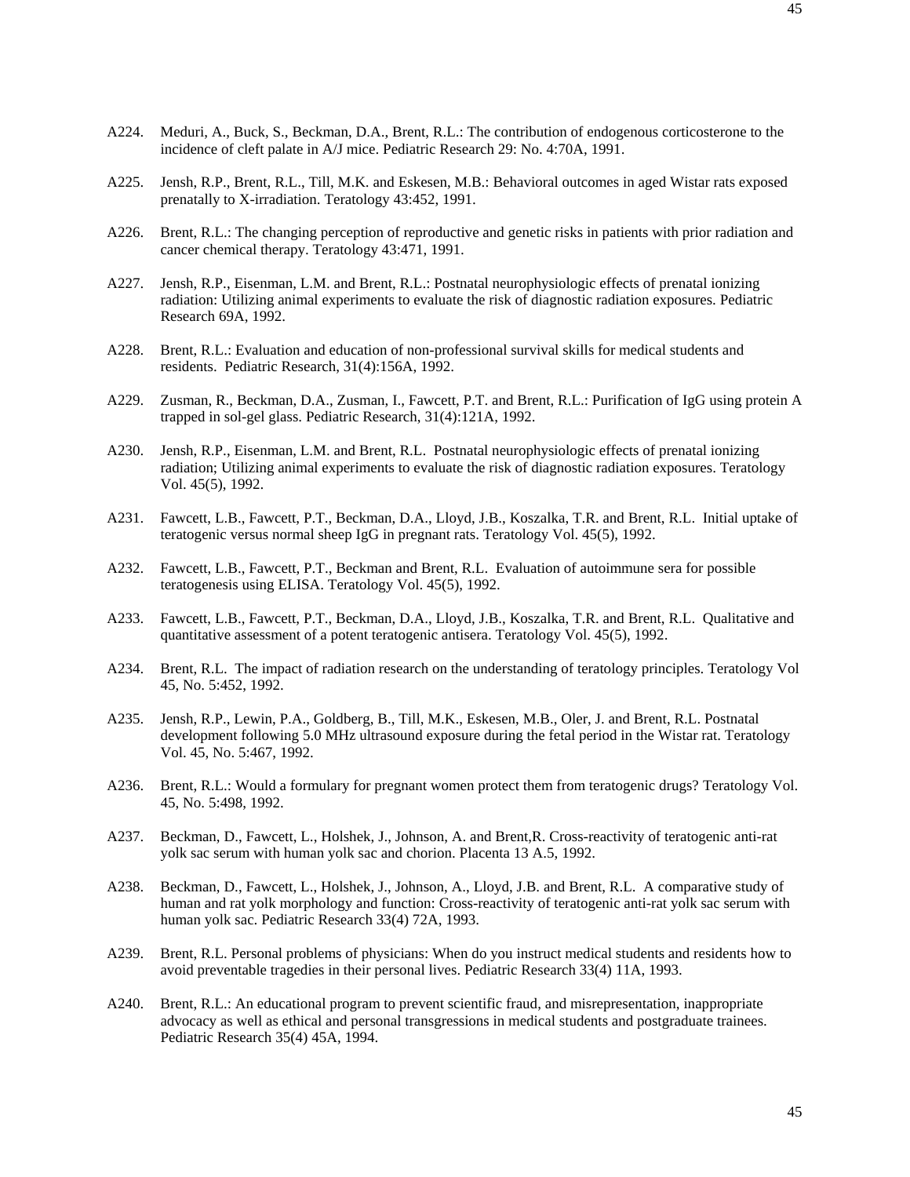A224. Meduri, A., Buck, S., Beckman, D.A., Brent, R.L.: The contribution of endogenous corticosterone to the incidence of cleft palate in A/J mice. Pediatric Research 29: No. 4:70A, 1991.

A225. Jensh, R.P., Brent, R.L., Till, M.K. and Eskesen, M.B.: Behavioral outcomes in aged Wistar rats exposed prenatally to X-irradiation. Teratology 43:452, 1991.

A226. Brent, R.L.: The changing perception of reproductive and genetic risks in patients with prior radiation and cancer chemical therapy. Teratology 43:471, 1991.

A227. Jensh, R.P., Eisenman, L.M. and Brent, R.L.: Postnatal neurophysiologic effects of prenatal ionizing radiation: Utilizing animal experiments to evaluate the risk of diagnostic radiation exposures. Pediatric Research 69A, 1992.

A228. Brent, R.L.: Evaluation and education of non-professional survival skills for medical students and residents. Pediatric Research, 31(4):156A, 1992.

A229. Zusman, R., Beckman, D.A., Zusman, I., Fawcett, P.T. and Brent, R.L.: Purification of IgG using protein A trapped in sol-gel glass. Pediatric Research, 31(4):121A, 1992.

A230. Jensh, R.P., Eisenman, L.M. and Brent, R.L. Postnatal neurophysiologic effects of prenatal ionizing radiation; Utilizing animal experiments to evaluate the risk of diagnostic radiation exposures. Teratology Vol. 45(5), 1992.

A231. Fawcett, L.B., Fawcett, P.T., Beckman, D.A., Lloyd, J.B., Koszalka, T.R. and Brent, R.L. Initial uptake of teratogenic versus normal sheep IgG in pregnant rats. Teratology Vol. 45(5), 1992.

A232. Fawcett, L.B., Fawcett, P.T., Beckman and Brent, R.L. Evaluation of autoimmune sera for possible teratogenesis using ELISA. Teratology Vol. 45(5), 1992.

A233. Fawcett, L.B., Fawcett, P.T., Beckman, D.A., Lloyd, J.B., Koszalka, T.R. and Brent, R.L. Qualitative and quantitative assessment of a potent teratogenic antisera. Teratology Vol. 45(5), 1992.

A234. Brent, R.L. The impact of radiation research on the understanding of teratology principles. Teratology Vol 45, No. 5:452, 1992.

A235. Jensh, R.P., Lewin, P.A., Goldberg, B., Till, M.K., Eskesen, M.B., Oler, J. and Brent, R.L. Postnatal development following 5.0 MHz ultrasound exposure during the fetal period in the Wistar rat. Teratology Vol. 45, No. 5:467, 1992.

A236. Brent, R.L.: Would a formulary for pregnant women protect them from teratogenic drugs? Teratology Vol. 45, No. 5:498, 1992.

A237. Beckman, D., Fawcett, L., Holshek, J., Johnson, A. and Brent,R. Cross-reactivity of teratogenic anti-rat yolk sac serum with human yolk sac and chorion. Placenta 13 A.5, 1992.

A238. Beckman, D., Fawcett, L., Holshek, J., Johnson, A., Lloyd, J.B. and Brent, R.L. A comparative study of human and rat yolk morphology and function: Cross-reactivity of teratogenic anti-rat yolk sac serum with human yolk sac. Pediatric Research 33(4) 72A, 1993.

A239. Brent, R.L. Personal problems of physicians: When do you instruct medical students and residents how to avoid preventable tragedies in their personal lives. Pediatric Research 33(4) 11A, 1993.

A240. Brent, R.L.: An educational program to prevent scientific fraud, and misrepresentation, inappropriate advocacy as well as ethical and personal transgressions in medical students and postgraduate trainees. Pediatric Research 35(4) 45A, 1994.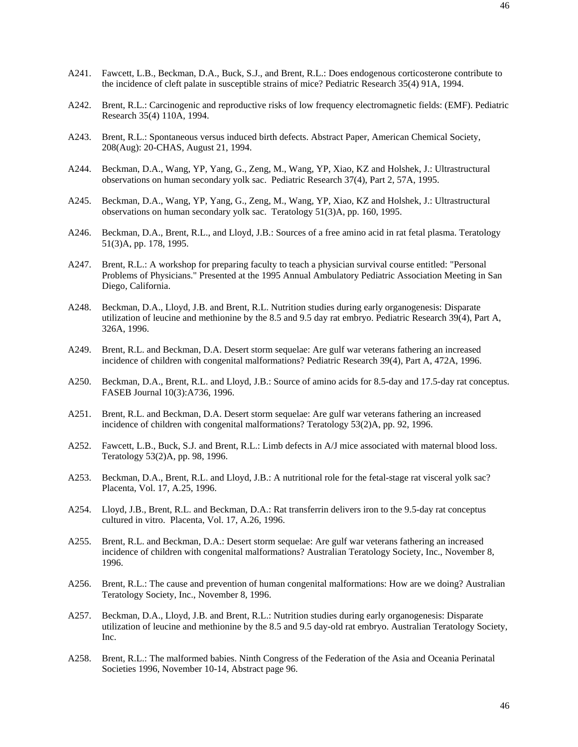A241. Fawcett, L.B., Beckman, D.A., Buck, S.J., and Brent, R.L.: Does endogenous corticosterone contribute to the incidence of cleft palate in susceptible strains of mice? Pediatric Research 35(4) 91A, 1994.

A242. Brent, R.L.: Carcinogenic and reproductive risks of low frequency electromagnetic fields: (EMF). Pediatric Research 35(4) 110A, 1994.

A243. Brent, R.L.: Spontaneous versus induced birth defects. Abstract Paper, American Chemical Society, 208(Aug): 20-CHAS, August 21, 1994.

A244. Beckman, D.A., Wang, YP, Yang, G., Zeng, M., Wang, YP, Xiao, KZ and Holshek, J.: Ultrastructural observations on human secondary yolk sac. Pediatric Research 37(4), Part 2, 57A, 1995.

A245. Beckman, D.A., Wang, YP, Yang, G., Zeng, M., Wang, YP, Xiao, KZ and Holshek, J.: Ultrastructural observations on human secondary yolk sac. Teratology 51(3)A, pp. 160, 1995.

A246. Beckman, D.A., Brent, R.L., and Lloyd, J.B.: Sources of a free amino acid in rat fetal plasma. Teratology 51(3)A, pp. 178, 1995.

A247. Brent, R.L.: A workshop for preparing faculty to teach a physician survival course entitled: "Personal Problems of Physicians." Presented at the 1995 Annual Ambulatory Pediatric Association Meeting in San Diego, California.

A248. Beckman, D.A., Lloyd, J.B. and Brent, R.L. Nutrition studies during early organogenesis: Disparate utilization of leucine and methionine by the 8.5 and 9.5 day rat embryo. Pediatric Research 39(4), Part A, 326A, 1996.

A249. Brent, R.L. and Beckman, D.A. Desert storm sequelae: Are gulf war veterans fathering an increased incidence of children with congenital malformations? Pediatric Research 39(4), Part A, 472A, 1996.

A250. Beckman, D.A., Brent, R.L. and Lloyd, J.B.: Source of amino acids for 8.5-day and 17.5-day rat conceptus. FASEB Journal 10(3):A736, 1996.

A251. Brent, R.L. and Beckman, D.A. Desert storm sequelae: Are gulf war veterans fathering an increased incidence of children with congenital malformations? Teratology 53(2)A, pp. 92, 1996.

A252. Fawcett, L.B., Buck, S.J. and Brent, R.L.: Limb defects in A/J mice associated with maternal blood loss. Teratology 53(2)A, pp. 98, 1996.

A253. Beckman, D.A., Brent, R.L. and Lloyd, J.B.: A nutritional role for the fetal-stage rat visceral yolk sac? Placenta, Vol. 17, A.25, 1996.

A254. Lloyd, J.B., Brent, R.L. and Beckman, D.A.: Rat transferrin delivers iron to the 9.5-day rat conceptus cultured in vitro. Placenta, Vol. 17, A.26, 1996.

A255. Brent, R.L. and Beckman, D.A.: Desert storm sequelae: Are gulf war veterans fathering an increased incidence of children with congenital malformations? Australian Teratology Society, Inc., November 8, 1996.

A256. Brent, R.L.: The cause and prevention of human congenital malformations: How are we doing? Australian Teratology Society, Inc., November 8, 1996.

A257. Beckman, D.A., Lloyd, J.B. and Brent, R.L.: Nutrition studies during early organogenesis: Disparate utilization of leucine and methionine by the 8.5 and 9.5 day-old rat embryo. Australian Teratology Society, Inc.

A258. Brent, R.L.: The malformed babies. Ninth Congress of the Federation of the Asia and Oceania Perinatal Societies 1996, November 10-14, Abstract page 96.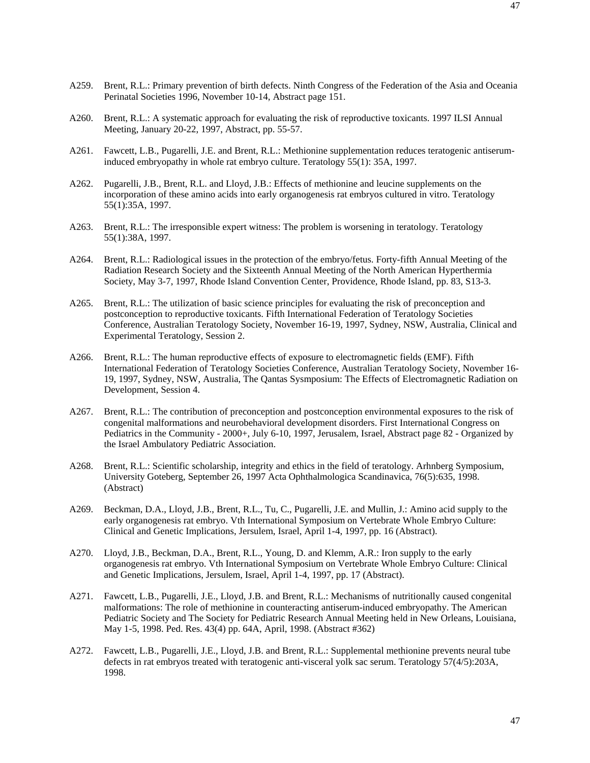A259. Brent, R.L.: Primary prevention of birth defects. Ninth Congress of the Federation of the Asia and Oceania Perinatal Societies 1996, November 10-14, Abstract page 151.

A260. Brent, R.L.: A systematic approach for evaluating the risk of reproductive toxicants. 1997 ILSI Annual Meeting, January 20-22, 1997, Abstract, pp. 55-57.

A261. Fawcett, L.B., Pugarelli, J.E. and Brent, R.L.: Methionine supplementation reduces teratogenic antiserum-induced embryopathy in whole rat embryo culture. Teratology 55(1): 35A, 1997.

A262. Pugarelli, J.B., Brent, R.L. and Lloyd, J.B.: Effects of methionine and leucine supplements on the incorporation of these amino acids into early organogenesis rat embryos cultured in vitro. Teratology 55(1):35A, 1997.

A263. Brent, R.L.: The irresponsible expert witness: The problem is worsening in teratology. Teratology 55(1):38A, 1997.

A264. Brent, R.L.: Radiological issues in the protection of the embryo/fetus. Forty-fifth Annual Meeting of the Radiation Research Society and the Sixteenth Annual Meeting of the North American Hyperthermia Society, May 3-7, 1997, Rhode Island Convention Center, Providence, Rhode Island, pp. 83, S13-3.

A265. Brent, R.L.: The utilization of basic science principles for evaluating the risk of preconception and postconception to reproductive toxicants. Fifth International Federation of Teratology Societies Conference, Australian Teratology Society, November 16-19, 1997, Sydney, NSW, Australia, Clinical and Experimental Teratology, Session 2.

A266. Brent, R.L.: The human reproductive effects of exposure to electromagnetic fields (EMF). Fifth International Federation of Teratology Societies Conference, Australian Teratology Society, November 16-19, 1997, Sydney, NSW, Australia, The Qantas Sysmposium: The Effects of Electromagnetic Radiation on Development, Session 4.

A267. Brent, R.L.: The contribution of preconception and postconception environmental exposures to the risk of congenital malformations and neurobehavioral development disorders. First International Congress on Pediatrics in the Community - 2000+, July 6-10, 1997, Jerusalem, Israel, Abstract page 82 - Organized by the Israel Ambulatory Pediatric Association.

A268. Brent, R.L.: Scientific scholarship, integrity and ethics in the field of teratology. Arhnberg Symposium, University Goteberg, September 26, 1997 Acta Ophthalmologica Scandinavica, 76(5):635, 1998. (Abstract)

A269. Beckman, D.A., Lloyd, J.B., Brent, R.L., Tu, C., Pugarelli, J.E. and Mullin, J.: Amino acid supply to the early organogenesis rat embryo. Vth International Symposium on Vertebrate Whole Embryo Culture: Clinical and Genetic Implications, Jersulem, Israel, April 1-4, 1997, pp. 16 (Abstract).

A270. Lloyd, J.B., Beckman, D.A., Brent, R.L., Young, D. and Klemm, A.R.: Iron supply to the early organogenesis rat embryo. Vth International Symposium on Vertebrate Whole Embryo Culture: Clinical and Genetic Implications, Jersulem, Israel, April 1-4, 1997, pp. 17 (Abstract).

A271. Fawcett, L.B., Pugarelli, J.E., Lloyd, J.B. and Brent, R.L.: Mechanisms of nutritionally caused congenital malformations: The role of methionine in counteracting antiserum-induced embryopathy. The American Pediatric Society and The Society for Pediatric Research Annual Meeting held in New Orleans, Louisiana, May 1-5, 1998. Ped. Res. 43(4) pp. 64A, April, 1998. (Abstract #362)

A272. Fawcett, L.B., Pugarelli, J.E., Lloyd, J.B. and Brent, R.L.: Supplemental methionine prevents neural tube defects in rat embryos treated with teratogenic anti-visceral yolk sac serum. Teratology 57(4/5):203A, 1998.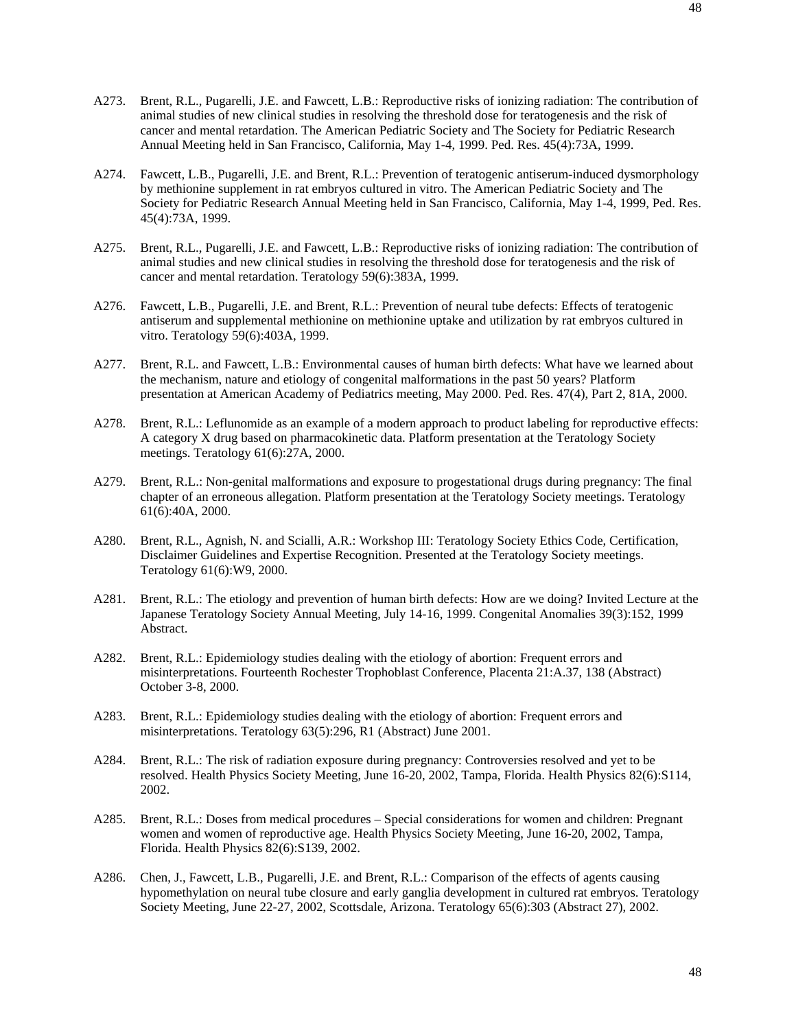A273. Brent, R.L., Pugarelli, J.E. and Fawcett, L.B.: Reproductive risks of ionizing radiation: The contribution of animal studies of new clinical studies in resolving the threshold dose for teratogenesis and the risk of cancer and mental retardation. The American Pediatric Society and The Society for Pediatric Research Annual Meeting held in San Francisco, California, May 1-4, 1999. Ped. Res. 45(4):73A, 1999.

A274. Fawcett, L.B., Pugarelli, J.E. and Brent, R.L.: Prevention of teratogenic antiserum-induced dysmorphology by methionine supplement in rat embryos cultured in vitro. The American Pediatric Society and The Society for Pediatric Research Annual Meeting held in San Francisco, California, May 1-4, 1999, Ped. Res. 45(4):73A, 1999.

A275. Brent, R.L., Pugarelli, J.E. and Fawcett, L.B.: Reproductive risks of ionizing radiation: The contribution of animal studies and new clinical studies in resolving the threshold dose for teratogenesis and the risk of cancer and mental retardation. Teratology 59(6):383A, 1999.

A276. Fawcett, L.B., Pugarelli, J.E. and Brent, R.L.: Prevention of neural tube defects: Effects of teratogenic antiserum and supplemental methionine on methionine uptake and utilization by rat embryos cultured in vitro. Teratology 59(6):403A, 1999.

A277. Brent, R.L. and Fawcett, L.B.: Environmental causes of human birth defects: What have we learned about the mechanism, nature and etiology of congenital malformations in the past 50 years? Platform presentation at American Academy of Pediatrics meeting, May 2000. Ped. Res. 47(4), Part 2, 81A, 2000.

A278. Brent, R.L.: Leflunomide as an example of a modern approach to product labeling for reproductive effects: A category X drug based on pharmacokinetic data. Platform presentation at the Teratology Society meetings. Teratology 61(6):27A, 2000.

A279. Brent, R.L.: Non-genital malformations and exposure to progestational drugs during pregnancy: The final chapter of an erroneous allegation. Platform presentation at the Teratology Society meetings. Teratology 61(6):40A, 2000.

A280. Brent, R.L., Agnish, N. and Scialli, A.R.: Workshop III: Teratology Society Ethics Code, Certification, Disclaimer Guidelines and Expertise Recognition. Presented at the Teratology Society meetings. Teratology 61(6):W9, 2000.

A281. Brent, R.L.: The etiology and prevention of human birth defects: How are we doing? Invited Lecture at the Japanese Teratology Society Annual Meeting, July 14-16, 1999. Congenital Anomalies 39(3):152, 1999 Abstract.

A282. Brent, R.L.: Epidemiology studies dealing with the etiology of abortion: Frequent errors and misinterpretations. Fourteenth Rochester Trophoblast Conference, Placenta 21:A.37, 138 (Abstract) October 3-8, 2000.

A283. Brent, R.L.: Epidemiology studies dealing with the etiology of abortion: Frequent errors and misinterpretations. Teratology 63(5):296, R1 (Abstract) June 2001.

A284. Brent, R.L.: The risk of radiation exposure during pregnancy: Controversies resolved and yet to be resolved. Health Physics Society Meeting, June 16-20, 2002, Tampa, Florida. Health Physics 82(6):S114, 2002.

A285. Brent, R.L.: Doses from medical procedures – Special considerations for women and children: Pregnant women and women of reproductive age. Health Physics Society Meeting, June 16-20, 2002, Tampa, Florida. Health Physics 82(6):S139, 2002.

A286. Chen, J., Fawcett, L.B., Pugarelli, J.E. and Brent, R.L.: Comparison of the effects of agents causing hypomethylation on neural tube closure and early ganglia development in cultured rat embryos. Teratology Society Meeting, June 22-27, 2002, Scottsdale, Arizona. Teratology 65(6):303 (Abstract 27), 2002.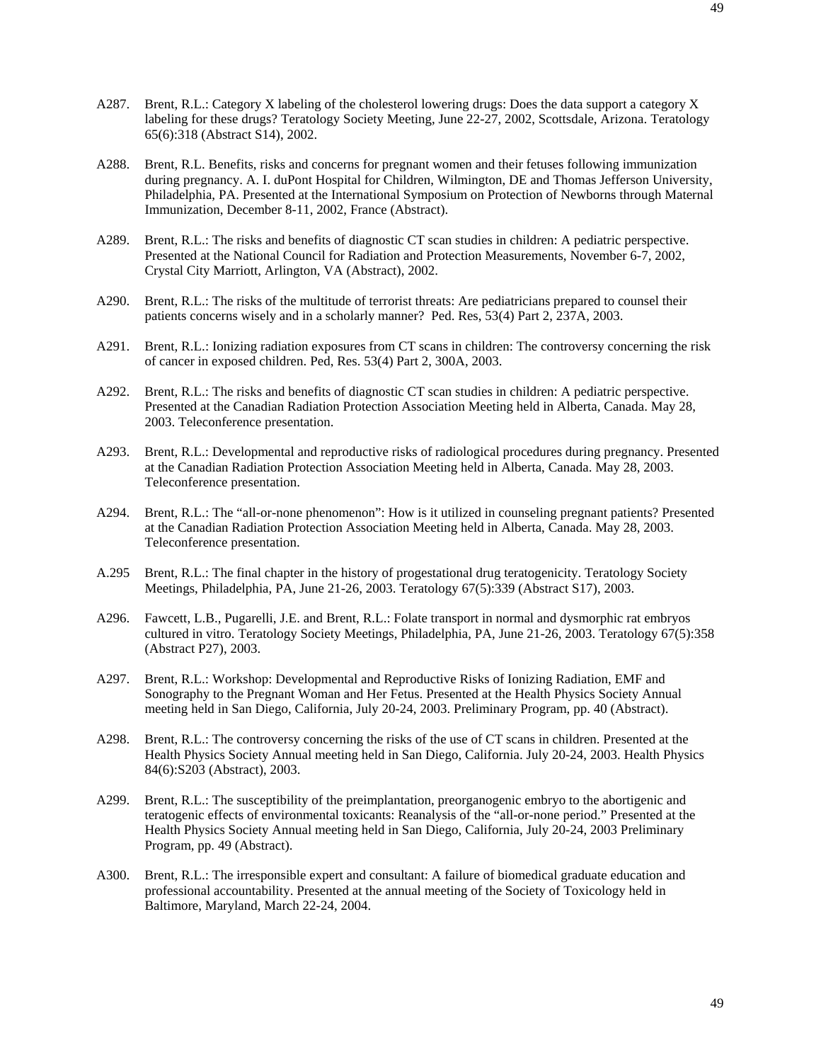A287. Brent, R.L.: Category X labeling of the cholesterol lowering drugs: Does the data support a category X labeling for these drugs? Teratology Society Meeting, June 22-27, 2002, Scottsdale, Arizona. Teratology 65(6):318 (Abstract S14), 2002.

A288. Brent, R.L. Benefits, risks and concerns for pregnant women and their fetuses following immunization during pregnancy. A. I. duPont Hospital for Children, Wilmington, DE and Thomas Jefferson University, Philadelphia, PA. Presented at the International Symposium on Protection of Newborns through Maternal Immunization, December 8-11, 2002, France (Abstract).

A289. Brent, R.L.: The risks and benefits of diagnostic CT scan studies in children: A pediatric perspective. Presented at the National Council for Radiation and Protection Measurements, November 6-7, 2002, Crystal City Marriott, Arlington, VA (Abstract), 2002.

A290. Brent, R.L.: The risks of the multitude of terrorist threats: Are pediatricians prepared to counsel their patients concerns wisely and in a scholarly manner? Ped. Res, 53(4) Part 2, 237A, 2003.

A291. Brent, R.L.: Ionizing radiation exposures from CT scans in children: The controversy concerning the risk of cancer in exposed children. Ped, Res. 53(4) Part 2, 300A, 2003.

A292. Brent, R.L.: The risks and benefits of diagnostic CT scan studies in children: A pediatric perspective. Presented at the Canadian Radiation Protection Association Meeting held in Alberta, Canada. May 28, 2003. Teleconference presentation.

A293. Brent, R.L.: Developmental and reproductive risks of radiological procedures during pregnancy. Presented at the Canadian Radiation Protection Association Meeting held in Alberta, Canada. May 28, 2003. Teleconference presentation.

A294. Brent, R.L.: The "all-or-none phenomenon": How is it utilized in counseling pregnant patients? Presented at the Canadian Radiation Protection Association Meeting held in Alberta, Canada. May 28, 2003. Teleconference presentation.

A.295 Brent, R.L.: The final chapter in the history of progestational drug teratogenicity. Teratology Society Meetings, Philadelphia, PA, June 21-26, 2003. Teratology 67(5):339 (Abstract S17), 2003.

A296. Fawcett, L.B., Pugarelli, J.E. and Brent, R.L.: Folate transport in normal and dysmorphic rat embryos cultured in vitro. Teratology Society Meetings, Philadelphia, PA, June 21-26, 2003. Teratology 67(5):358 (Abstract P27), 2003.

A297. Brent, R.L.: Workshop: Developmental and Reproductive Risks of Ionizing Radiation, EMF and Sonography to the Pregnant Woman and Her Fetus. Presented at the Health Physics Society Annual meeting held in San Diego, California, July 20-24, 2003. Preliminary Program, pp. 40 (Abstract).

A298. Brent, R.L.: The controversy concerning the risks of the use of CT scans in children. Presented at the Health Physics Society Annual meeting held in San Diego, California. July 20-24, 2003. Health Physics 84(6):S203 (Abstract), 2003.

A299. Brent, R.L.: The susceptibility of the preimplantation, preorganogenic embryo to the abortigenic and teratogenic effects of environmental toxicants: Reanalysis of the "all-or-none period." Presented at the Health Physics Society Annual meeting held in San Diego, California, July 20-24, 2003 Preliminary Program, pp. 49 (Abstract).

A300. Brent, R.L.: The irresponsible expert and consultant: A failure of biomedical graduate education and professional accountability. Presented at the annual meeting of the Society of Toxicology held in Baltimore, Maryland, March 22-24, 2004.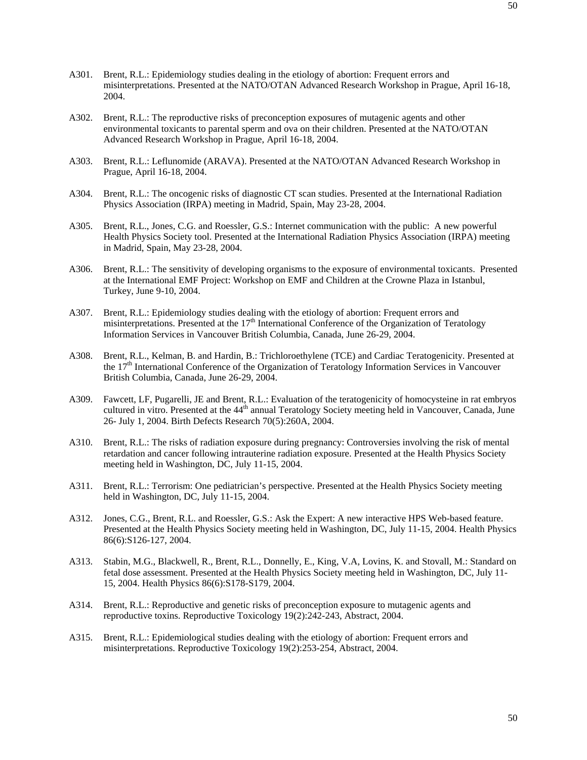A301. Brent, R.L.: Epidemiology studies dealing in the etiology of abortion: Frequent errors and misinterpretations. Presented at the NATO/OTAN Advanced Research Workshop in Prague, April 16-18, 2004.

A302. Brent, R.L.: The reproductive risks of preconception exposures of mutagenic agents and other environmental toxicants to parental sperm and ova on their children. Presented at the NATO/OTAN Advanced Research Workshop in Prague, April 16-18, 2004.

A303. Brent, R.L.: Leflunomide (ARAVA). Presented at the NATO/OTAN Advanced Research Workshop in Prague, April 16-18, 2004.

A304. Brent, R.L.: The oncogenic risks of diagnostic CT scan studies. Presented at the International Radiation Physics Association (IRPA) meeting in Madrid, Spain, May 23-28, 2004.

A305. Brent, R.L., Jones, C.G. and Roessler, G.S.: Internet communication with the public: A new powerful Health Physics Society tool. Presented at the International Radiation Physics Association (IRPA) meeting in Madrid, Spain, May 23-28, 2004.

A306. Brent, R.L.: The sensitivity of developing organisms to the exposure of environmental toxicants. Presented at the International EMF Project: Workshop on EMF and Children at the Crowne Plaza in Istanbul, Turkey, June 9-10, 2004.

A307. Brent, R.L.: Epidemiology studies dealing with the etiology of abortion: Frequent errors and misinterpretations. Presented at the 17th International Conference of the Organization of Teratology Information Services in Vancouver British Columbia, Canada, June 26-29, 2004.

A308. Brent, R.L., Kelman, B. and Hardin, B.: Trichloroethylene (TCE) and Cardiac Teratogenicity. Presented at the 17th International Conference of the Organization of Teratology Information Services in Vancouver British Columbia, Canada, June 26-29, 2004.

A309. Fawcett, LF, Pugarelli, JE and Brent, R.L.: Evaluation of the teratogenicity of homocysteine in rat embryos cultured in vitro. Presented at the 44th annual Teratology Society meeting held in Vancouver, Canada, June 26- July 1, 2004. Birth Defects Research 70(5):260A, 2004.

A310. Brent, R.L.: The risks of radiation exposure during pregnancy: Controversies involving the risk of mental retardation and cancer following intrauterine radiation exposure. Presented at the Health Physics Society meeting held in Washington, DC, July 11-15, 2004.

A311. Brent, R.L.: Terrorism: One pediatrician's perspective. Presented at the Health Physics Society meeting held in Washington, DC, July 11-15, 2004.

A312. Jones, C.G., Brent, R.L. and Roessler, G.S.: Ask the Expert: A new interactive HPS Web-based feature. Presented at the Health Physics Society meeting held in Washington, DC, July 11-15, 2004. Health Physics 86(6):S126-127, 2004.

A313. Stabin, M.G., Blackwell, R., Brent, R.L., Donnelly, E., King, V.A, Lovins, K. and Stovall, M.: Standard on fetal dose assessment. Presented at the Health Physics Society meeting held in Washington, DC, July 11-15, 2004. Health Physics 86(6):S178-S179, 2004.

A314. Brent, R.L.: Reproductive and genetic risks of preconception exposure to mutagenic agents and reproductive toxins. Reproductive Toxicology 19(2):242-243, Abstract, 2004.

A315. Brent, R.L.: Epidemiological studies dealing with the etiology of abortion: Frequent errors and misinterpretations. Reproductive Toxicology 19(2):253-254, Abstract, 2004.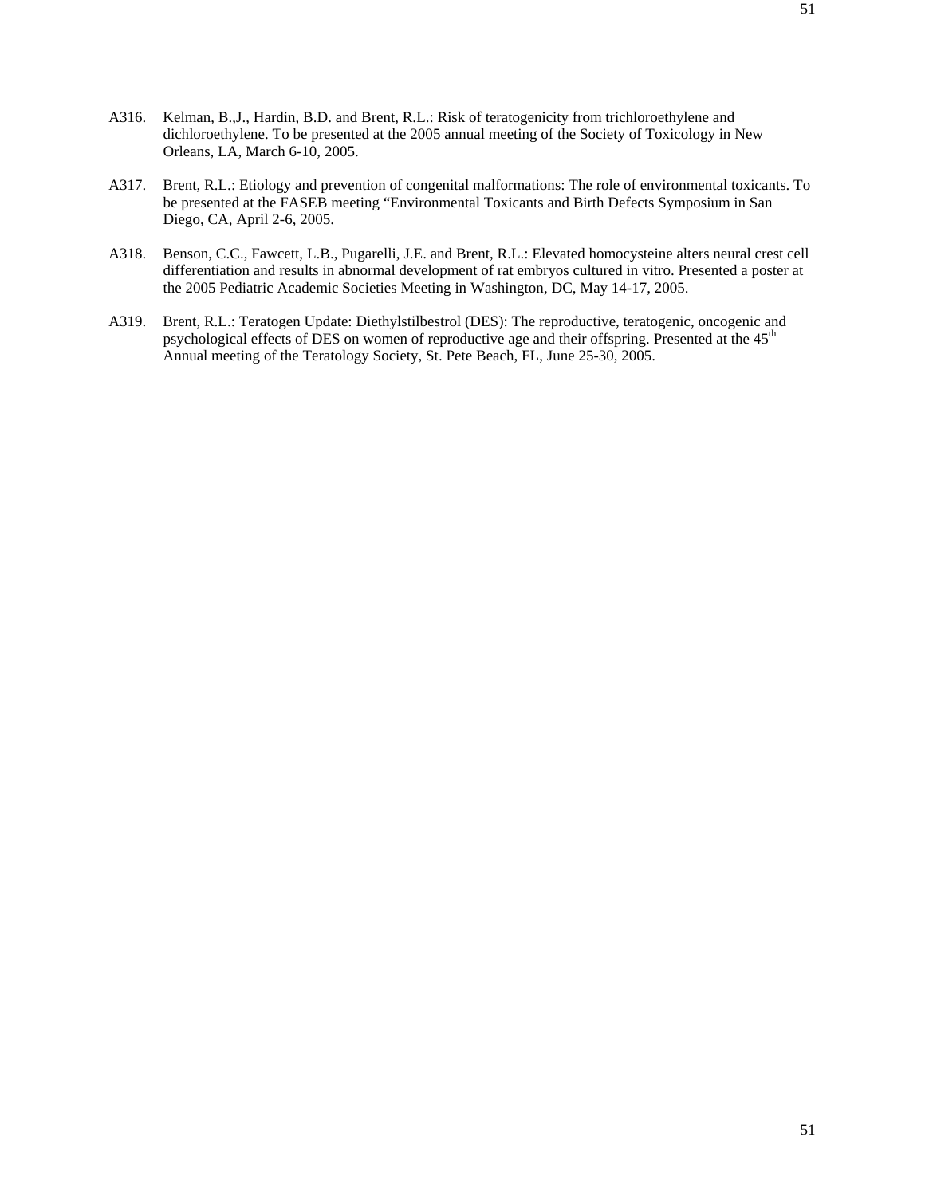A316. Kelman, B.,J., Hardin, B.D. and Brent, R.L.: Risk of teratogenicity from trichloroethylene and dichloroethylene. To be presented at the 2005 annual meeting of the Society of Toxicology in New Orleans, LA, March 6-10, 2005.

A317. Brent, R.L.: Etiology and prevention of congenital malformations: The role of environmental toxicants. To be presented at the FASEB meeting "Environmental Toxicants and Birth Defects Symposium in San Diego, CA, April 2-6, 2005.

A318. Benson, C.C., Fawcett, L.B., Pugarelli, J.E. and Brent, R.L.: Elevated homocysteine alters neural crest cell differentiation and results in abnormal development of rat embryos cultured in vitro. Presented a poster at the 2005 Pediatric Academic Societies Meeting in Washington, DC, May 14-17, 2005.

A319. Brent, R.L.: Teratogen Update: Diethylstilbestrol (DES): The reproductive, teratogenic, oncogenic and psychological effects of DES on women of reproductive age and their offspring. Presented at the 45th Annual meeting of the Teratology Society, St. Pete Beach, FL, June 25-30, 2005.